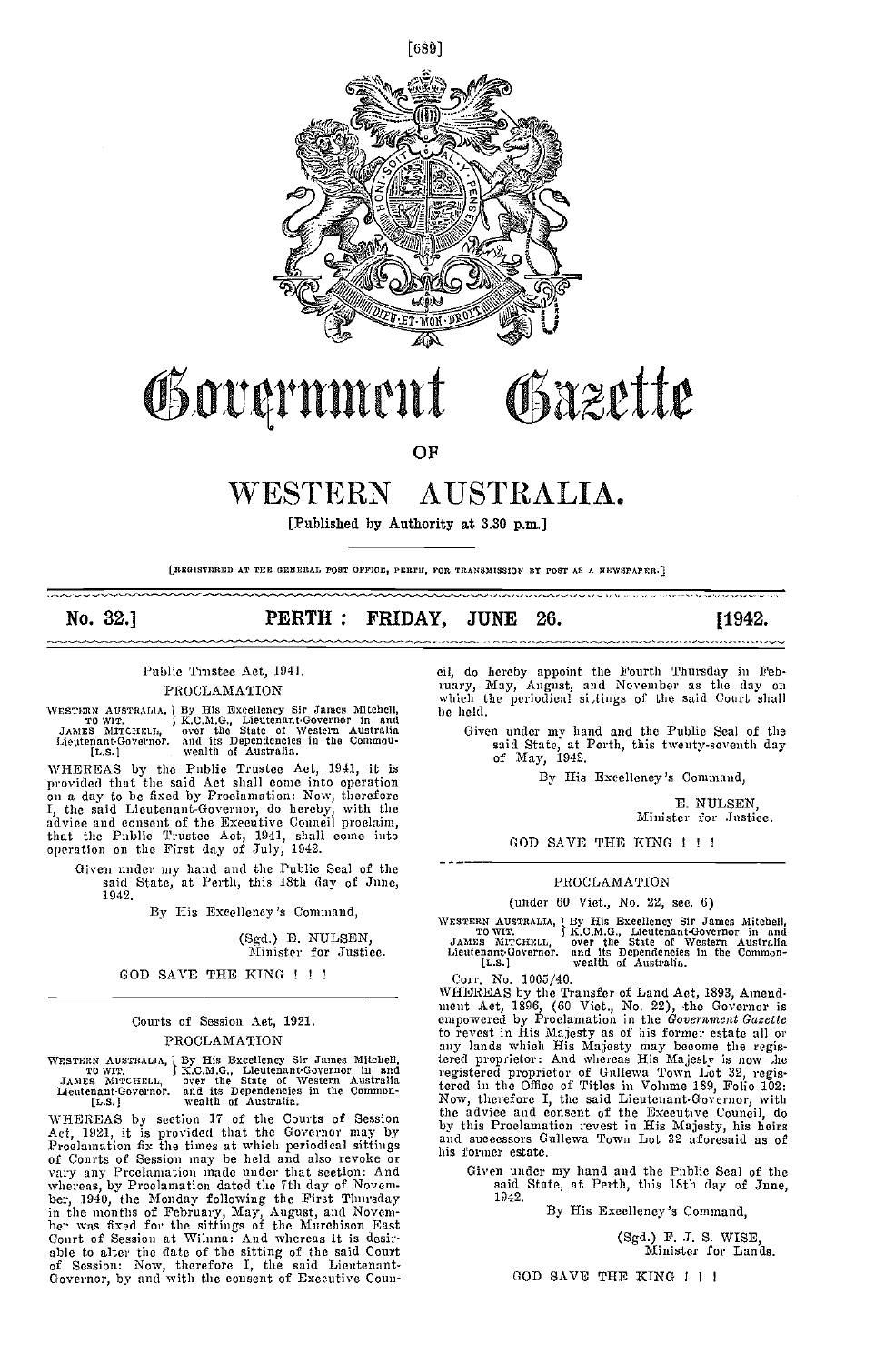# Government Gazette

OF

# WESTERN AUSTRALIA.

[Published by Authority at 3.30 p.m.]

[REGISTERED AT THE GENERAL POST OFFICE, PERTH, FOR TRANSMISSION BY POST AS A NEWSPAPER.]

**No. 32.] PERTH: FRIDAY, JUNE 26. [1942.**

Public Trustee Act, 1941.

## PROCLAMATION

WESTERN AUSTRALIA, TO WIT. JAMES MITCHELL, Lieutenant-Governor. [L.S.] } By His Excellency Sir James Mitchell, K.C.M.G., Lieutenant-Governor in and over the State of Western Australia and its Dependencies in the Commonwealth of Australia.

WHEREAS by the Public Trustee Act, 1941, it is provided that the said Act shall come into operation on a day to be fixed by Proclamation: Now, therefore I, the said Lieutenant-Governor, do hereby, with the advice and consent of the Executive Council proclaim, that the Public Trustee Act, 1941, shall come into operation on the First day of July, 1942.

Given under my hand and the Public Seal of the said State, at Perth, this 18th day of June, 1942.

By His Excellency's Command,

(Sgd.) E. NULSEN,
Minister for Justice.

GOD SAVE THE KING ! ! !

---

Courts of Session Act, 1921.

## PROCLAMATION

WESTERN AUSTRALIA, TO WIT. JAMES MITCHELL, Lieutenant-Governor. [L.S.] } By His Excellency Sir James Mitchell, K.C.M.G., Lieutenant-Governor in and over the State of Western Australia and its Dependencies in the Commonwealth of Australia.

WHEREAS by section 17 of the Courts of Session Act, 1921, it is provided that the Governor may by Proclamation fix the times at which periodical sittings of Courts of Session may be held and also revoke or vary any Proclamation made under that section: And whereas, by Proclamation dated the 7th day of November, 1940, the Monday following the First Thursday in the months of February, May, August, and November was fixed for the sittings of the Murchison East Court of Session at Wiluna: And whereas it is desirable to alter the date of the sitting of the said Court of Session: Now, therefore I, the said Lieutenant-Governor, by and with the consent of Executive Council, do hereby appoint the Fourth Thursday in February, May, August, and November as the day on which the periodical sittings of the said Court shall be held.

Given under my hand and the Public Seal of the said State, at Perth, this twenty-seventh day of May, 1942.

By His Excellency's Command,

E. NULSEN,
Minister for Justice.

GOD SAVE THE KING ! ! !

---

## PROCLAMATION

(under 60 Viet., No. 22, sec. 6)

WESTERN AUSTRALIA, TO WIT. JAMES MITCHELL, Lieutenant-Governor. [L.S.] } By His Excellency Sir James Mitchell, K.C.M.G., Lieutenant-Governor in and over the State of Western Australia and its Dependencies in the Commonwealth of Australia.

Corr. No. 1005/40.

WHEREAS by the Transfer of Land Act, 1893, Amendment Act, 1896, (60 Vict., No. 22), the Governor is empowered by Proclamation in the *Government Gazette* to revest in His Majesty as of his former estate all or any lands which His Majesty may become the registered proprietor: And whereas His Majesty is now the registered proprietor of Gullewa Town Lot 32, registered in the Office of Titles in Volume 189, Folio 102: Now, therefore I, the said Lieutenant-Governor, with the advice and consent of the Executive Council, do by this Proclamation revest in His Majesty, his heirs and successors Gullewa Town Lot 32 aforesaid as of his former estate.

Given under my hand and the Public Seal of the said State, at Perth, this 18th day of June, 1942.

By His Excellency's Command,

(Sgd.) F. J. S. WISE,
Minister for Lands.

GOD SAVE THE KING ! ! !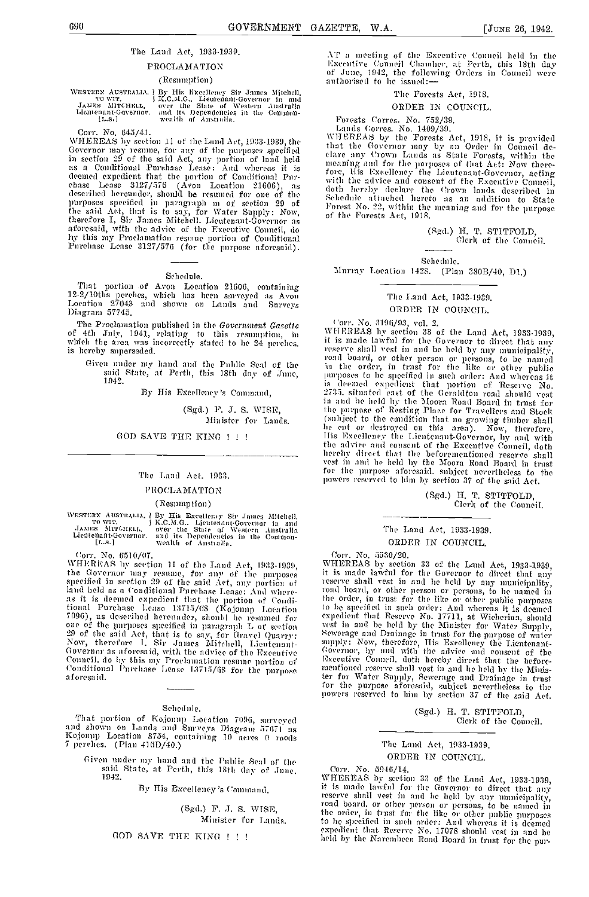The Land Act, 1933-1939.

## PROCLAMATION

(Resumption)

WESTERN AUSTRALIA, TO WIT. JAMES MITCHELL, Lieutenant-Governor. [L.S.] } By His Excellency Sir James Mitchell, K.C.M.G., Lieutenant-Governor in and over the State of Western Australia and its Dependencies in the Commonwealth of Australia.

Corr. No. 645/41.

WHEREAS by section 11 of the Land Act, 1933-1939, the Governor may resume, for any of the purposes specified in section 29 of the said Act, any portion of land held as a Conditional Purchase Lease: And whereas it is deemed expedient that the portion of Conditional Purchase Lease 3127/576 (Avon Location 21606), as described hereunder, should be resumed for one of the purposes specified in paragraph m of section 29 of the said Act, that is to say, for Water Supply: Now, therefore I, Sir James Mitchell, Lieutenant-Governor as aforesaid, with the advice of the Executive Council, do by this my Proclamation resume portion of Conditional Purchase Lease 3127/576 (for the purpose aforesaid).

Schedule.

That portion of Avon Location 21606, containing 12-2/10ths perches, which has been surveyed as Avon Location 27043 and shown on Lands and Surveys Diagram 57745.

The Proclamation published in the *Government Gazette* of 4th July, 1941, relating to this resumption, in which the area was incorrectly stated to be 24 perches, is hereby superseded.

Given under my hand and the Public Seal of the said State, at Perth, this 18th day of June, 1942.

By His Excellency's Command,

(Sgd.) F. J. S. WISE,
Minister for Lands.

GOD SAVE THE KING ! ! !

---

The Land Act, 1933.

## PROCLAMATION

(Resumption)

WESTERN AUSTRALIA, TO WIT. JAMES MITCHELL, Lieutenant-Governor. [L.S.] } By His Excellency Sir James Mitchell, K.C.M.G., Lieutenant-Governor in and over the State of Western Australia and its Dependencies in the Commonwealth of Australia.

Corr. No. 6510/07.

WHEREAS by section 11 of the Land Act, 1933-1939, the Governor may resume, for any of the purposes specified in section 29 of the said Act, any portion of land held as a Conditional Purchase Lease: And whereas it is deemed expedient that the portion of Conditional Purchase Lease 13715/68 (Kojonup Location 7096), as described hereunder, should be resumed for one of the purposes specified in paragraph L of section 29 of the said Act, that is to say, for Gravel Quarry: Now, therefore I, Sir James Mitchell, Lieutenant-Governor as aforesaid, with the advice of the Executive Council, do by this my Proclamation resume portion of Conditional Purchase Lease 13715/68 for the purpose aforesaid.

Schedule.

That portion of Kojonup Location 7096, surveyed and shown on Lands and Surveys Diagram 57671 as Kojonup Location 8754, containing 10 acres 0 roods 7 perches. (Plan 416D/40.)

Given under my hand and the Public Seal of the said State, at Perth, this 18th day of June, 1942.

By His Excellency's Command,

(Sgd.) F. J. S. WISE,
Minister for Lands.

GOD SAVE THE KING ! ! !

---

AT a meeting of the Executive Council held in the Executive Council Chamber, at Perth, this 18th day of June, 1942, the following Orders in Council were authorised to be issued:—

The Forests Act, 1918.

## ORDER IN COUNCIL.

Forests Corres. No. 752/39.
Lands Corres. No. 1409/39.

WHEREAS by the Forests Act, 1918, it is provided that the Governor may by an Order in Council declare any Crown Lands as State Forests, within the meaning and for the purposes of that Act: Now therefore, His Excellency the Lieutenant-Governor, acting with the advice and consent of the Executive Council, doth hereby declare the Crown lands described in Schedule attached hereto as an addition to State Forest No. 22, within the meaning and for the purpose of the Forests Act, 1918.

(Sgd.) H. T. STITFOLD,
Clerk of the Council.

Schedule.

Murray Location 1428. (Plan 380B/40, D1.)

---

The Land Act, 1933-1939.

## ORDER IN COUNCIL.

Corr. No. 3196/93, vol. 2.

WHEREAS by section 33 of the Land Act, 1933-1939, it is made lawful for the Governor to direct that any reserve shall vest in and be held by any municipality, road board, or other person or persons, to be named in the order, in trust for the like or other public purposes to be specified in such order: And whereas it is deemed expedient that portion of Reserve No. 2735, situated east of the Geraldton road should vest in and be held by the Moora Road Board in trust for the purpose of Resting Place for Travellers and Stock (subject to the condition that no growing timber shall be cut or destroyed on this area). Now, therefore, His Excellency the Lieutenant-Governor, by and with the advice and consent of the Executive Council, doth hereby direct that the beforementioned reserve shall vest in and be held by the Moora Road Board in trust for the purpose aforesaid, subject nevertheless to the powers reserved to him by section 37 of the said Act.

(Sgd.) H. T. STITFOLD,
Clerk of the Council.

---

The Land Act, 1933-1939.

## ORDER IN COUNCIL.

Corr. No. 5530/20.

WHEREAS by section 33 of the Land Act, 1933-1939, it is made lawful for the Governor to direct that any reserve shall vest in and be held by any municipality, road board, or other person or persons, to be named in the order, in trust for the like or other public purposes to be specified in such order: And whereas it is deemed expedient that Reserve No. 17711, at Wicherina, should vest in and be held by the Minister for Water Supply, Sewerage and Drainage in trust for the purpose of water supply: Now, therefore, His Excellency the Lieutenant-Governor, by and with the advice and consent of the Executive Council, doth hereby direct that the beforementioned reserve shall vest in and be held by the Minister for Water Supply, Sewerage and Drainage in trust for the purpose aforesaid, subject nevertheless to the powers reserved to him by section 37 of the said Act.

(Sgd.) H. T. STITFOLD,
Clerk of the Council.

---

The Land Act, 1933-1939.

## ORDER IN COUNCIL.

Corr. No. 5946/14.

WHEREAS by section 33 of the Land Act, 1933-1939, it is made lawful for the Governor to direct that any reserve shall vest in and be held by any municipality, road board, or other person or persons, to be named in the order, in trust for the like or other public purposes to be specified in such order: And whereas it is deemed expedient that Reserve No. 17078 should vest in and be held by the Narembeen Road Board in trust for the pur-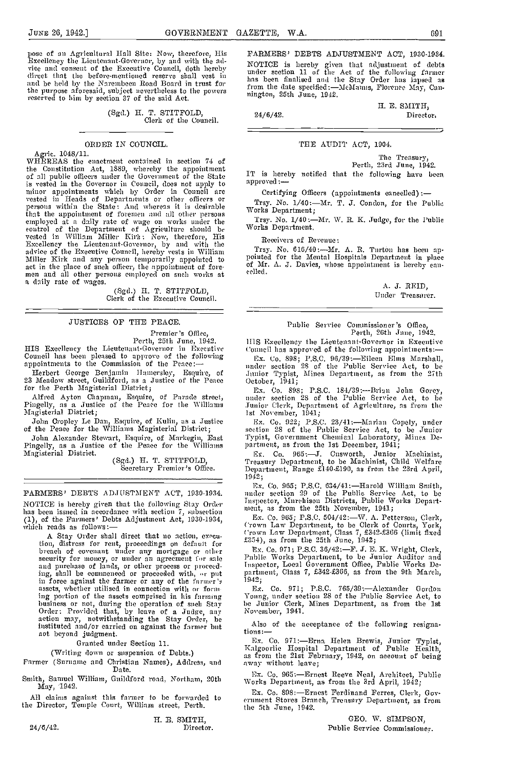pose of an Agricultural Hall Site: Now, therefore, His Excellency the Lieutenant-Governor, by and with the advice and consent of the Executive Council, doth hereby direct that the before-mentioned reserve shall vest in and be held by the Narembeen Road Board in trust for the purpose aforesaid, subject nevertheless to the powers reserved to him by section 37 of the said Act.

(Sgd.) H. T. STITFOLD,
Clerk of the Council.

---

## ORDER IN COUNCIL.

Agric. 1048/11.

WHEREAS the enactment contained in section 74 of the Constitution Act, 1889, whereby the appointment of all public officers under the Government of the State is vested in the Governor in Council, does not apply to minor appointments which by Order in Council are vested in Heads of Departments or other officers or persons within the State: And whereas it is desirable that the appointment of foremen and all other persons employed at a daily rate of wage on works under the control of the Department of Agriculture should be vested in William Miller Kirk: Now, therefore, His Excellency the Lieutenant-Governor, by and with the advice of the Executive Council, hereby vests in William Miller Kirk and any person temporarily appointed to act in the place of such officer, the appointment of foremen and all other persons employed on such works at a daily rate of wages.

(Sgd.) H. T. STITFOLD,
Clerk of the Executive Council.

---

## JUSTICES OF THE PEACE.

Premier's Office,
Perth, 25th June, 1942.

HIS Excellency the Lieutenant-Governor in Executive Council has been pleased to approve of the following appointments to the Commission of the Peace:—

Herbert George Benjamin Hamersley, Esquire, of 23 Meadow street, Guildford, as a Justice of the Peace for the Perth Magisterial District;

Alfred Ayton Chapman, Esquire, of Parade street, Pingelly, as a Justice of the Peace for the Williams Magisterial District;

John Cropley Le Dan, Esquire, of Kulin, as a Justice of the Peace for the Williams Magisterial District;

John Alexander Stewart, Esquire, of Markegin, East Pingelly, as a Justice of the Peace for the Williams Magisterial District.

(Sgd.) H. T. STITFOLD,
Secretary Premier's Office.

---

## FARMERS' DEBTS ADJUSTMENT ACT, 1930-1934.

NOTICE is hereby given that the following Stay Order has been issued in accordance with section 7, subsection (1), of the Farmers' Debts Adjustment Act, 1930-1934, which reads as follows:—

A Stay Order shall direct that no action, execution, distress for rent, proceedings on default for breach of covenant under any mortgage or other security for money, or under an agreement for sale and purchase of lands, or other process or proceeding, shall be commenced or proceeded with, or put in force against the farmer or any of the farmer's assets, whether utilised in connection with or forming portion of the assets comprised in his farming business or not, during the operation of such Stay Order: Provided that, by leave of a Judge, any action may, notwithstanding the Stay Order, be instituted and/or carried on against the farmer but not beyond judgment.

Granted under Section 11.

(Writing down or suspension of Debts.)

Farmer (Surname and Christian Names), Address, and Date.

Smith, Samuel William, Guildford road, Northam, 20th May, 1942.

All claims against this farmer to be forwarded to the Director, Temple Court, William street, Perth.

H. E. SMITH,
Director.

24/6/42.

---

## FARMERS' DEBTS ADJUSTMENT ACT, 1930-1934.

NOTICE is hereby given that adjustment of debts under section 11 of the Act of the following farmer has been finalised and the Stay Order has lapsed as from the date specified:—McManus, Florence May, Cannington, 25th June, 1942.

H. E. SMITH,
Director.

24/6/42.

---

## THE AUDIT ACT, 1904.

The Treasury,
Perth, 23rd June, 1942.

IT is hereby notified that the following have been approved:—

Certifying Officers (appointments cancelled):—

Trsy. No. 1/40:—Mr. T. J. Condon, for the Public Works Department;

Trsy. No. 1/40:—Mr. W. R. K. Judge, for the Public Works Department.

Receivers of Revenue:

Trsy. No. 616/40:—Mr. A. R. Turton has been appointed for the Mental Hospitals Department in place of Mr. A. J. Davies, whose appointment is hereby cancelled.

A. J. REID,
Under Treasurer.

---

Public Service Commissioner's Office,
Perth, 26th June, 1942.

HIS Excellency the Lieutenant-Governor in Executive Council has approved of the following appointments:—

Ex. Co. 898; P.S.C. 96/39:—Eileen Elms Marshall, under section 28 of the Public Service Act, to be Junior Typist, Mines Department, as from the 27th October, 1941;

Ex. Co. 898; P.S.C. 184/39:—Brian John Gorey, under section 28 of the Public Service Act, to be Junior Clerk, Department of Agriculture, as from the 1st November, 1941;

Ex. Co. 922; P.S.C. 23/41:—Marian Copely, under section 28 of the Public Service Act, to be Junior Typist, Government Chemical Laboratory, Mines Department, as from the 1st December, 1941;

Ex. Co. 965:—J. Cusworth, Junior Machinist, Treasury Department, to be Machinist, Child Welfare Department, Range £140-£190, as from the 23rd April, 1942;

Ex. Co. 965; P.S.C. 634/41:—Harold William Smith, under section 29 of the Public Service Act, to be Inspector, Murchison Districts, Public Works Department, as from the 25th November, 1941;

Ex. Co. 965; P.S.C. 504/42:—W. A. Petterson, Clerk, Crown Law Department, to be Clerk of Courts, York, Crown Law Department, Class 7, £342-£366 (limit fixed £354), as from the 25th June, 1942;

Ex. Co. 971; P.S.C. 36/42:—F. J. E. K. Wright, Clerk, Public Works Department, to be Junior Auditor and Inspector, Local Government Office, Public Works Department, Class 7, £342-£366, as from the 9th March, 1942;

Ex. Co. 971; P.S.C. 765/39:—Alexander Gordon Young, under section 28 of the Public Service Act, to be Junior Clerk, Mines Department, as from the 1st November, 1941.

Also of the acceptance of the following resignations:—

Ex. Co. 971:—Erna Helen Brewis, Junior Typist, Kalgoorlie Hospital Department of Public Health, as from the 21st February, 1942, on account of being away without leave;

Ex. Co. 965:—Ernest Reeve Neal, Architect, Public Works Department, as from the 3rd April, 1942;

Ex. Co. 898:—Ernest Ferdinand Ferres, Clerk, Government Stores Branch, Treasury Department, as from the 5th June, 1942.

GEO. W. SIMPSON,
Public Service Commissioner.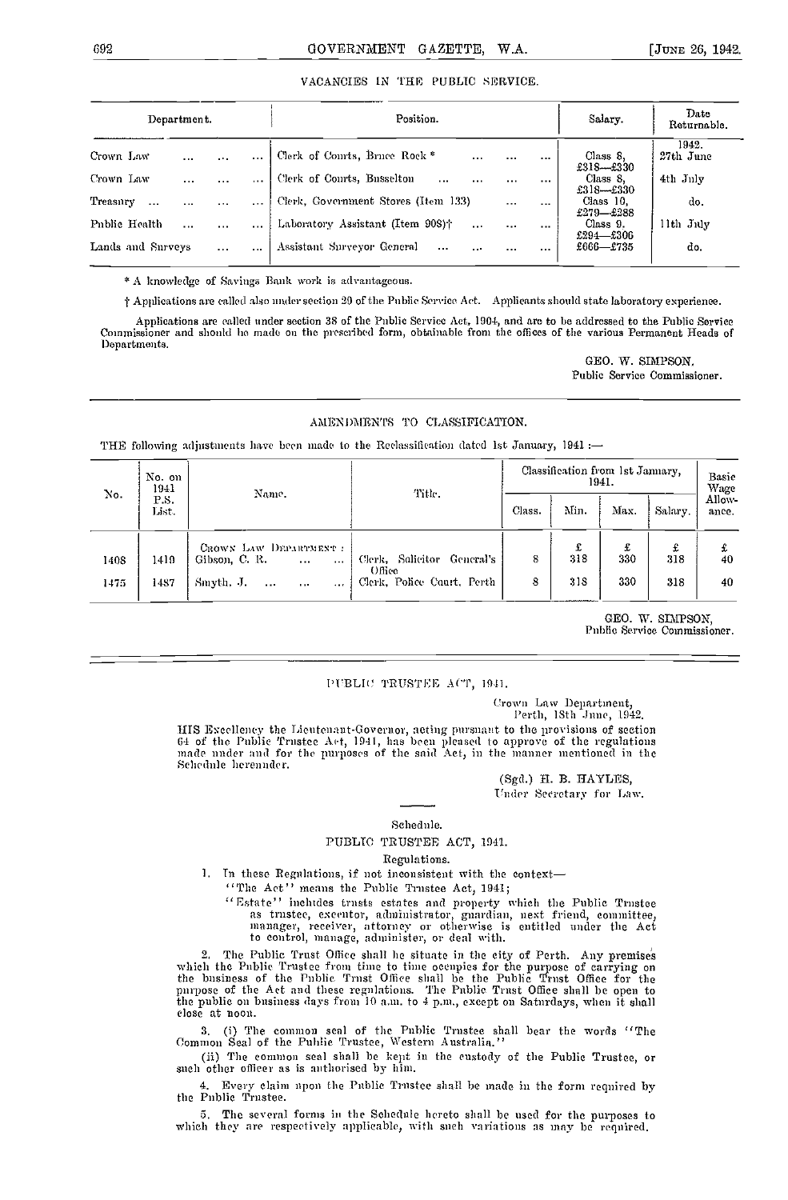## VACANCIES IN THE PUBLIC SERVICE.

| Department. | Position. | Salary. | Date Returnable. |
|---|---|---|---|
| | | | 1942. |
| Crown Law ... ... ... | Clerk of Courts, Bruce Rock * ... ... ... | Class 8, £318—£330 | 27th June |
| Crown Law ... ... ... | Clerk of Courts, Busselton ... ... ... ... | Class 8, £318—£330 | 4th July |
| Treasury ... ... ... ... | Clerk, Government Stores (Item 133) ... ... | Class 10, £279—£288 | do. |
| Public Health ... ... ... | Laboratory Assistant (Item 908)† ... ... ... | Class 9, £294—£306 | 11th July |
| Lands and Surveys ... ... | Assistant Surveyor General ... ... ... ... | £666—£735 | do. |

* A knowledge of Savings Bank work is advantageous.

† Applications are called also under section 29 of the Public Service Act. Applicants should state laboratory experience.

Applications are called under section 38 of the Public Service Act, 1904, and are to be addressed to the Public Service Commissioner and should be made on the prescribed form, obtainable from the offices of the various Permanent Heads of Departments.

GEO. W. SIMPSON,
Public Service Commissioner.

---

## AMENDMENTS TO CLASSIFICATION.

THE following adjustments have been made to the Reclassification dated 1st January, 1941:—

| No. | No. on 1941 P.S. List. | Name. | Title. | Classification from 1st January, 1941. | | | | Basic Wage Allowance. |
|---|---|---|---|---|---|---|---|---|
| | | | | Class. | Min. | Max. | Salary. | |
| | | CROWN LAW DEPARTMENT: | | | £ | £ | £ | £ |
| 1408 | 1419 | Gibson, C. R. ... ... | Clerk, Solicitor General's Office | 8 | 318 | 330 | 318 | 40 |
| 1475 | 1487 | Smyth, J. ... ... ... | Clerk, Police Court, Perth | 8 | 318 | 330 | 318 | 40 |

GEO. W. SIMPSON,
Public Service Commissioner.

---

## PUBLIC TRUSTEE ACT, 1941.

Crown Law Department,
Perth, 18th June, 1942.

HIS Excellency the Lieutenant-Governor, acting pursuant to the provisions of section 64 of the Public Trustee Act, 1941, has been pleased to approve of the regulations made under and for the purposes of the said Act, in the manner mentioned in the Schedule hereunder.

(Sgd.) H. B. HAYLES,
Under Secretary for Law.

---

### Schedule.

### PUBLIC TRUSTEE ACT, 1941.

### Regulations.

1. In these Regulations, if not inconsistent with the context—

"The Act" means the Public Trustee Act, 1941;

"Estate" includes trusts estates and property which the Public Trustee as trustee, executor, administrator, guardian, next friend, committee, manager, receiver, attorney or otherwise is entitled under the Act to control, manage, administer, or deal with.

2. The Public Trust Office shall be situate in the city of Perth. Any premises which the Public Trustee from time to time occupies for the purpose of carrying on the business of the Public Trust Office shall be the Public Trust Office for the purpose of the Act and these regulations. The Public Trust Office shall be open to the public on business days from 10 a.m. to 4 p.m., except on Saturdays, when it shall close at noon.

3. (i) The common seal of the Public Trustee shall bear the words "The Common Seal of the Public Trustee, Western Australia."

(ii) The common seal shall be kept in the custody of the Public Trustee, or such other officer as is authorised by him.

4. Every claim upon the Public Trustee shall be made in the form required by the Public Trustee.

5. The several forms in the Schedule hereto shall be used for the purposes to which they are respectively applicable, with such variations as may be required.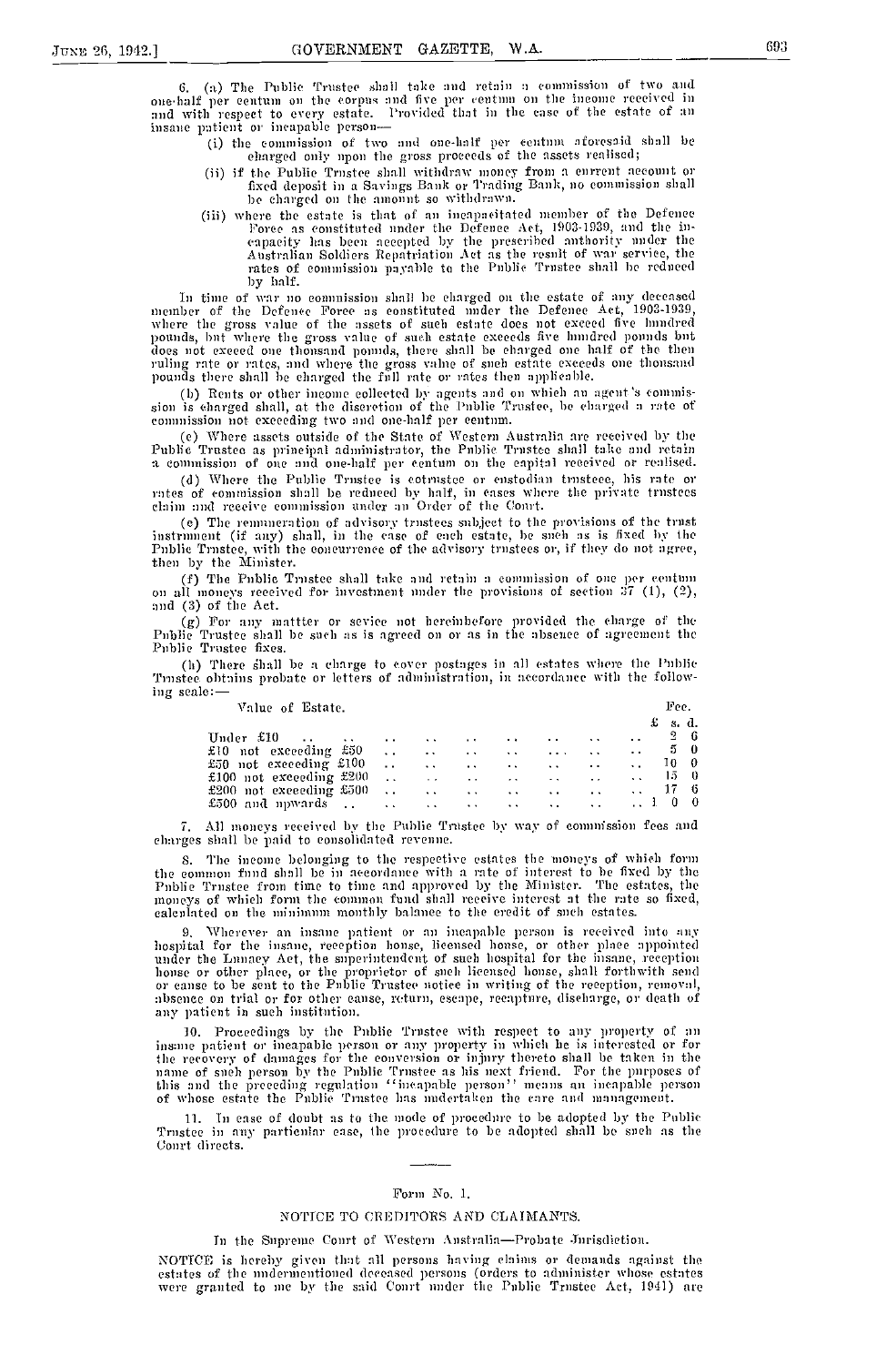6. (a) The Public Trustee shall take and retain a commission of two and one-half per centum on the corpus and five per centum on the income received in and with respect to every estate. Provided that in the case of the estate of an insane patient or incapable person—

(i) the commission of two and one-half per centum aforesaid shall be charged only upon the gross proceeds of the assets realised;

(ii) if the Public Trustee shall withdraw money from a current account or fixed deposit in a Savings Bank or Trading Bank, no commission shall be charged on the amount so withdrawn.

(iii) where the estate is that of an incapacitated member of the Defence Force as constituted under the Defence Act, 1903-1939, and the incapacity has been accepted by the prescribed authority under the Australian Soldiers Repatriation Act as the result of war service, the rates of commission payable to the Public Trustee shall be reduced by half.

In time of war no commission shall be charged on the estate of any deceased member of the Defence Force as constituted under the Defence Act, 1903-1939, where the gross value of the assets of such estate does not exceed five hundred pounds, but where the gross value of such estate exceeds five hundred pounds but does not exceed one thousand pounds, there shall be charged one half of the then ruling rate or rates, and where the gross value of such estate exceeds one thousand pounds there shall be charged the full rate or rates then applicable.

(b) Rents or other income collected by agents and on which an agent's commission is charged shall, at the discretion of the Public Trustee, be charged a rate of commission not exceeding two and one-half per centum.

(c) Where assets outside of the State of Western Australia are received by the Public Trustee as principal administrator, the Public Trustee shall take and retain a commission of one and one-half per centum on the capital received or realised.

(d) Where the Public Trustee is cotrustee or custodian trustee, his rate or rates of commission shall be reduced by half, in cases where the private trustees claim and receive commission under an Order of the Court.

(e) The remuneration of advisory trustees subject to the provisions of the trust instrument (if any) shall, in the case of each estate, be such as is fixed by the Public Trustee, with the concurrence of the advisory trustees or, if they do not agree, then by the Minister.

(f) The Public Trustee shall take and retain a commission of one per centum on all moneys received for investment under the provisions of section 37 (1), (2), and (3) of the Act.

(g) For any mattter or sevice not hereinbefore provided the charge of the Public Trustee shall be such as is agreed on or as in the absence of agreement the Public Trustee fixes.

(h) There shall be a charge to cover postages in all estates where the Public Trustee obtains probate or letters of administration, in accordance with the following scale:—

| Value of Estate. | Fee. £ s. d. |
|---|---|
| Under £10 | 2 6 |
| £10 not exceeding £50 | 5 0 |
| £50 not exceeding £100 | 10 0 |
| £100 not exceeding £200 | 15 0 |
| £200 not exceeding £500 | 17 6 |
| £500 and upwards | 1 0 0 |

7. All moneys received by the Public Trustee by way of commission fees and charges shall be paid to consolidated revenue.

8. The income belonging to the respective estates the moneys of which form the common fund shall be in accordance with a rate of interest to be fixed by the Public Trustee from time to time and approved by the Minister. The estates, the moneys of which form the common fund shall receive interest at the rate so fixed, calculated on the minimum monthly balance to the credit of such estates.

9. Wherever an insane patient or an incapable person is received into any hospital for the insane, reception house, licensed house, or other place appointed under the Lunacy Act, the superintendent of such hospital for the insane, reception house or other place, or the proprietor of such licensed house, shall forthwith send or cause to be sent to the Public Trustee notice in writing of the reception, removal, absence on trial or for other cause, return, escape, recapture, discharge, or death of any patient in such institution.

10. Proceedings by the Public Trustee with respect to any property of an insane patient or incapable person or any property in which he is interested or for the recovery of damages for the conversion or injury thereto shall be taken in the name of such person by the Public Trustee as his next friend. For the purposes of this and the preceding regulation "incapable person" means an incapable person of whose estate the Public Trustee has undertaken the care and management.

11. In case of doubt as to the mode of procedure to be adopted by the Public Trustee in any particular case, the procedure to be adopted shall be such as the Court directs.

---

Form No. 1.

NOTICE TO CREDITORS AND CLAIMANTS.

In the Supreme Court of Western Australia—Probate Jurisdiction.

NOTICE is hereby given that all persons having claims or demands against the estates of the undermentioned deceased persons (orders to administer whose estates were granted to me by the said Court under the Public Trustee Act, 1941) are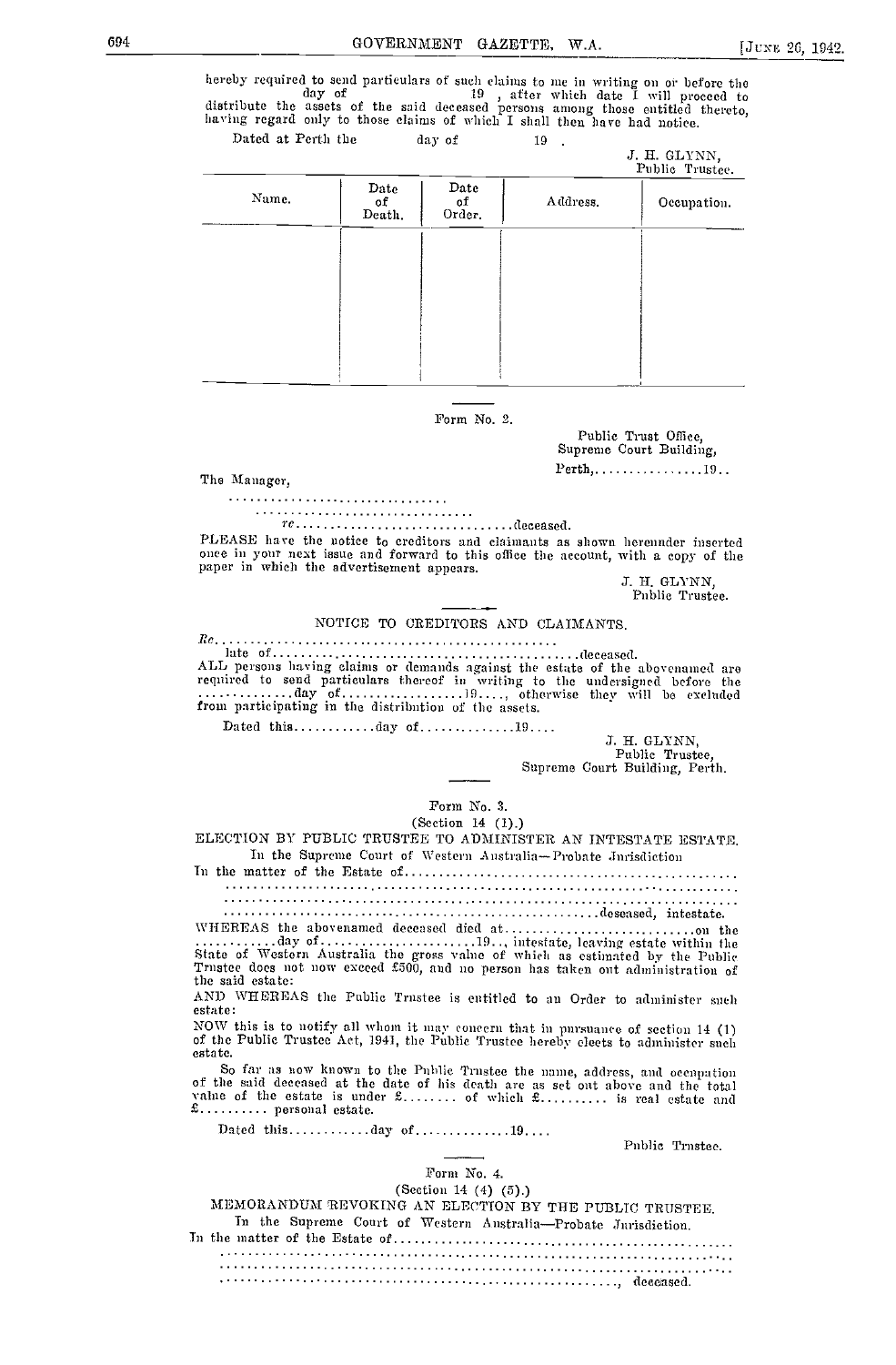hereby required to send particulars of such claims to me in writing on or before the day of 19 , after which date I will proceed to distribute the assets of the said deceased persons among those entitled thereto, having regard only to those claims of which I shall then have had notice.

Dated at Perth the day of 19 .

J. H. GLYNN,
Public Trustee.

| Name. | Date of Death. | Date of Order. | Address. | Occupation. |
|---|---|---|---|---|
| | | | | |

Form No. 2.

Public Trust Office,
Supreme Court Building,
Perth,................19..

The Manager,

................................

................................

*re*..............................deceased.

PLEASE have the notice to creditors and claimants as shown hereunder inserted once in your next issue and forward to this office the account, with a copy of the paper in which the advertisement appears.

J. H. GLYNN,
Public Trustee.

NOTICE TO CREDITORS AND CLAIMANTS.

*Re*..................................................

late of............................................deceased.

ALL persons having claims or demands against the estate of the abovenamed are required to send particulars thereof in writing to the undersigned before the .............day of..................19...., otherwise they will be excluded from participating in the distribution of the assets.

Dated this............day of..............19....

J. H. GLYNN,
Public Trustee,
Supreme Court Building, Perth.

Form No. 3.

(Section 14 (1).)

ELECTION BY PUBLIC TRUSTEE TO ADMINISTER AN INTESTATE ESTATE.

In the Supreme Court of Western Australia—Probate Jurisdiction

In the matter of the Estate of................................................

.......................................................................

.......................................................................

......................................................deceased, intestate.

WHEREAS the abovenamed deceased died at...........................on the ............day of......................19.., intestate, leaving estate within the State of Western Australia the gross value of which as estimated by the Public Trustee does not now exceed £500, and no person has taken out administration of the said estate:

AND WHEREAS the Public Trustee is entitled to an Order to administer such estate:

NOW this is to notify all whom it may concern that in pursuance of section 14 (1) of the Public Trustee Act, 1941, the Public Trustee hereby elects to administer such estate.

So far as now known to the Public Trustee the name, address, and occupation of the said deceased at the date of his death are as set out above and the total value of the estate is under £........ of which £.......... is real estate and £.......... personal estate.

Dated this............day of..............19....

Public Trustee.

Form No. 4.

(Section 14 (4) (5).)

MEMORANDUM REVOKING AN ELECTION BY THE PUBLIC TRUSTEE.

In the Supreme Court of Western Australia—Probate Jurisdiction.

In the matter of the Estate of................................................

.......................................................................

.......................................................................

......................................................., deceased.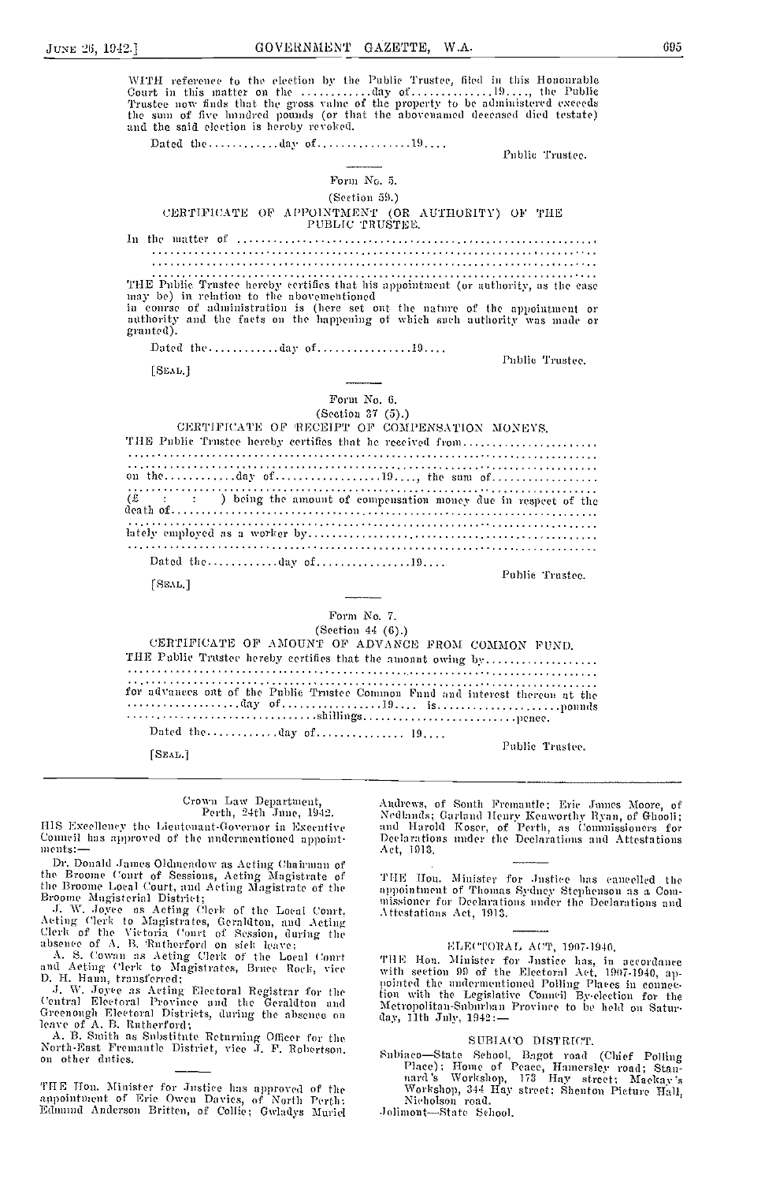WITH reference to the election by the Public Trustee, filed in this Honourable Court in this matter on the ............day of..............19...., the Public Trustee now finds that the gross value of the property to be administered exceeds the sum of five hundred pounds (or that the abovenamed deceased died testate) and the said election is hereby revoked.

Dated the............day of................19....

Public Trustee.

---

Form No. 5.

(Section 59.)

CERTIFICATE OF APPOINTMENT (OR AUTHORITY) OF THE PUBLIC TRUSTEE.

In the matter of ...........................................................................
.............................................................................................
.............................................................................................
.............................................................................................

THE Public Trustee hereby certifies that his appointment (or authority, as the case may be) in relation to the abovementioned
in course of administration is (here set out the nature of the appointment or authority and the facts on the happening of which such authority was made or granted).

Dated the............day of................19....

Public Trustee.

[SEAL.]

---

Form No. 6.

(Section 37 (5).)

CERTIFICATE OF RECEIPT OF COMPENSATION MONEYS.

THE Public Trustee hereby certifies that he received from.......................
.............................................................................................
.............................................................................................
on the............day of..................19...., the sum of..................
.............................................................................................
(£ : : ) being the amount of compensation money due in respect of the death of..........................................................................................
.............................................................................................
lately employed as a worker by...............................................
.............................................................................................

Dated the............day of................19....

Public Trustee.

[SEAL.]

---

Form No. 7.

(Section 44 (6).)

CERTIFICATE OF AMOUNT OF ADVANCE FROM COMMON FUND.

THE Public Trustee hereby certifies that the amount owing by...................
.............................................................................................
.............................................................................................
for advances out of the Public Trustee Common Fund and interest thereon at the ...................day of................19.... is.....................pounds ...............................shillings...........................pence.

Dated the............day of............... 19....

Public Trustee.

[SEAL.]

---

Crown Law Department,
Perth, 24th June, 1942.

HIS Excellency the Lieutenant-Governor in Executive Council has approved of the undermentioned appointments:—

Dr. Donald James Oldmeadow as Acting Chairman of the Broome Court of Sessions, Acting Magistrate of the Broome Local Court, and Acting Magistrate of the Broome Magisterial District;

J. W. Joyce as Acting Clerk of the Local Court, Acting Clerk to Magistrates, Geraldton, and Acting Clerk of the Victoria Court of Session, during the absence of A. B. Rutherford on sick leave;

A. S. Cowan as Acting Clerk of the Local Court and Acting Clerk to Magistrates, Bruce Rock, vice D. H. Hann, transferred;

J. W. Joyce as Acting Electoral Registrar for the Central Electoral Province and the Geraldton and Greenough Electoral Districts, during the absence on leave of A. B. Rutherford;

A. B. Smith as Substitute Returning Officer for the North-East Fremantle District, vice J. F. Robertson, on other duties.

---

THE Hon. Minister for Justice has approved of the appointment of Eric Owen Davies, of North Perth; Edmund Anderson Britten, of Collie; Gwladys Muriel Andrews, of South Fremantle; Eric James Moore, of Nedlands; Garland Henry Kenworthy Ryan, of Ghooli; and Harold Koser, of Perth, as Commissioners for Declarations under the Declarations and Attestations Act, 1913.

---

THE Hon. Minister for Justice has cancelled the appointment of Thomas Sydney Stephenson as a Commissioner for Declarations under the Declarations and Attestations Act, 1913.

---

ELECTORAL ACT, 1907-1940.

THE Hon. Minister for Justice has, in accordance with section 99 of the Electoral Act, 1907-1940, appointed the undermentioned Polling Places in connection with the Legislative Council By-election for the Metropolitan-Suburban Province to be held on Saturday, 11th July, 1942:—

SUBIACO DISTRICT.

Subiaco—State School, Bagot road (Chief Polling Place); Home of Peace, Hamersley road; Stannard's Workshop, 173 Hay street; Mackay's Workshop, 344 Hay street; Shenton Picture Hall, Nicholson road.

Jolimont—State School.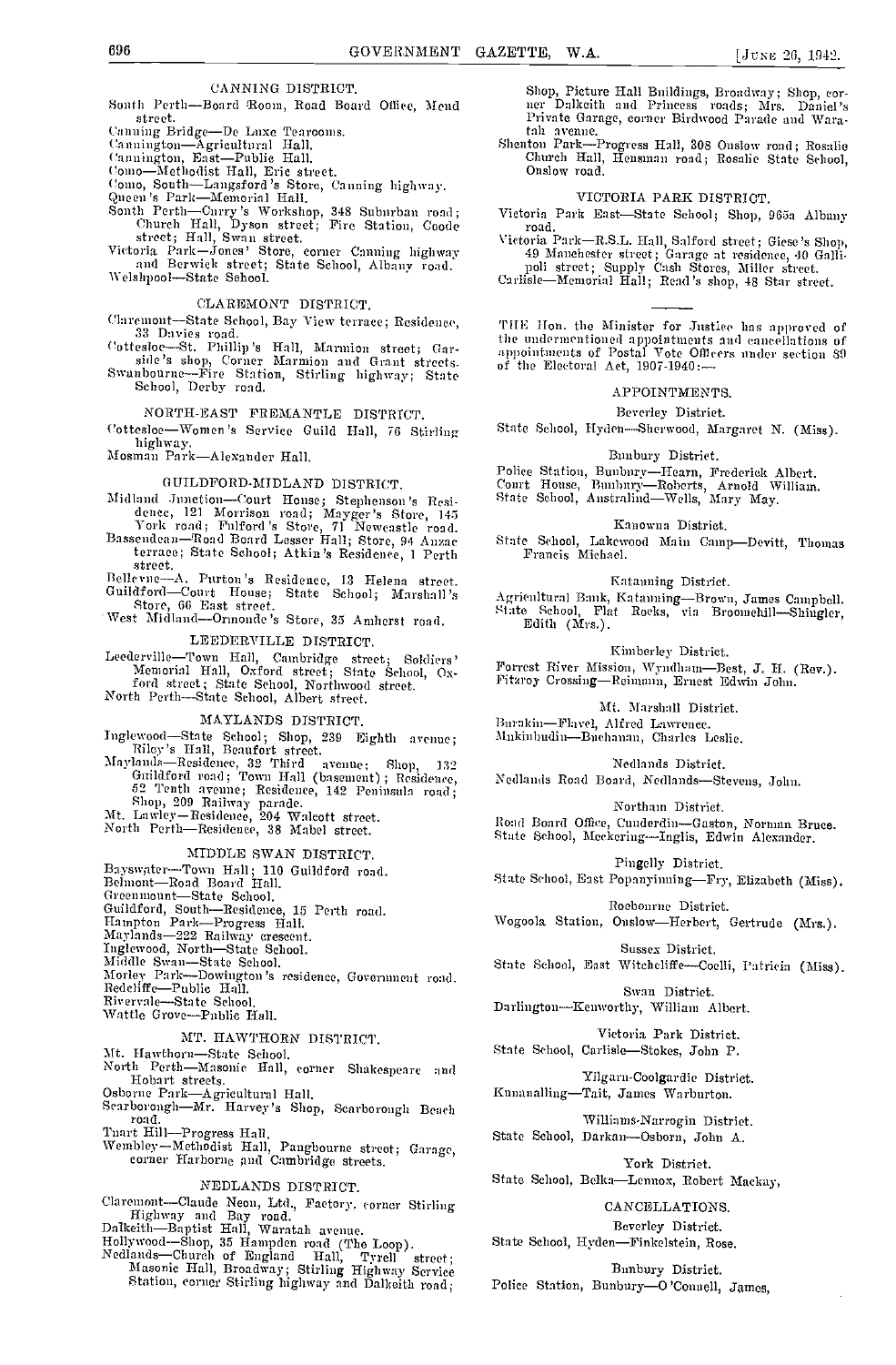### CANNING DISTRICT.

South Perth—Board Room, Road Board Office, Mend street.
Canning Bridge—De Luxe Tearooms.
Cannington—Agricultural Hall.
Cannington, East—Public Hall.
Como—Methodist Hall, Eric street.
Como, South—Langsford's Store, Canning highway.
Queen's Park—Memorial Hall.
South Perth—Curry's Workshop, 348 Suburban road; Church Hall, Dyson street; Fire Station, Coode street; Hall, Swan street.
Victoria Park—Jones' Store, corner Canning highway and Berwick street; State School, Albany road.
Welshpool—State School.

### CLAREMONT DISTRICT.

Claremont—State School, Bay View terrace; Residence, 33 Davies road.
Cottesloe—St. Phillip's Hall, Marmion street; Garside's shop, Corner Marmion and Grant streets.
Swanbourne—Fire Station, Stirling highway; State School, Derby road.

### NORTH-EAST FREMANTLE DISTRICT.

Cottesloe—Women's Service Guild Hall, 76 Stirling highway.
Mosman Park—Alexander Hall.

### GUILDFORD-MIDLAND DISTRICT.

Midland Junction—Court House; Stephenson's Residence, 121 Morrison road; Mayger's Store, 145 York road; Fulford's Store, 71 Newcastle road.
Bassendean—Road Board Lesser Hall; Store, 94 Anzac terrace; State School; Atkin's Residence, 1 Perth street.
Bellevue—A. Purton's Residence, 13 Helena street.
Guildford—Court House; State School; Marshall's Store, 66 East street.
West Midland—Ormonde's Store, 35 Amherst road.

### LEEDERVILLE DISTRICT.

Leederville—Town Hall, Cambridge street; Soldiers' Memorial Hall, Oxford street; State School, Oxford street; State School, Northwood street.
North Perth—State School, Albert street.

### MAYLANDS DISTRICT.

Inglewood—State School; Shop, 239 Eighth avenue; Riley's Hall, Beaufort street.
Maylands—Residence, 32 Third avenue; Shop, 132 Guildford road; Town Hall (basement); Residence, 52 Tenth avenue; Residence, 142 Peninsula road; Shop, 209 Railway parade.
Mt. Lawley—Residence, 204 Walcott street.
North Perth—Residence, 38 Mabel street.

### MIDDLE SWAN DISTRICT.

Bayswater—Town Hall; 110 Guildford road.
Belmont—Road Board Hall.
Greenmount—State School.
Guildford, South—Residence, 15 Perth road.
Hampton Park—Progress Hall.
Maylands—222 Railway crescent.
Inglewood, North—State School.
Middle Swan—State School.
Morley Park—Dowington's residence, Government road.
Redcliffe—Public Hall.
Rivervale—State School.
Wattle Grove—Public Hall.

### MT. HAWTHORN DISTRICT.

Mt. Hawthorn—State School.
North Perth—Masonic Hall, corner Shakespeare and Hobart streets.
Osborne Park—Agricultural Hall.
Scarborough—Mr. Harvey's Shop, Scarborough Beach road.
Tuart Hill—Progress Hall.
Wembley—Methodist Hall, Pangbourne street; Garage, corner Harborne and Cambridge streets.

### NEDLANDS DISTRICT.

Claremont—Claude Neon, Ltd., Factory, corner Stirling Highway and Bay road.
Dalkeith—Baptist Hall, Waratah avenue.
Hollywood—Shop, 35 Hampden road (The Loop).
Nedlands—Church of England Hall, Tyrell street; Masonic Hall, Broadway; Stirling Highway Service Station, corner Stirling highway and Dalkeith road; Shop, Picture Hall Buildings, Broadway; Shop, corner Dalkeith and Princess roads; Mrs. Daniel's Private Garage, corner Birdwood Parade and Waratah avenue.
Shenton Park—Progress Hall, 308 Onslow road; Rosalie Church Hall, Hensman road; Rosalie State School, Onslow road.

### VICTORIA PARK DISTRICT.

Victoria Park East—State School; Shop, 965a Albany road.
Victoria Park—R.S.L. Hall, Salford street; Giese's Shop, 49 Manchester street; Garage at residence, 40 Gallipoli street; Supply Cash Stores, Miller street.
Carlisle—Memorial Hall; Read's shop, 48 Star street.

---

THE Hon. the Minister for Justice has approved of the undermentioned appointments and cancellations of appointments of Postal Vote Officers under section 89 of the Electoral Act, 1907-1940:—

### APPOINTMENTS.

Beverley District.
State School, Hyden—Sherwood, Margaret N. (Miss).

Bunbury District.
Police Station, Bunbury—Hearn, Frederick Albert.
Court House, Bunbury—Roberts, Arnold William.
State School, Australind—Wells, Mary May.

Kanowna District.
State School, Lakewood Main Camp—Devitt, Thomas Francis Michael.

Katanning District.
Agricultural Bank, Katanning—Brown, James Campbell.
State School, Flat Rocks, via Broomehill—Shingler, Edith (Mrs.).

Kimberley District.
Forrest River Mission, Wyndham—Best, J. H. (Rev.).
Fitzroy Crossing—Reimann, Ernest Edwin John.

Mt. Marshall District.
Burakin—Flavel, Alfred Lawrence.
Mukinbudin—Buchanan, Charles Leslie.

Nedlands District.
Nedlands Road Board, Nedlands—Stevens, John.

Northam District.
Road Board Office, Cunderdin—Gaston, Norman Bruce.
State School, Meckering—Inglis, Edwin Alexander.

Pingelly District.
State School, East Popanyinning—Fry, Elizabeth (Miss).

Roebourne District.
Wogoola Station, Onslow—Herbert, Gertrude (Mrs.).

Sussex District.
State School, East Witchcliffe—Coelli, Patricia (Miss).

Swan District.
Darlington—Kenworthy, William Albert.

Victoria Park District.
State School, Carlisle—Stokes, John P.

Yilgarn-Coolgardie District.
Kunanalling—Tait, James Warburton.

Williams-Narrogin District.
State School, Darkan—Osborn, John A.

York District.
State School, Belka—Lennox, Robert Mackay,

### CANCELLATIONS.

Beverley District.
State School, Hyden—Finkelstein, Rose.

Bunbury District.
Police Station, Bunbury—O'Connell, James,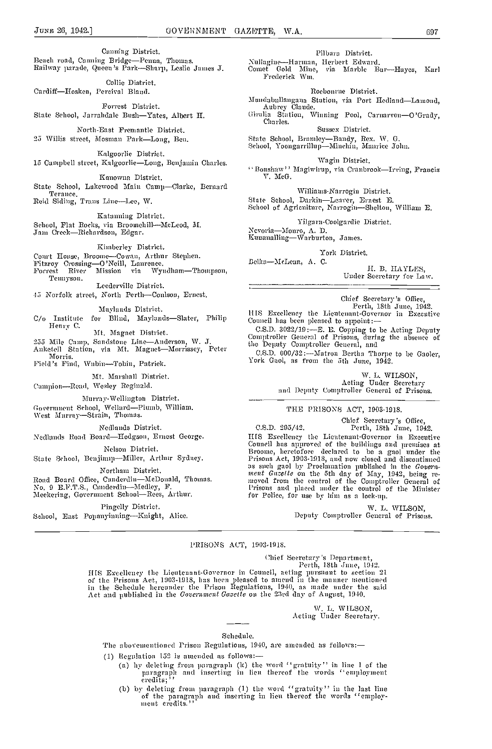Canning District.

Beach road, Canning Bridge—Penna, Thomas.
Railway parade, Queen's Park—Sharp, Leslie James J.

Collie District.

Cardiff—Hosken, Percival Bland.

Forrest District.

State School, Jarrahdale Bush—Yates, Albert H.

North-East Fremantle District.

25 Willis street, Mosman Park—Long, Ben.

Kalgoorlie District.

15 Campbell street, Kalgoorlie—Long, Benjamin Charles.

Kanowna District.

State School, Lakewood Main Camp—Clarke, Bernard Terance.
Reid Siding, Trans Line—Lee, W.

Katanning District.

School, Flat Rocks, via Broomehill—McLeod, M.
Jam Creek—Richardson, Edgar.

Kimberley District.

Court House, Broome—Cowan, Arthur Stephen.
Fitzroy Crossing—O'Neill, Laurence.
Forrest River Mission via Wyndham—Thompson, Tennyson.

Leederville District.

45 Norfolk street, North Perth—Coulson, Ernest.

Maylands District.

C/o Institute for Blind, Maylands—Slater, Philip Henry C.

Mt. Magnet District.

255 Mile Camp, Sandstone Line—Anderson, W. J.
Anketell Station, via Mt. Magnet—Morrissey, Peter Morris.
Field's Find, Wubin—Tobin, Patrick.

Mt. Marshall District.

Campion—Read, Wesley Reginald.

Murray-Wellington District.

Government School, Wellard—Plumb, William.
West Murray—Strain, Thomas.

Nedlands District.

Nedlands Road Board—Hodgson, Ernest George.

Nelson District.

State School, Benjimup—Miller, Arthur Sydney.

Northam District.

Road Board Office, Cunderdin—McDonald, Thomas.
No. 9 E.F.T.S., Cunderdin—Medley, F.
Meckering, Government School—Rees, Arthur.

Pingelly District.

School, East Popanyinning—Knight, Alice.

Pilbara District.

Nullagine—Harman, Herbert Edward.
Comet Gold Mine, via Marble Bar—Hayes, Karl Frederick Wm.

Roebourne District.

Mundabullangana Station, via Port Hedland—Lamond, Aubrey Claude.
Giralia Station, Winning Pool, Carnarvon—O'Grady, Charles.

Sussex District.

State School, Bramley—Bandy, Rex. W. G.
School, Yoongarrillup—Minchin, Maurice John.

Wagin District.

"Bonshaw" Magiwirup, via Cranbrook—Irving, Francis V. McG.

Williams-Narrogin District.

State School, Darkin—Leaver, Ernest E.
School of Agriculture, Narrogin—Shelton, William E.

Yilgarn-Coolgardie District.

Nevoria—Monro, A. D.
Kunanalling—Warburton, James.

York District.

Belika—McLean, A. C.

H. B. HAYLES,
Under Secretary for Law.

---

Chief Secretary's Office,
Perth, 18th June, 1942.

HIS Excellency the Lieutenant-Governor in Executive Council has been pleased to appoint:—

C.S.D. 3022/19:—E. B. Copping to be Acting Deputy Comptroller General of Prisons, during the absence of the Deputy Comptroller General, and

C.S.D. 600/32:—Matron Bertha Thorpe to be Gaoler, York Gaol, as from the 5th June, 1942.

W. L. WILSON,
Acting Under Secretary
and Deputy Comptroller General of Prisons.

---

## THE PRISONS ACT, 1903-1918.

Chief Secretary's Office,
C.S.D. 295/42. Perth, 18th June, 1942.

HIS Excellency the Lieutenant-Governor in Executive Council has approved of the buildings and premises at Broome, heretofore declared to be a gaol under the Prisons Act, 1903-1918, and now closed and discontinued as such gaol by Proclamation published in the *Government Gazette* on the 5th day of May, 1942, being removed from the control of the Comptroller General of Prisons and placed under the control of the Minister for Police, for use by him as a lock-up.

W. L. WILSON,
Deputy Comptroller General of Prisons.

---

## PRISONS ACT, 1903-1918.

Chief Secretary's Department,
Perth, 18th June, 1942.

HIS Excellency the Lieutenant-Governor in Council, acting pursuant to section 21 of the Prisons Act, 1903-1918, has been pleased to amend in the manner mentioned in the Schedule hereunder the Prison Regulations, 1940, as made under the said Act and published in the *Government Gazette* on the 23rd day of August, 1940.

W. L. WILSON,
Acting Under Secretary.

### Schedule.

The abovementioned Prison Regulations, 1940, are amended as follows:—

(1) Regulation 152 is amended as follows:—

(a) by deleting from paragraph (k) the word "gratuity" in line 1 of the paragraph and inserting in lieu thereof the words "employment credits;"

(b) by deleting from paragraph (l) the word "gratuity" in the last line of the paragraph and inserting in lieu thereof the words "employment credits."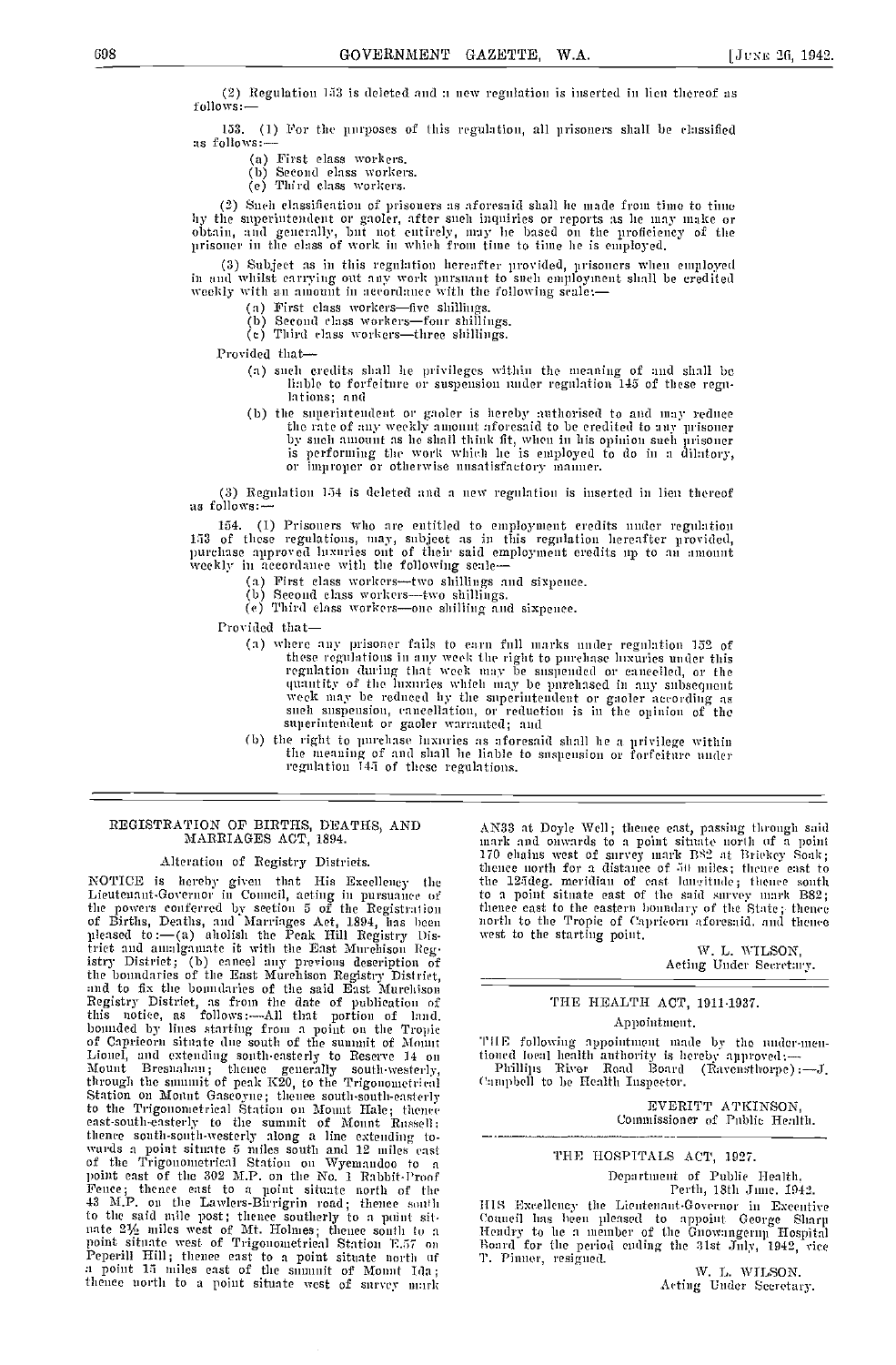(2) Regulation 153 is deleted and a new regulation is inserted in lieu thereof as follows:—

153. (1) For the purposes of this regulation, all prisoners shall be classified as follows:—

(a) First class workers.
(b) Second class workers.
(c) Third class workers.

(2) Such classification of prisoners as aforesaid shall be made from time to time by the superintendent or gaoler, after such inquiries or reports as he may make or obtain, and generally, but not entirely, may be based on the proficiency of the prisoner in the class of work in which from time to time he is employed.

(3) Subject as in this regulation hereafter provided, prisoners when employed in and whilst carrying out any work pursuant to such employment shall be credited weekly with an amount in accordance with the following scale:—

(a) First class workers—five shillings.
(b) Second class workers—four shillings.
(c) Third class workers—three shillings.

Provided that—

(a) such credits shall be privileges within the meaning of and shall be liable to forfeiture or suspension under regulation 145 of these regulations; and

(b) the superintendent or gaoler is hereby authorised to and may reduce the rate of any weekly amount aforesaid to be credited to any prisoner by such amount as he shall think fit, when in his opinion such prisoner is performing the work which he is employed to do in a dilatory, or improper or otherwise unsatisfactory manner.

(3) Regulation 154 is deleted and a new regulation is inserted in lieu thereof as follows:—

154. (1) Prisoners who are entitled to employment credits under regulation 153 of these regulations, may, subject as in this regulation hereafter provided, purchase approved luxuries out of their said employment credits up to an amount weekly in accordance with the following scale—

(a) First class workers—two shillings and sixpence.
(b) Second class workers—two shillings.
(c) Third class workers—one shilling and sixpence.

Provided that—

(a) where any prisoner fails to earn full marks under regulation 152 of these regulations in any week the right to purchase luxuries under this regulation during that week may be suspended or cancelled, or the quantity of the luxuries which may be purchased in any subsequent week may be reduced by the superintendent or gaoler according as such suspension, cancellation, or reduction is in the opinion of the superintendent or gaoler warranted; and

(b) the right to purchase luxuries as aforesaid shall be a privilege within the meaning of and shall be liable to suspension or forfeiture under regulation 145 of these regulations.

---

## REGISTRATION OF BIRTHS, DEATHS, AND MARRIAGES ACT, 1894.

### Alteration of Registry Districts.

NOTICE is hereby given that His Excellency the Lieutenant-Governor in Council, acting in pursuance of the powers conferred by section 5 of the Registration of Births, Deaths, and Marriages Act, 1894, has been pleased to:—(a) abolish the Peak Hill Registry District and amalgamate it with the East Murchison Registry District; (b) cancel any previous description of the boundaries of the East Murchison Registry District, and to fix the boundaries of the said East Murchison Registry District, as from the date of publication of this notice, as follows:—All that portion of land, bounded by lines starting from a point on the Tropic of Capricorn situate due south of the summit of Mount Lionel, and extending south-easterly to Reserve 14 on Mount Bresnahan; thence generally south-westerly, through the summit of peak K20, to the Trigonometrical Station on Mount Gascoyne; thence south-south-easterly to the Trigonometrical Station on Mount Hale; thence east-south-easterly to the summit of Mount Russell; thence south-south-westerly along a line extending towards a point situate 5 miles south and 12 miles east of the Trigonometrical Station on Wyemandoo to a point east of the 302 M.P. on the No. 1 Rabbit-Proof Fence; thence east to a point situate north of the 43 M.P. on the Lawlers-Birrigrin road; thence south to the said mile post; thence southerly to a point situate 2½ miles west of Mt. Holmes; thence south to a point situate west of Trigonometrical Station E.57 on Peperill Hill; thence east to a point situate north of a point 15 miles east of the summit of Mount Ida; thence north to a point situate west of survey mark AN33 at Doyle Well; thence east, passing through said mark and onwards to a point situate north of a point 170 chains west of survey mark BS2 at Brickey Soak; thence north for a distance of 50 miles; thence east to the 125deg. meridian of east longitude; thence south to a point situate east of the said survey mark BS2; thence east to the eastern boundary of the State; thence north to the Tropic of Capricorn aforesaid, and thence west to the starting point.

W. L. WILSON,
Acting Under Secretary.

---

## THE HEALTH ACT, 1911-1937.

### Appointment.

THE following appointment made by the under-mentioned local health authority is hereby approved:—

Phillips River Road Board (Ravensthorpe):—J. Campbell to be Health Inspector.

EVERITT ATKINSON,
Commissioner of Public Health.

---

## THE HOSPITALS ACT, 1927.

Department of Public Health,
Perth, 18th June, 1942.

HIS Excellency the Lieutenant-Governor in Executive Council has been pleased to appoint George Sharp Hendry to be a member of the Gnowangerup Hospital Board for the period ending the 31st July, 1942, vice T. Pinner, resigned.

W. L. WILSON,
Acting Under Secretary.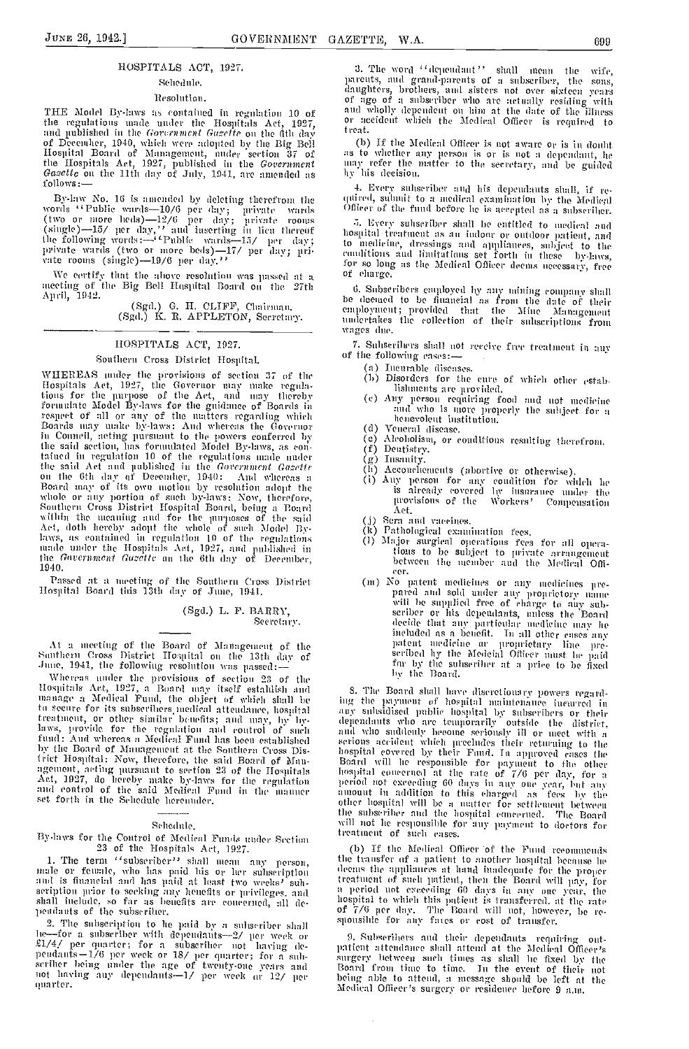## HOSPITALS ACT, 1927.

Schedule.

Resolution.

THE Model By-laws as contained in regulation 10 of the regulations made under the Hospitals Act, 1927, and published in the *Government Gazette* on the 6th day of December, 1940, which were adopted by the Big Bell Hospital Board of Management, under section 37 of the Hospitals Act, 1927, published in the *Government Gazette* on the 11th day of July, 1941, are amended as follows:—

By-law No. 16 is amended by deleting therefrom the words "Public wards—10/6 per day; private wards (two or more beds)—12/6 per day; private rooms (single)—15/ per day," and inserting in lieu thereof the following words:—"Public wards—15/ per day; private wards (two or more beds)—17/ per day; private rooms (single)—19/6 per day."

We certify that the above resolution was passed at a meeting of the Big Bell Hospital Board on the 27th April, 1942.

(Sgd.) G. H. CLIFF, Chairman.
(Sgd.) K. R. APPLETON, Secretary.

---

## HOSPITALS ACT, 1927.

Southern Cross District Hospital.

WHEREAS under the provisions of section 37 of the Hospitals Act, 1927, the Governor may make regulations for the purpose of the Act, and may thereby formulate Model By-laws for the guidance of Boards in respect of all or any of the matters regarding which Boards may make by-laws: And whereas the Governor in Council, acting pursuant to the powers conferred by the said section, has formulated Model By-laws, as contained in regulation 10 of the regulations made under the said Act and published in the *Government Gazette* on the 6th day of December, 1940: And whereas a Board may of its own motion by resolution adopt the whole or any portion of such by-laws: Now, therefore, Southern Cross District Hospital Board, being a Board within the meaning and for the purposes of the said Act, doth hereby adopt the whole of such Model By-laws, as contained in regulation 10 of the regulations made under the Hospitals Act, 1927, and published in the *Government Gazette* on the 6th day of December, 1940.

Passed at a meeting of the Southern Cross District Hospital Board this 13th day of June, 1941.

(Sgd.) L. F. BARRY,
Secretary.

At a meeting of the Board of Management of the Southern Cross District Hospital on the 13th day of June, 1941, the following resolution was passed:—

Whereas under the provisions of section 23 of the Hospitals Act, 1927, a Board may itself establish and manage a Medical Fund, the object of which shall be to secure for its subscribers medical attendance, hospital treatment, or other similar benefits; and may, by by-laws, provide for the regulation and control of such fund: And whereas a Medical Fund has been established by the Board of Management at the Southern Cross District Hospital: Now, therefore, the said Board of Management, acting pursuant to section 23 of the Hospitals Act, 1927, do hereby make by-laws for the regulation and control of the said Medical Fund in the manner set forth in the Schedule hereunder.

Schedule.

By-laws for the Control of Medical Funds under Section 23 of the Hospitals Act, 1927.

1. The term "subscriber" shall mean any person, male or female, who has paid his or her subscription and is financial and has paid at least two weeks' subscription prior to seeking any benefits or privileges, and shall include, so far as benefits are concerned, all dependants of the subscriber.

2. The subscription to be paid by a subscriber shall be—for a subscriber with dependants—2/ per week or £1/4/ per quarter; for a subscriber not having dependants—1/6 per week or 18/ per quarter; for a subscriber being under the age of twenty-one years and not having any dependants—1/ per week or 12/ per quarter.

3. The word "dependant" shall mean the wife, parents, and grand-parents of a subscriber, the sons, daughters, brothers, and sisters not over sixteen years of age of a subscriber who are actually residing with and wholly dependent on him at the date of the illness or accident which the Medical Officer is required to treat.

(b) If the Medical Officer is not aware or is in doubt as to whether any person is or is not a dependant, he may refer the matter to the secretary, and be guided by his decision.

4. Every subscriber and his dependants shall, if required, submit to a medical examination by the Medical Officer of the fund before he is accepted as a subscriber.

5. Every subscriber shall be entitled to medical and hospital treatment as an indoor or outdoor patient, and to medicine, dressings and appliances, subject to the conditions and limitations set forth in these by-laws, for so long as the Medical Officer deems necessary, free of charge.

6. Subscribers employed by any mining company shall be deemed to be financial as from the date of their employment; provided that the Mine Management undertakes the collection of their subscriptions from wages due.

7. Subscribers shall not receive free treatment in any of the following cases:—

(a) Incurable diseases.
(b) Disorders for the cure of which other establishments are provided.
(c) Any person requiring food and not medicine and who is more properly the subject for a benevolent institution.
(d) Veneral disease.
(e) Alcoholism, or conditions resulting therefrom.
(f) Dentistry.
(g) Insanity.
(h) Accouchements (abortive or otherwise).
(i) Any person for any condition for which he is already covered by insurance under the provisions of the Workers' Compensation Act.
(j) Sera and vaccines.
(k) Pathological examination fees.
(l) Major surgical operations fees for all operations to be subject to private arrangement between the member and the Medical Officer.
(m) No patent medicines or any medicines prepared and sold under any proprietary name will be supplied free of charge to any subscriber or his dependants, unless the Board decide that any particular medicine may be included as a benefit. In all other cases any patent medicine or proprietary line prescribed by the Medical Officer must be paid for by the subscriber at a price to be fixed by the Board.

8. The Board shall have discretionary powers regarding the payment of hospital maintenance incurred in any subsidised public hospital by subscribers or their dependants who are temporarily outside the district, and who suddenly become seriously ill or meet with a serious accident which precludes their returning to the hospital covered by their Fund. In approved cases the Board will be responsible for payment to the other hospital concerned at the rate of 7/6 per day, for a period not exceeding 60 days in any one year, but any amount in addition to this charged as fees by the other hospital will be a matter for settlement between the subscriber and the hospital concerned. The Board will not be responsible for any payment to doctors for treatment of such cases.

(b) If the Medical Officer of the Fund recommends the transfer of a patient to another hospital because he deems the appliances at hand inadequate for the proper treatment of such patient, then the Board will pay, for a period not exceeding 60 days in any one year, the hospital to which this patient is transferred, at the rate of 7/6 per day. The Board will not, however, be responsible for any fares or cost of transfer.

9. Subscribers and their dependants requiring outpatient attendance shall attend at the Medical Officer's surgery between such times as shall be fixed by the Board from time to time. In the event of their not being able to attend, a message should be left at the Medical Officer's surgery or residence before 9 a.m.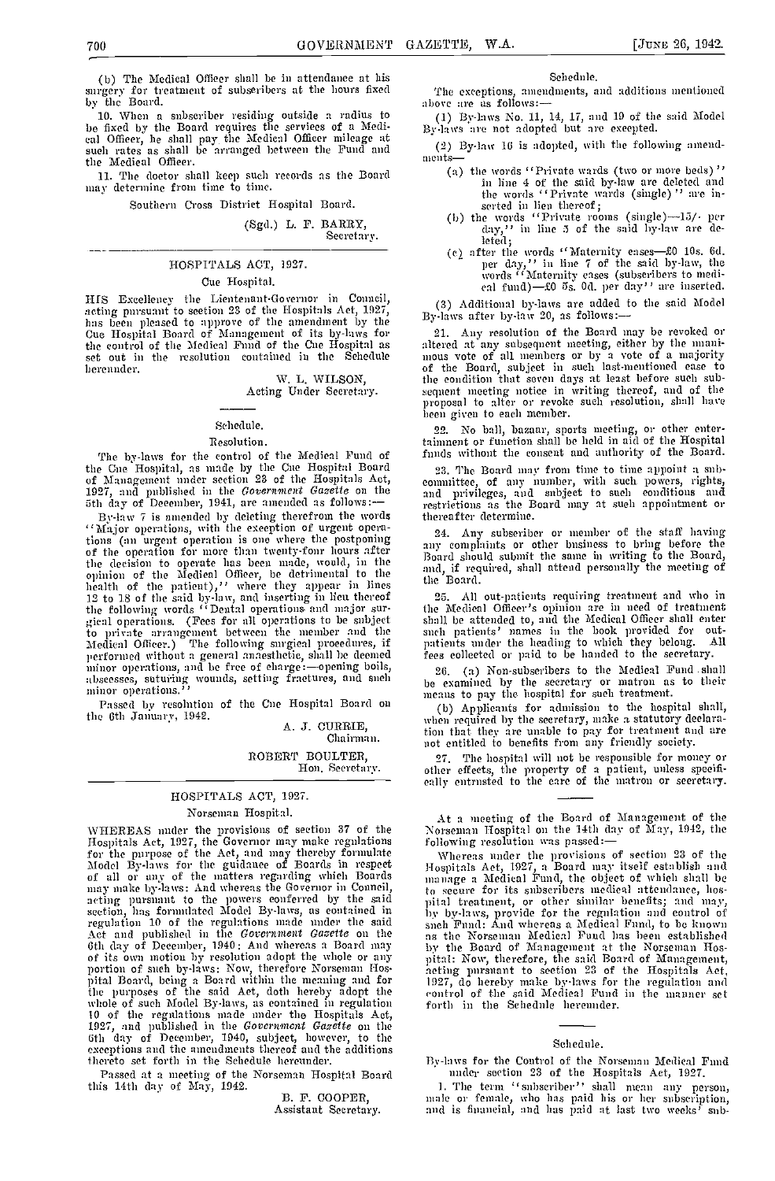(b) The Medical Officer shall be in attendance at his surgery for treatment of subscribers at the hours fixed by the Board.

10. When a subscriber residing outside a radius to be fixed by the Board requires the services of a Medical Officer, he shall pay the Medical Officer mileage at such rates as shall be arranged between the Fund and the Medical Officer.

11. The doctor shall keep such records as the Board may determine from time to time.

Southern Cross District Hospital Board.

(Sgd.) L. F. BARRY,
Secretary.

---

## HOSPITALS ACT, 1927.

### Cue Hospital.

HIS Excellency the Lieutenant-Governor in Council, acting pursuant to section 23 of the Hospitals Act, 1927, has been pleased to approve of the amendment by the Cue Hospital Board of Management of its by-laws for the control of the Medical Fund of the Cue Hospital as set out in the resolution contained in the Schedule hereunder.

W. L. WILSON,
Acting Under Secretary.

---

Schedule.

Resolution.

The by-laws for the control of the Medical Fund of the Cue Hospital, as made by the Cue Hospital Board of Management under section 23 of the Hospitals Act, 1927, and published in the *Government Gazette* on the 5th day of December, 1941, are amended as follows:—

By-law 7 is amended by deleting therefrom the words "Major operations, with the exception of urgent operations (an urgent operation is one where the postponing of the operation for more than twenty-four hours after the decision to operate has been made, would, in the opinion of the Medical Officer, be detrimental to the health of the patient)," where they appear in lines 12 to 18 of the said by-law, and inserting in lieu thereof the following words "Dental operations and major surgical operations. (Fees for all operations to be subject to private arrangement between the member and the Medical Officer.) The following surgical procedures, if performed without a general anaesthetic, shall be deemed minor operations, and be free of charge:—opening boils, abscesses, suturing wounds, setting fractures, and such minor operations."

Passed by resolution of the Cue Hospital Board on the 6th January, 1942.

A. J. CURRIE,
Chairman.

ROBERT BOULTER,
Hon. Secretary.

---

## HOSPITALS ACT, 1927.

### Norseman Hospital.

WHEREAS under the provisions of section 37 of the Hospitals Act, 1927, the Governor may make regulations for the purpose of the Act, and may thereby formulate Model By-laws for the guidance of Boards in respect of all or any of the matters regarding which Boards may make by-laws: And whereas the Governor in Council, acting pursuant to the powers conferred by the said section, has formulated Model By-laws, as contained in regulation 10 of the regulations made under the said Act and published in the *Government Gazette* on the 6th day of December, 1940: And whereas a Board may of its own motion by resolution adopt the whole or any portion of such by-laws: Now, therefore Norseman Hospital Board, being a Board within the meaning and for the purposes of the said Act, doth hereby adopt the whole of such Model By-laws, as contained in regulation 10 of the regulations made under the Hospitals Act, 1927, and published in the *Government Gazette* on the 6th day of December, 1940, subject, however, to the exceptions and the amendments thereof and the additions thereto set forth in the Schedule hereunder.

Passed at a meeting of the Norseman Hospital Board this 14th day of May, 1942.

B. F. COOPER,
Assistant Secretary.

Schedule.

The exceptions, amendments, and additions mentioned above are as follows:—

(1) By-laws No. 11, 14, 17, and 19 of the said Model By-laws are not adopted but are excepted.

(2) By-law 16 is adopted, with the following amendments—

(a) the words "Private wards (two or more beds)" in line 4 of the said by-law are deleted and the words "Private wards (single)" are inserted in lieu thereof;

(b) the words "Private rooms (single)—15/- per day," in line 5 of the said by-law are deleted;

(c) after the words "Maternity cases—£0 10s. 6d. per day," in line 7 of the said by-law, the words "Maternity cases (subscribers to medical fund)—£0 5s. 0d. per day" are inserted.

(3) Additional by-laws are added to the said Model By-laws after by-law 20, as follows:—

21. Any resolution of the Board may be revoked or altered at any subsequent meeting, either by the unanimous vote of all members or by a vote of a majority of the Board, subject in such last-mentioned case to the condition that seven days at least before such subsequent meeting notice in writing thereof, and of the proposal to alter or revoke such resolution, shall have been given to each member.

22. No ball, bazaar, sports meeting, or other entertainment or function shall be held in aid of the Hospital funds without the consent and authority of the Board.

23. The Board may from time to time appoint a subcommittee, of any number, with such powers, rights, and privileges, and subject to such conditions and restrictions as the Board may at such appointment or thereafter determine.

24. Any subscriber or member of the staff having any complaints or other business to bring before the Board should submit the same in writing to the Board, and, if required, shall attend personally the meeting of the Board.

25. All out-patients requiring treatment and who in the Medical Officer's opinion are in need of treatment shall be attended to, and the Medical Officer shall enter such patients' names in the book provided for out-patients under the heading to which they belong. All fees collected or paid to be handed to the secretary.

26. (a) Non-subscribers to the Medical Fund shall be examined by the secretary or matron as to their means to pay the hospital for such treatment.

(b) Applicants for admission to the hospital shall, when required by the secretary, make a statutory declaration that they are unable to pay for treatment and are not entitled to benefits from any friendly society.

27. The hospital will not be responsible for money or other effects, the property of a patient, unless specifically entrusted to the care of the matron or secretary.

---

At a meeting of the Board of Management of the Norseman Hospital on the 14th day of May, 1942, the following resolution was passed:—

Whereas under the provisions of section 23 of the Hospitals Act, 1927, a Board may itself establish and manage a Medical Fund, the object of which shall be to secure for its subscribers medical attendance, hospital treatment, or other similar benefits; and may, by by-laws, provide for the regulation and control of such Fund: And whereas a Medical Fund, to be known as the Norseman Medical Fund has been established by the Board of Management at the Norseman Hospital: Now, therefore, the said Board of Management, acting pursuant to section 23 of the Hospitals Act, 1927, do hereby make by-laws for the regulation and control of the said Medical Fund in the manner set forth in the Schedule hereunder.

---

Schedule.

By-laws for the Control of the Norseman Medical Fund under section 23 of the Hospitals Act, 1927.

1. The term "subscriber" shall mean any person, male or female, who has paid his or her subscription, and is financial, and has paid at last two weeks' sub-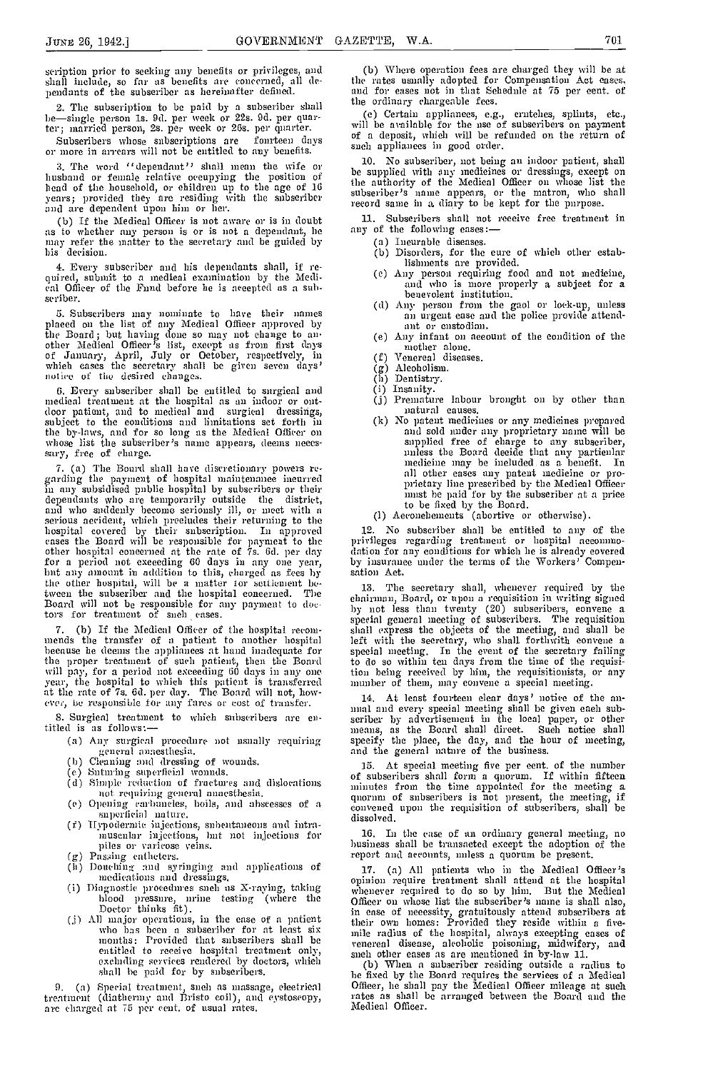scription prior to seeking any benefits or privileges, and shall include, so far as benefits are concerned, all dependants of the subscriber as hereinafter defined.

2. The subscription to be paid by a subscriber shall be—single person 1s. 9d. per week or 22s. 9d. per quarter; married person, 2s. per week or 26s. per quarter.

Subscribers whose subscriptions are fourteen days or more in arrears will not be entitled to any benefits.

3. The word "dependant" shall mean the wife or husband or female relative occupying the position of head of the household, or children up to the age of 16 years; provided they are residing with the subscriber and are dependent upon him or her.

(b) If the Medical Officer is not aware or is in doubt as to whether any person is or is not a dependant, he may refer the matter to the secretary and be guided by his decision.

4. Every subscriber and his dependants shall, if required, submit to a medical examination by the Medical Officer of the Fund before he is accepted as a subscriber.

5. Subscribers may nominate to have their names placed on the list of any Medical Officer approved by the Board; but having done so may not change to another Medical Officer's list, except as from first days of January, April, July or October, respectively, in which cases the secretary shall be given seven days' notice of the desired changes.

6. Every subscriber shall be entitled to surgical and medical treatment at the hospital as an indoor or outdoor patient, and to medical and surgical dressings, subject to the conditions and limitations set forth in the by-laws, and for so long as the Medical Officer on whose list the subscriber's name appears, deems necessary, free of charge.

7. (a) The Board shall have discretionary powers regarding the payment of hospital maintenance incurred in any subsidised public hospital by subscribers or their dependants who are temporarily outside the district, and who suddenly become seriously ill, or meet with a serious accident, which precludes their returning to the hospital covered by their subscription. In approved cases the Board will be responsible for payment to the other hospital concerned at the rate of 7s. 6d. per day for a period not exceeding 60 days in any one year, but any amount in addition to this, charged as fees by the other hospital, will be a matter for settlement between the subscriber and the hospital concerned. The Board will not be responsible for any payment to doctors for treatment of such cases.

7. (b) If the Medical Officer of the hospital recommends the transfer of a patient to another hospital because he deems the appliances at hand inadequate for the proper treatment of such patient, then the Board will pay, for a period not exceeding 60 days in any one year, the hospital to which this patient is transferred at the rate of 7s. 6d. per day. The Board will not, however, be responsible for any fares or cost of transfer.

8. Surgical treatment to which subscribers are entitled is as follows:—

(a) Any surgical procedure not usually requiring general anaesthesia.
(b) Cleaning and dressing of wounds.
(c) Suturing superficial wounds.
(d) Simple reduction of fractures and dislocations not requiring general anaesthesia.
(e) Opening carbuncles, boils, and abscesses of a superficial nature.
(f) Hypodermic injections, subcutaneous and intramuscular injections, but not injections for piles or varicose veins.
(g) Passing catheters.
(h) Douching and syringing and applications of medications and dressings.
(i) Diagnostic procedures such as X-raying, taking blood pressure, urine testing (where the Doctor thinks fit).
(j) All major operations, in the case of a patient who has been a subscriber for at least six months: Provided that subscribers shall be entitled to receive hospital treatment only, excluding services rendered by doctors, which shall be paid for by subscribers.

9. (a) Special treatment, such as massage, electrical treatment (diathermy and Bristo coil), and cystoscopy, are charged at 75 per cent. of usual rates.

(b) Where operation fees are charged they will be at the rates usually adopted for Compensation Act cases, and for cases not in that Schedule at 75 per cent. of the ordinary chargeable fees.

(c) Certain appliances, e.g., crutches, splints, etc., will be available for the use of subscribers on payment of a deposit, which will be refunded on the return of such appliances in good order.

10. No subscriber, not being an indoor patient, shall be supplied with any medicines or dressings, except on the authority of the Medical Officer on whose list the subscriber's name appears, or the matron, who shall record same in a diary to be kept for the purpose.

11. Subscribers shall not receive free treatment in any of the following cases:—

(a) Incurable diseases.
(b) Disorders, for the cure of which other establishments are provided.
(c) Any person requiring food and not medicine, and who is more properly a subject for a benevolent institution.
(d) Any person from the gaol or lock-up, unless an urgent case and the police provide attendant or custodian.
(e) Any infant on account of the condition of the mother alone.
(f) Venereal diseases.
(g) Alcoholism.
(h) Dentistry.
(i) Insanity.
(j) Premature labour brought on by other than natural causes.
(k) No patent medicines or any medicines prepared and sold under any proprietary name will be supplied free of charge to any subscriber, unless the Board decide that any particular medicine may be included as a benefit. In all other cases any patent medicine or proprietary line prescribed by the Medical Officer must be paid for by the subscriber at a price to be fixed by the Board.
(l) Accouchements (abortive or otherwise).

12. No subscriber shall be entitled to any of the privileges regarding treatment or hospital accommodation for any conditions for which he is already covered by insurance under the terms of the Workers' Compensation Act.

13. The secretary shall, whenever required by the chairman, Board, or upon a requisition in writing signed by not less than twenty (20) subscribers, convene a special general meeting of subscribers. The requisition shall express the objects of the meeting, and shall be left with the secretary, who shall forthwith convene a special meeting. In the event of the secretary failing to do so within ten days from the time of the requisition being received by him, the requisitionists, or any number of them, may convene a special meeting.

14. At least fourteen clear days' notice of the annual and every special meeting shall be given each subscriber by advertisement in the local paper, or other means, as the Board shall direct. Such notice shall specify the place, the day, and the hour of meeting, and the general nature of the business.

15. At special meeting five per cent. of the number of subscribers shall form a quorum. If within fifteen minutes from the time appointed for the meeting a quorum of subscribers is not present, the meeting, if convened upon the requisition of subscribers, shall be dissolved.

16. In the case of an ordinary general meeting, no business shall be transacted except the adoption of the report and accounts, unless a quorum be present.

17. (a) All patients who in the Medical Officer's opinion require treatment shall attend at the hospital whenever required to do so by him. But the Medical Officer on whose list the subscriber's name is shall also, in case of necessity, gratuitously attend subscribers at their own homes: Provided they reside within a five-mile radius of the hospital, always excepting cases of venereal disease, alcoholic poisoning, midwifery, and such other cases as are mentioned in by-law 11.

(b) When a subscriber residing outside a radius to be fixed by the Board requires the services of a Medical Officer, he shall pay the Medical Officer mileage at such rates as shall be arranged between the Board and the Medical Officer.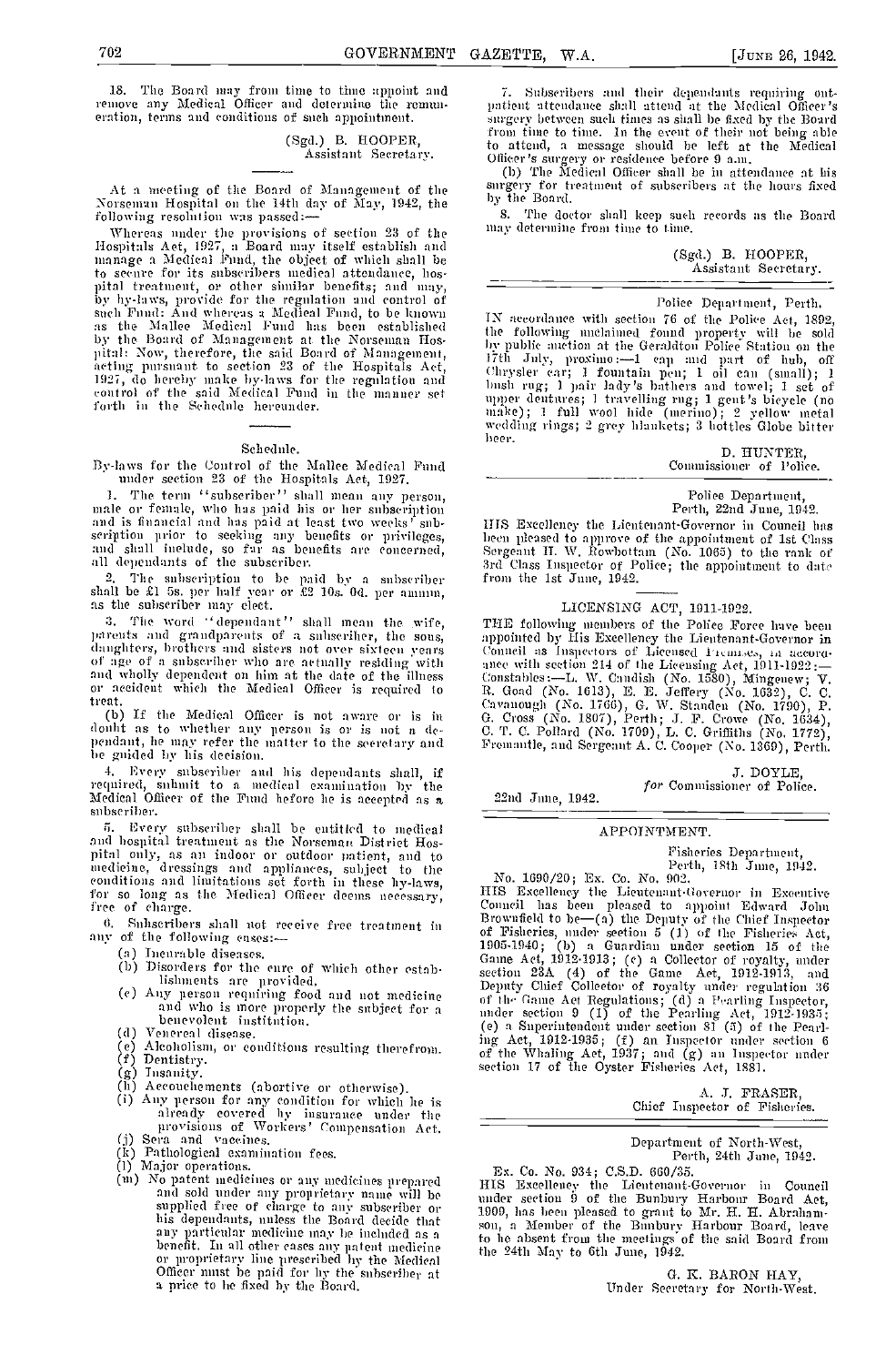18. The Board may from time to time appoint and remove any Medical Officer and determine the remuneration, terms and conditions of such appointment.

(Sgd.) B. HOOPER,
Assistant Secretary.

---

At a meeting of the Board of Management of the Norseman Hospital on the 14th day of May, 1942, the following resolution was passed:—

Whereas under the provisions of section 23 of the Hospitals Act, 1927, a Board may itself establish and manage a Medical Fund, the object of which shall be to secure for its subscribers medical attendance, hospital treatment, or other similar benefits; and may, by by-laws, provide for the regulation and control of such Fund: And whereas a Medical Fund, to be known as the Mallee Medical Fund has been established by the Board of Management at the Norseman Hospital: Now, therefore, the said Board of Management, acting pursuant to section 23 of the Hospitals Act, 1927, do hereby make by-laws for the regulation and control of the said Medical Fund in the manner set forth in the Schedule hereunder.

---

Schedule.

By-laws for the Control of the Mallee Medical Fund under section 23 of the Hospitals Act, 1927.

1. The term "subscriber" shall mean any person, male or female, who has paid his or her subscription and is financial and has paid at least two weeks' subscription prior to seeking any benefits or privileges, and shall include, so far as benefits are concerned, all dependants of the subscriber.

2. The subscription to be paid by a subscriber shall be £1 5s. per half year or £2 10s. 0d. per annum, as the subscriber may elect.

3. The word "dependant" shall mean the wife, parents and grandparents of a subscriber, the sons, daughters, brothers and sisters not over sixteen years of age of a subscriber who are actually residing with and wholly dependent on him at the date of the illness or accident which the Medical Officer is required to treat.

(b) If the Medical Officer is not aware or is in doubt as to whether any person is or is not a dependant, he may refer the matter to the secretary and be guided by his decision.

4. Every subscriber and his dependants shall, if required, submit to a medical examination by the Medical Officer of the Fund before he is accepted as a subscriber.

5. Every subscriber shall be entitled to medical and hospital treatment as the Norseman District Hospital only, as an indoor or outdoor patient, and to medicine, dressings and appliances, subject to the conditions and limitations set forth in these by-laws, for so long as the Medical Officer deems necessary, free of charge.

6. Subscribers shall not receive free treatment in any of the following cases:—

(a) Incurable diseases.
(b) Disorders for the cure of which other establishments are provided.
(c) Any person requiring food and not medicine and who is more properly the subject for a benevolent institution.
(d) Venereal disease.
(e) Alcoholism, or conditions resulting therefrom.
(f) Dentistry.
(g) Insanity.
(h) Accouchements (abortive or otherwise).
(i) Any person for any condition for which he is already covered by insurance under the provisions of Workers' Compensation Act.
(j) Sera and vaccines.
(k) Pathological examination fees.
(l) Major operations.
(m) No patent medicines or any medicines prepared and sold under any proprietary name will be supplied free of charge to any subscriber or his dependants, unless the Board decide that any particular medicine may be included as a benefit. In all other cases any patent medicine or proprietary line prescribed by the Medical Officer must be paid for by the subscriber at a price to be fixed by the Board.

7. Subscribers and their dependants requiring outpatient attendance shall attend at the Medical Officer's surgery between such times as shall be fixed by the Board from time to time. In the event of their not being able to attend, a message should be left at the Medical Officer's surgery or residence before 9 a.m.

(b) The Medical Officer shall be in attendance at his surgery for treatment of subscribers at the hours fixed by the Board.

8. The doctor shall keep such records as the Board may determine from time to time.

(Sgd.) B. HOOPER,
Assistant Secretary.

---

Police Department, Perth.

IN accordance with section 76 of the Police Act, 1892, the following unclaimed found property will be sold by public auction at the Geraldton Police Station on the 17th July, proximo:—1 cap and part of hub, off Chrysler car; 1 fountain pen; 1 oil can (small); 1 lnsh rug; 1 pair lady's bathers and towel; 1 set of upper dentures; 1 travelling rug; 1 gent's bicycle (no make); 1 full wool hide (merino); 2 yellow metal wedding rings; 2 grey blankets; 3 bottles Globe bitter beer.

D. HUNTER,
Commissioner of Police.

---

Police Department,
Perth, 22nd June, 1942.

HIS Excellency the Lieutenant-Governor in Council has been pleased to approve of the appointment of 1st Class Sergeant H. W. Rowbottam (No. 1065) to the rank of 3rd Class Inspector of Police; the appointment to date from the 1st June, 1942.

---

LICENSING ACT, 1911-1922.

THE following members of the Police Force have been appointed by His Excellency the Lieutenant-Governor in Council as Inspectors of Licensed Premises, in accordance with section 214 of the Licensing Act, 1911-1922:— Constables:—L. W. Candish (No. 1580), Mingenew; V. R. Goad (No. 1613), E. E. Jeffery (No. 1632), C. C. Cavanough (No. 1766), G. W. Standen (No. 1790), P. G. Cross (No. 1807), Perth; J. F. Crowe (No. 1634), C. T. C. Pollard (No. 1709), L. C. Griffiths (No. 1772), Fremantle, and Sergeant A. C. Cooper (No. 1369), Perth.

J. DOYLE,
*for* Commissioner of Police.

22nd June, 1942.

---

APPOINTMENT.

Fisheries Department,
Perth, 18th June, 1942.

No. 1690/20; Ex. Co. No. 902.

HIS Excellency the Lieutenant-Governor in Executive Council has been pleased to appoint Edward John Brownfield to be—(a) the Deputy of the Chief Inspector of Fisheries, under section 5 (1) of the Fisheries Act, 1905-1940; (b) a Guardian under section 15 of the Game Act, 1912-1913; (c) a Collector of royalty, under section 23A (4) of the Game Act, 1912-1913, and Deputy Chief Collector of royalty under regulation 36 of the Game Act Regulations; (d) a Pearling Inspector, under section 9 (1) of the Pearling Act, 1912-1935; (e) a Superintendent under section 81 (5) of the Pearling Act, 1912-1935; (f) an Inspector under section 6 of the Whaling Act, 1937; and (g) an Inspector under section 17 of the Oyster Fisheries Act, 1881.

A. J. FRASER,
Chief Inspector of Fisheries.

---

Department of North-West,
Perth, 24th June, 1942.

Ex. Co. No. 934; C.S.D. 660/35.

HIS Excellency the Lieutenant-Governor in Council under section 9 of the Bunbury Harbour Board Act, 1909, has been pleased to grant to Mr. H. H. Abrahamson, a Member of the Bunbury Harbour Board, leave to be absent from the meetings of the said Board from the 24th May to 6th June, 1942.

G. K. BARON HAY,
Under Secretary for North-West.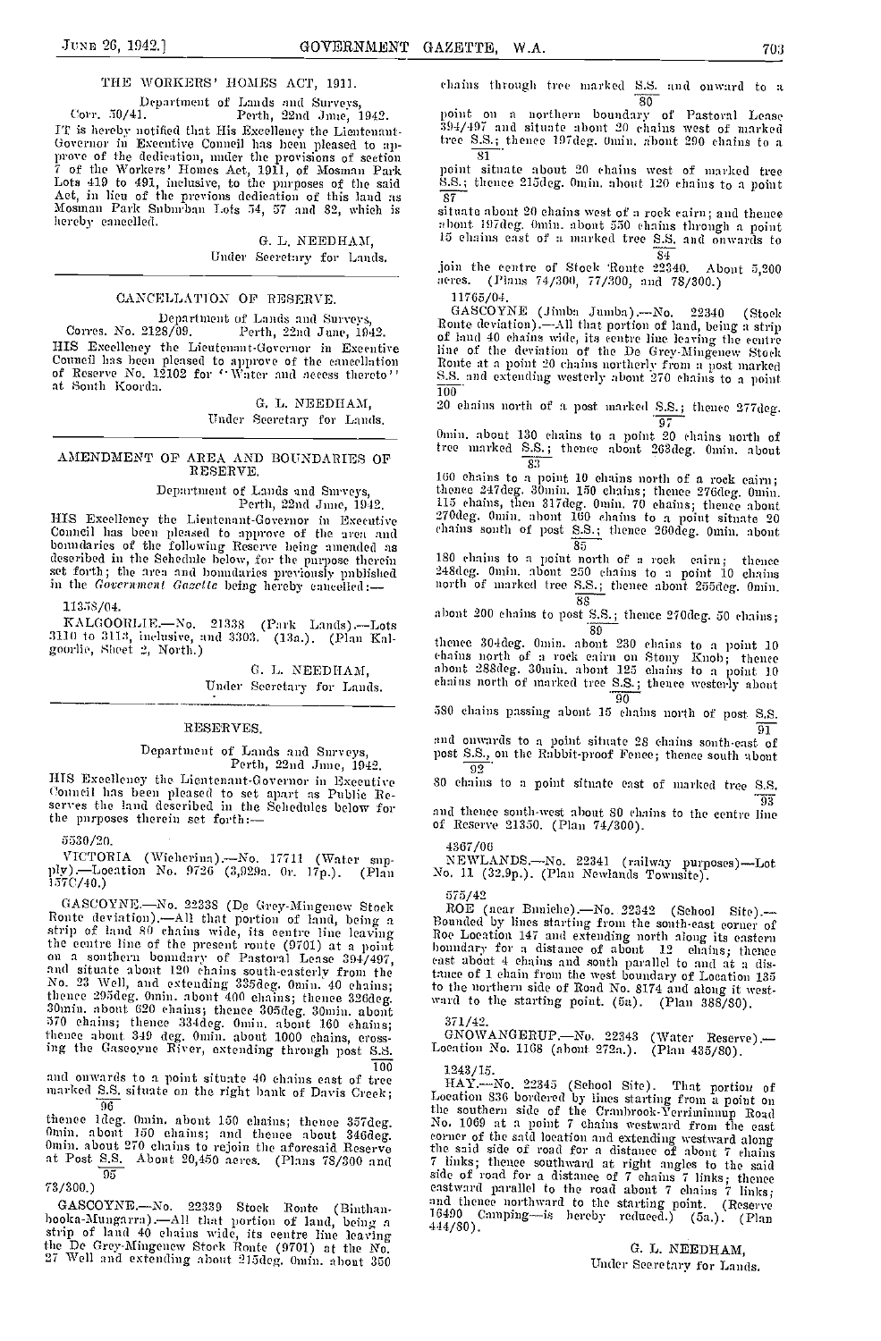## THE WORKERS' HOMES ACT, 1911.

Department of Lands and Surveys,
Corr. 50/41. Perth, 22nd June, 1942.

IT is hereby notified that His Excellency the Lieutenant-Governor in Executive Council has been pleased to approve of the dedication, under the provisions of section 7 of the Workers' Homes Act, 1911, of Mosman Park Lots 419 to 491, inclusive, to the purposes of the said Act, in lieu of the previous dedication of this land as Mosman Park Suburban Lots 54, 57 and 82, which is hereby cancelled.

G. L. NEEDHAM,
Under Secretary for Lands.

## CANCELLATION OF RESERVE.

Department of Lands and Surveys,
Corres. No. 2128/09. Perth, 22nd June, 1942.

HIS Excellency the Lieutenant-Governor in Executive Council has been pleased to approve of the cancellation of Reserve No. 12102 for "Water and access thereto" at South Koorda.

G. L. NEEDHAM,
Under Secretary for Lands.

## AMENDMENT OF AREA AND BOUNDARIES OF RESERVE.

Department of Lands and Surveys,
Perth, 22nd June, 1942.

HIS Excellency the Lieutenant-Governor in Executive Council has been pleased to approve of the area and boundaries of the following Reserve being amended as described in the Schedule below, for the purpose therein set forth; the area and boundaries previously published in the *Government Gazette* being hereby cancelled:—

11358/04.

KALGOORLIE.—No. 21338 (Park Lands).—Lots 3110 to 3113, inclusive, and 3303. (13a.). (Plan Kalgoorlie, Sheet 2, North.)

G. L. NEEDHAM,
Under Secretary for Lands.

## RESERVES.

Department of Lands and Surveys,
Perth, 22nd June, 1942.

HIS Excellency the Lieutenant-Governor in Executive Council has been pleased to set apart as Public Reserves the land described in the Schedules below for the purposes therein set forth:—

5530/20.

VICTORIA (Wicherina).—No. 17711 (Water supply).—Location No. 9726 (3,929a. 0r. 17p.). (Plan 157C/40.)

GASCOYNE.—No. 22338 (De Grey-Mingenew Stock Route deviation).—All that portion of land, being a strip of land 80 chains wide, its centre line leaving the centre line of the present route (9701) at a point on a southern boundary of Pastoral Lease 394/497, and situate about 120 chains south-easterly from the No. 23 Well, and extending 335deg. 0min. 40 chains; thence 295deg. 0min. about 400 chains; thence 326deg. 30min. about 620 chains; thence 305deg. 30min. about 570 chains; thence 334deg. 0min. about 160 chains; thence about 349 deg. 0min. about 1000 chains, crossing the Gascoyne River, extending through post S.S./100 and onwards to a point situate 40 chains east of tree marked S.S./96 situate on the right bank of Davis Creek; thence 1deg. 0min. about 150 chains; thence 357deg. 0min. about 150 chains; and thence about 346deg. 0min. about 270 chains to rejoin the aforesaid Reserve at Post S.S./95. About 20,450 acres. (Plans 78/300 and 73/300.)

GASCOYNE.—No. 22339 Stock Route (Binthanbooka-Mungarra).—All that portion of land, being a strip of land 40 chains wide, its centre line leaving the De Grey-Mingenew Stock Route (9701) at the No. 27 Well and extending about 215deg. 0min. about 350 chains through tree marked S.S./80 and onward to a point on a northern boundary of Pastoral Lease 394/497 and situate about 20 chains west of marked tree S.S./81; thence 197deg. 0min. about 290 chains to a point situate about 20 chains west of marked tree S.S./87; thence 215deg. 0min. about 120 chains to a point situate about 20 chains west of a rock cairn; and thence about 197deg. 0min. about 550 chains through a point 15 chains east of a marked tree S.S./84 and onwards to join the centre of Stock Route 22340. About 5,200 acres. (Plans 74/300, 77/300, and 78/300.)

11765/04.

GASCOYNE (Jimba Jimba).—No. 22340 (Stock Route deviation).—All that portion of land, being a strip of land 40 chains wide, its centre line leaving the centre line of the deviation of the De Grey-Mingenew Stock Route at a point 20 chains northerly from a post marked S.S./100 and extending westerly about 270 chains to a point 20 chains north of a post marked S.S./97; thence 277deg. 0min. about 130 chains to a point 20 chains north of tree marked S.S./83; thence about 263deg. 0min. about 160 chains to a point 10 chains north of a rock cairn; thence 247deg. 30min. 150 chains; thence 276deg. 0min. 115 chains, then 317deg. 0min. 70 chains; thence about 270deg. 0min. about 160 chains to a point situate 20 chains south of post S.S./85; thence 260deg. 0min. about 180 chains to a point north of a rock cairn; thence 248deg. 0min. about 250 chains to a point 10 chains north of marked tree S.S./88; thence about 255deg. 0min. about 200 chains to post S.S./89; thence 270deg. 50 chains; thence 304deg. 0min. about 230 chains to a point 10 chains north of a rock cairn on Stony Knob; thence about 288deg. 30min. about 125 chains to a point 10 chains north of marked tree S.S./90; thence westerly about 580 chains passing about 15 chains north of post S.S./91 and onwards to a point situate 28 chains south-east of post S.S./92, on the Rabbit-proof Fence; thence south about 80 chains to a point situate east of marked tree S.S./93 and thence south-west about 80 chains to the centre line of Reserve 21350. (Plan 74/300).

4367/06

NEWLANDS.—No. 22341 (railway purposes)—Lot No. 11 (32.9p.). (Plan Newlands Townsite).

575/42

ROE (near Buniche).—No. 22342 (School Site).—Bounded by lines starting from the south-east corner of Roe Location 147 and extending north along its eastern boundary for a distance of about 12 chains; thence east about 4 chains and south parallel to and at a distance of 1 chain from the west boundary of Location 135 to the northern side of Road No. 8174 and along it westward to the starting point. (5a). (Plan 388/80).

371/42.

GNOWANGERUP.—No. 22343 (Water Reserve).—Location No. 1168 (about 272a.). (Plan 435/80).

1243/15.

HAY.—No. 22345 (School Site). That portion of Location 836 bordered by lines starting from a point on the southern side of the Cranbrook-Yerriminnup Road No. 1069 at a point 7 chains westward from the east corner of the said location and extending westward along the said side of road for a distance of about 7 chains 7 links; thence southward at right angles to the said side of road for a distance of 7 chains 7 links; thence eastward parallel to the road about 7 chains 7 links; and thence northward to the starting point. (Reserve 16490 Camping—is hereby reduced.) (5a.). (Plan 444/80).

G. L. NEEDHAM,
Under Secretary for Lands.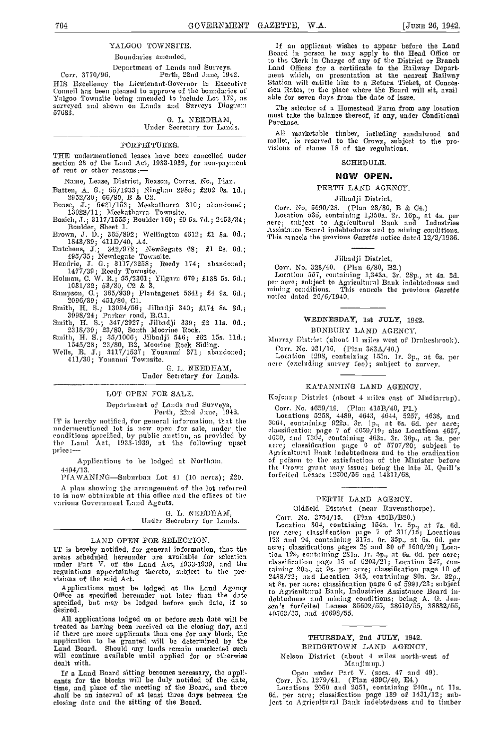## YALGOO TOWNSITE.

Boundaries amended.

Department of Lands and Surveys.

Corr. 3770/96. Perth, 22nd June, 1942.

HIS Excellency the Lieutenant-Governor in Executive Council has been pleased to approve of the boundaries of Yalgoo Townsite being amended to include Lot 179, as surveyed and shown on Lands and Surveys Diagram 57683.

G. L. NEEDHAM,
Under Secretary for Lands.

---

## FORFEITURES.

THE undermentioned leases have been cancelled under section 23 of the Land Act, 1933-1939, for non-payment of rent or other reasons:—

Name, Lease, District, Reason, Corres. No., Plan.

Batten, A. G.; 55/1933; Ningham 2985; £202 0s. 1d.; 2952/30; 66/80, B & C2.

Boase, J.; 6421/153; Meekatharra 310; abandoned; 13028/11; Meekatharra Townsite.

Bozich, J.; 3117/1555; Boulder 160; £0 5s. 7d.; 2453/34; Boulder, Sheet 1.

Brown, J. D.; 365/892; Wellington 4612; £1 8s. 0d.; 1843/39; 411D/40, A4.

Datchens, J.; 342/972; Newdegate 68; £1 2s. 6d.; 495/35; Newdegate Townsite.

Hendrie, J. G.; 3117/3258; Reedy 174; abandoned; 1477/39; Reedy Townsite.

Holman, C. W. R.; 55/2361; Yilgarn 679; £138 5s. 5d.; 1031/32; 53/80, C2 & 3.

Sampson, C.; 365/939; Plantagenet 5641; £4 9s. 6d.; 2096/39; 451/80, C1.

Smith, H. S.; 13024/56; Jilbadji 340; £174 8s. 8d.; 3998/24; Parker road, B.C.1.

Smith, H. S.; 347/2927; Jilbadji 339; £2 11s. 0d.; 2318/39; 23/80, South Moorine Rock.

Smith, H. S.; 55/1006; Jilbadji 546; £62 15s. 11d.; 1545/28; 23/80, B2, Moorine Rock Siding.

Wells, R. J.; 3117/1537; Youanmi 371; abandoned; 411/36; Youanmi Townsite.

G. L. NEEDHAM,
Under Secretary for Lands.

---

## LOT OPEN FOR SALE.

Department of Lands and Surveys,
Perth, 22nd June, 1942.

IT is hereby notified, for general information, that the undermentioned lot is now open for sale, under the conditions specified, by public auction, as provided by the Land Act, 1933-1939, at the following upset price:—

Applications to be lodged at Northam.

4494/13.

PIAWANING—Suburban Lot 41 (10 acres); £20.

A plan showing the arrangement of the lot referred to is now obtainable at this office and the offices of the various Government Land Agents.

G. L. NEEDHAM,
Under Secretary for Lands.

---

## LAND OPEN FOR SELECTION.

IT is hereby notified, for general information, that the areas scheduled hereunder are available for selection under Part V. of the Land Act, 1933-1939, and the regulations appertaining thereto, subject to the provisions of the said Act.

Applications must be lodged at the Land Agency Office as specified hereunder not later than the date specified, but may be lodged before such date, if so desired.

All applications lodged on or before such date will be treated as having been received on the closing day, and if there are more applicants than one for any block, the application to be granted will be determined by the Land Board. Should any lands remain unselected such will continue available until applied for or otherwise dealt with.

If a Land Board sitting becomes necessary, the applicants for the blocks will be duly notified of the date, time, and place of the meeting of the Board, and there shall be an interval of at least three days between the closing date and the sitting of the Board.

If an applicant wishes to appear before the Land Board in person he may apply to the Head Office or to the Clerk in Charge of any of the District or Branch Land Offices for a certificate to the Railway Department which, on presentation at the nearest Railway Station will entitle him to a Return Ticket, at Concession Rates, to the place where the Board will sit, available for seven days from the date of issue.

The selector of a Homestead Farm from any location must take the balance thereof, if any, under Conditional Purchase.

All marketable timber, including sandalwood and mallet, is reserved to the Crown, subject to the provisions of clause 18 of the regulations.

### SCHEDULE.

### NOW OPEN.

PERTH LAND AGENCY.

Jilbadji District.

Corr. No. 5690/28. (Plan 23/80, B & C4.)

Location 535, containing 1,350a. 2r. 16p., at 4s. per acre; subject to Agricultural Bank and Industries Assistance Board indebtedness and to mining conditions. This cancels the previous *Gazette* notice dated 12/2/1936.

Jilbadji District.

Corr. No. 323/40. (Plan 6/80, B2.)

Location 557, containing 1,343a. 3r. 28p., at 4s. 3d. per acre; subject to Agricultural Bank indebtedness and mining conditions. This cancels the previous *Gazette* notice dated 26/6/1940.

### WEDNESDAY, 1st JULY, 1942.

BUNBURY LAND AGENCY.

Murray District (about 11 miles west of Drakesbrook).

Corr. No. 931/16. (Plan 383A/40.)

Location 1298, containing 153a. 1r. 3p., at 6s. per acre (excluding survey fee); subject to survey.

KATANNING LAND AGENCY.

Kojonup District (about 4 miles east of Mudiarrup).

Corr. No. 4659/19. (Plan 416B/40, F1.)

Locations 5258, 4489, 4643, 4644, 5257, 4638, and 6664, containing 922a. 3r. 1p., at 6s. 6d. per acre; classification page 7 of 4659/19; also Locations 4637, 4630, and 7304, containing 463a. 3r. 36p., at 3s. per acre; classification page 6 of 5707/20; subject to Agricultural Bank indebtedness and to the eradication of poison to the satisfaction of the Minister before the Crown grant may issue; being the late M. Quill's forfeited Leases 12500/56 and 14311/68.

PERTH LAND AGENCY.

Oldfield District (near Ravensthorpe).

Corr. No. 3754/15. (Plan 420B/B20.)

Location 304, containing 154a. 1r. 5p., at 7s. 6d. per acre; classification page 7 of 311/15; Locations 123 and 94, containing 317a. 0r. 35p., at 6s. 6d. per acre; classifications pages 25 and 30 of 1606/20; Location 129, containing 281a. 1r. 5p., at 6s. 6d. per acre; classification page 15 of 6203/21; Location 247, containing 20a., at 9s. per acre; classification page 10 of 2488/22; and Location 345, containing 80a. 2r. 32p., at 8s. per acre; classification page 6 of 5991/23; subject to Agricultural Bank, Industries Assistance Board indebtedness and mining conditions; being A. G. Jensen's forfeited Leases 35602/55, 38610/55, 38832/55, 40563/55, and 40698/55.

### THURSDAY, 2nd JULY, 1942.

BRIDGETOWN LAND AGENCY.

Nelson District (about 4 miles north-west of Manjimup.)

Open under Part V. (secs. 47 and 49).

Corr. No. 1279/41. (Plan 439C/40, E4.)

Locations 2050 and 2051, containing 240a., at 11s. 6d. per acre; classification page 139 of 1431/12; subject to Agricultural Bank indebtedness and to timber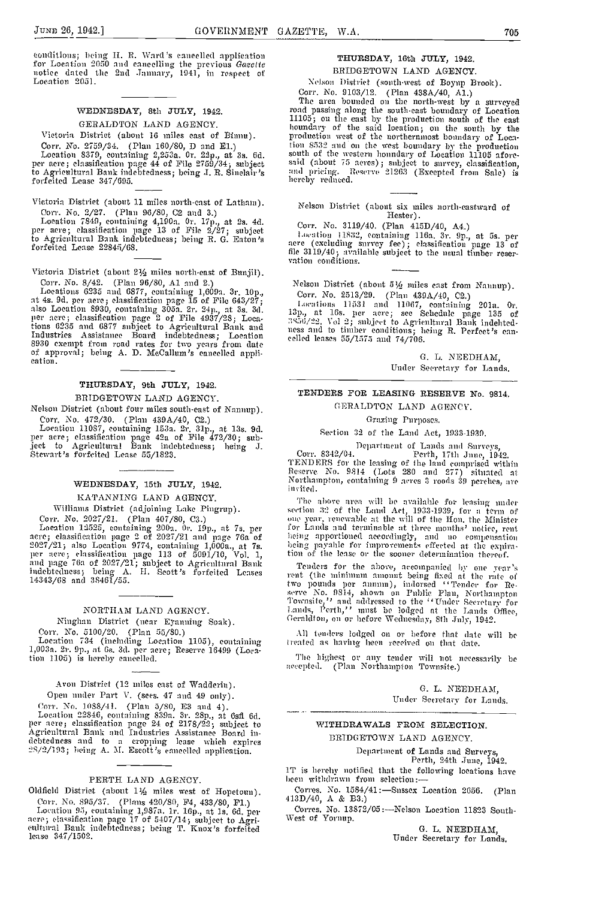conditions; being H. R. Ward's cancelled application for Location 2050 and cancelling the previous *Gazette* notice dated the 2nd January, 1941, in respect of Location 2051.

### WEDNESDAY, 8th JULY, 1942.

GERALDTON LAND AGENCY.

Victoria District (about 16 miles east of Binnu).

Corr. No. 2759/34. (Plan 160/80, D and E1.)

Location 8379, containing 2,253a. 0r. 22p., at 3s. 6d. per acre; classification page 44 of File 2759/34; subject to Agricultural Bank indebtedness; being J. R. Sinclair's forfeited Lease 347/695.

Victoria District (about 11 miles north-east of Latham).

Corr. No. 2/27. (Plan 96/80, C2 and 3.)

Location 7849, containing 4,190a. 0r. 17p., at 2s. 4d. per acre; classification page 13 of File 2/27; subject to Agricultural Bank indebtedness; being R. G. Eaton's forfeited Lease 22845/68.

Victoria District (about 2½ miles north-east of Bunjil).

Corr. No. 8/42. (Plan 96/80, A1 and 2.)

Locations 6235 and 6877, containing 1,609a. 3r. 10p., at 4s. 9d. per acre; classification page 15 of File 643/27; also Location 8930, containing 305a. 2r. 24p., at 3s. 3d. per acre; classification page 2 of File 4937/28; Locations 6235 and 6877 subject to Agricultural Bank and Industries Assistance Board indebtedness; Location 8930 exempt from road rates for two years from date of approval; being A. D. McCallum's cancelled application.

### THURSDAY, 9th JULY, 1942.

BRIDGETOWN LAND AGENCY.

Nelson District (about four miles south-east of Nannup).

Corr. No. 472/30. (Plan 439A/40, C2.)

Location 11087, containing 153a. 2r. 31p., at 13s. 9d. per acre; classification page 42a of File 472/30; subject to Agricultural Bank indebtedness; being J. Stewart's forfeited Lease 55/1823.

### WEDNESDAY, 15th JULY, 1942.

KATANNING LAND AGENCY.

Williams District (adjoining Lake Pingrup).

Corr. No. 2027/21. (Plan 407/80, C3.)

Location 12525, containing 200a. 0r. 19p., at 7s. per acre; classification page 2 of 2027/21 and page 76a of 2027/21; also Location 9774, containing 1,000a., at 7s. per acre; classification page 113 of 5091/10, Vol. 1, and page 76a of 2027/21; subject to Agricultural Bank indebtedness; being A. H. Scott's forfeited Leases 14343/68 and 38461/55.

NORTHAM LAND AGENCY.

Ninghan District (near Eyanning Soak).

Corr. No. 5100/20. (Plan 55/80.)

Location 734 (including Location 1105), containing 1,003a. 2r. 9p., at 6s. 3d. per acre; Reserve 16499 (Location 1105) is hereby cancelled.

Avon District (12 miles east of Wadderin).

Open under Part V. (secs. 47 and 49 only).

Corr. No. 1088/41. (Plan 5/80, E3 and 4).

Location 22846, containing 839a. 3r. 28p., at 6s. 6d. per acre; classification page 24 of 2178/22; subject to Agricultural Bank and Industries Assistance Board indebtedness and to a cropping lease which expires 28/2/193; being A. M. Escott's cancelled application.

PERTH LAND AGENCY.

Oldfield District (about 1½ miles west of Hopetoun).

Corr. No. 895/37. (Plans 420/80, F4, 433/80, F1.)

Location 95, containing 1,987a. 1r. 16p., at 1s. 6d. per acre; classification page 17 of 5407/14; subject to Agricultural Bank indebtedness; being T. Knox's forfeited lease 347/1502.

### THURSDAY, 16th JULY, 1942.

BRIDGETOWN LAND AGENCY.

Nelson District (south-west of Boyup Brook).

Corr. No. 9103/12. (Plan 438A/40, A1.)

The area bounded on the north-west by a surveyed road passing along the south-east boundary of Location 11105; on the east by the production south of the east boundary of the said location; on the south by the production west of the northernmost boundary of Location 8532 and on the west boundary by the production south of the western boundary of Location 11105 aforesaid (about 75 acres); subject to survey, classification, and pricing. Reserve 21263 (Excepted from Sale) is hereby reduced.

Nelson District (about six miles north-eastward of Hester).

Corr. No. 3119/40. (Plan 415D/40, A4.)

Location 11832, containing 116a. 3r. 9p., at 5s. per acre (excluding survey fee); classification page 13 of file 3119/40; available subject to the usual timber reservation conditions.

Nelson District (about 5½ miles east from Nannup).

Corr. No. 2513/29. (Plan 439A/40, C2.)

Locations 11531 and 11067, containing 201a. 0r. 13p., at 16s. per acre; see Schedule page 135 of 3856/22, Vol 2; subject to Agricultural Bank indebtedness and to timber conditions; being R. Perfect's cancelled leases 55/1575 and 74/706.

G. L. NEEDHAM,
Under Secretary for Lands.

## TENDERS FOR LEASING RESERVE No. 9814.

GERALDTON LAND AGENCY.

Grazing Purposes.

Section 32 of the Land Act, 1933-1939.

Department of Lands and Surveys,
Perth, 17th June, 1942.

Corr. 8342/04.

TENDERS for the leasing of the land comprised within Reserve No. 9814 (Lots 280 and 277) situated at Northampton, containing 9 acres 3 roods 39 perches, are invited.

The above area will be available for leasing under section 32 of the Land Act, 1933-1939, for a term of one year, renewable at the will of the Hon. the Minister for Lands and terminable at three months' notice, rent being apportioned accordingly, and no compensation being payable for improvements effected at the expiration of the lease or the sooner determination thereof.

Tenders for the above, accompanied by one year's rent (the minimum amount being fixed at the rate of two pounds per annum), indorsed "Tender for Reserve No. 9814, shown on Public Plan, Northampton Townsite," and addressed to the "Under Secretary for Lands, Perth," must be lodged at the Lands Office, Geraldton, on or before Wednesday, 8th July, 1942.

All tenders lodged on or before that date will be treated as having been received on that date.

The highest or any tender will not necessarily be accepted. (Plan Northampton Townsite.)

G. L. NEEDHAM,
Under Secretary for Lands.

## WITHDRAWALS FROM SELECTION.

BRIDGETOWN LAND AGENCY.

Department of Lands and Surveys,
Perth, 24th June, 1942.

IT is hereby notified that the following locations have been withdrawn from selection:—

Corres. No. 1584/41:—Sussex Location 2656. (Plan 413D/40, A & B3.)

Corres. No. 13872/05:—Nelson Location 11823 South-West of Yornup.

G. L. NEEDHAM,
Under Secretary for Lands.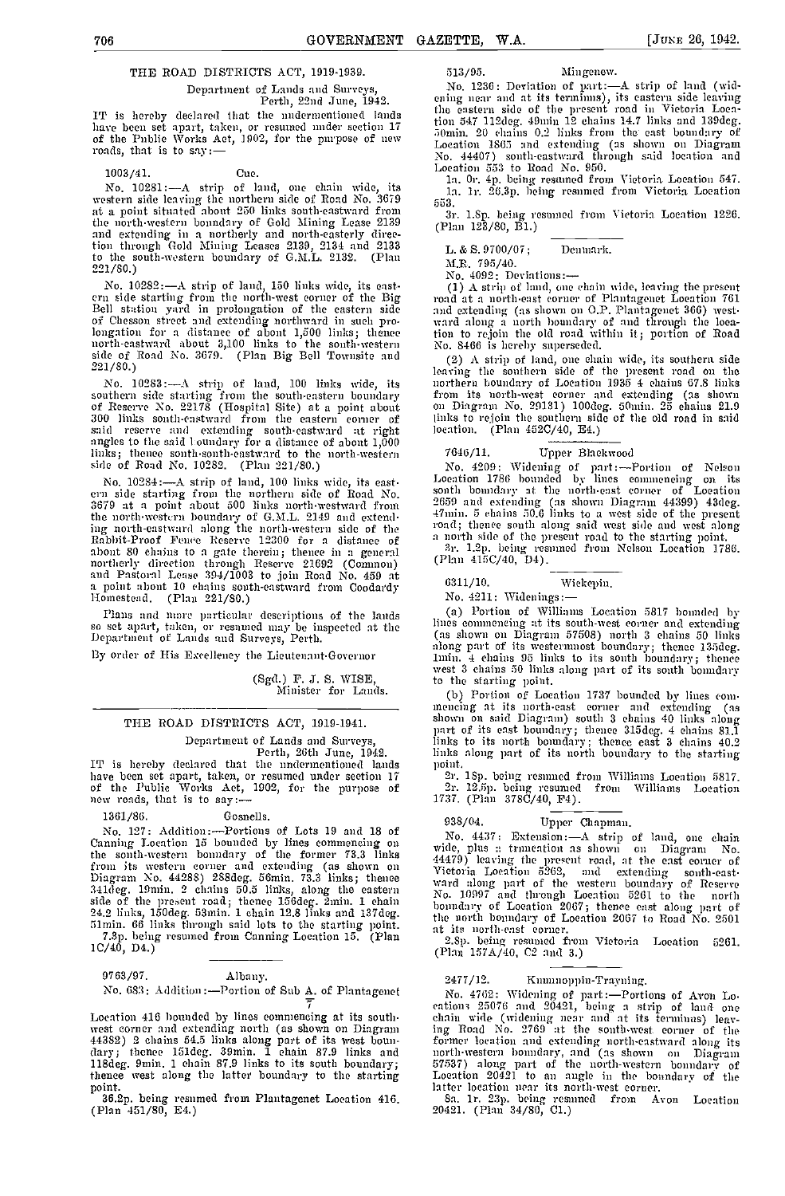## THE ROAD DISTRICTS ACT, 1919-1939.

Department of Lands and Surveys,
Perth, 22nd June, 1942.

IT is hereby declared that the undermentioned lands have been set apart, taken, or resumed under section 17 of the Public Works Act, 1902, for the purpose of new roads, that is to say:—

1003/41. Cue.

No. 10281:—A strip of land, one chain wide, its western side leaving the northern side of Road No. 3679 at a point situated about 250 links south-eastward from the north-western boundary of Gold Mining Lease 2139 and extending in a northerly and north-easterly direction through Gold Mining Leases 2139, 2134 and 2133 to the south-western boundary of G.M.L. 2132. (Plan 221/80.)

No. 10282:—A strip of land, 150 links wide, its eastern side starting from the north-west corner of the Big Bell station yard in prolongation of the eastern side of Chesson street and extending northward in such prolongation for a distance of about 1,500 links; thence north-eastward about 3,100 links to the south-western side of Road No. 3679. (Plan Big Bell Townsite and 221/80.)

No. 10283:—A strip of land, 100 links wide, its southern side starting from the south-eastern boundary of Reserve No. 22178 (Hospital Site) at a point about 300 links south-eastward from the eastern corner of said reserve and extending south-eastward at right angles to the said boundary for a distance of about 1,000 links; thence south-south-eastward to the north-western side of Road No. 10282. (Plan 221/80.)

No. 10284:—A strip of land, 100 links wide, its eastern side starting from the northern side of Road No. 3679 at a point about 500 links north-westward from the north-western boundary of G.M.L. 2149 and extending north-eastward along the north-western side of the Rabbit-Proof Fence Reserve 12300 for a distance of about 80 chains to a gate therein; thence in a general northerly direction through Reserve 21692 (Common) and Pastoral Lease 394/1003 to join Road No. 459 at a point about 10 chains south-eastward from Coodardy Homestead. (Plan 221/80.)

Plans and more particular descriptions of the lands so set apart, taken, or resumed may be inspected at the Department of Lands and Surveys, Perth.

By order of His Excellency the Lieutenant-Governor

(Sgd.) F. J. S. WISE,
Minister for Lands.

## THE ROAD DISTRICTS ACT, 1919-1941.

Department of Lands and Surveys,
Perth, 26th June, 1942.

IT is hereby declared that the undermentioned lands have been set apart, taken, or resumed under section 17 of the Public Works Act, 1902, for the purpose of new roads, that is to say:—

1361/86. Gosnells.

No. 127: Addition:—Portions of Lots 19 and 18 of Canning Location 15 bounded by lines commencing on the south-western boundary of the former 73.3 links from its western corner and extending (as shown on Diagram No. 44288) 288deg. 56min. 73.3 links; thence 341deg. 19min. 2 chains 59.5 links, along the eastern side of the present road; thence 156deg. 2min. 1 chain 24.2 links, 150deg. 53min. 1 chain 12.8 links and 137deg. 51min. 66 links through said lots to the starting point.

7.3p. being resumed from Canning Location 15. (Plan 1C/40, D4.)

9763/97. Albany.

No. 683: Addition:—Portion of Sub A/7 of Plantagenet Location 416 bounded by lines commencing at its south-west corner and extending north (as shown on Diagram 44382) 2 chains 54.5 links along part of its west boundary; thence 151deg. 39min. 1 chain 87.9 links and 118deg. 9min. 1 chain 87.9 links to its south boundary; thence west along the latter boundary to the starting point.

36.2p. being resumed from Plantagenet Location 416. (Plan 451/80, E4.)

513/95. Mingenew.

No. 1236: Deviation of part:—A strip of land (widening near and at its termini), its eastern side leaving the eastern side of the present road in Victoria Location 547 112deg. 49min 12 chains 14.7 links and 139deg. 50min. 20 chains 0.2 links from the east boundary of Location 1863 and extending (as shown on Diagram No. 44407) south-eastward through said location and Location 553 to Road No. 950.

1a. 0r. 4p. being resumed from Victoria Location 547.
1a. 1r. 26.3p. being resumed from Victoria Location 553.
3r. 1.8p. being resumed from Victoria Location 1226. (Plan 128/80, B1.)

L. & S. 9700/07; Denmark.
M.R. 795/40.

No. 4092: Deviations:—

(1) A strip of land, one chain wide, leaving the present road at a north-east corner of Plantagenet Location 761 and extending (as shown on O.P. Plantagenet 366) westward along a north boundary of and through the location to rejoin the old road within it; portion of Road No. 8466 is hereby superseded.

(2) A strip of land, one chain wide, its southern side leaving the southern side of the present road on the northern boundary of Location 1935 4 chains 67.8 links from its north-west corner and extending (as shown on Diagram No. 29131) 100deg. 50min. 25 chains 21.9 links to rejoin the southern side of the old road in said location. (Plan 452C/40, E4.)

7646/11. Upper Blackwood

No. 4209: Widening of part:—Portion of Nelson Location 1786 bounded by lines commencing on its south boundary at the north-east corner of Location 2659 and extending (as shown Diagram 44399) 43deg. 47min. 5 chains 50.6 links to a west side of the present road; thence south along said west side and west along a north side of the present road to the starting point.

3r. 1.2p. being resumed from Nelson Location 1786. (Plan 415C/40, D4).

6311/10. Wickepin.

No. 4211: Widenings:—

(a) Portion of Williams Location 5817 bounded by lines commencing at its south-west corner and extending (as shown on Diagram 57508) north 3 chains 50 links along part of its westernmost boundary; thence 135deg. 1min. 4 chains 95 links to its south boundary; thence west 3 chains 50 links along part of its south boundary to the starting point.

(b) Portion of Location 1737 bounded by lines commencing at its north-east corner and extending (as shown on said Diagram) south 3 chains 40 links along part of its east boundary; thence 315deg. 4 chains 81.1 links to its north boundary; thence east 3 chains 40.2 links along part of its north boundary to the starting point.

2r. 18p. being resumed from Williams Location 5817.
2r. 12.5p. being resumed from Williams Location 1737. (Plan 378C/40, F4).

938/04. Upper Chapman.

No. 4437: Extension:—A strip of land, one chain wide, plus a truncation as shown on Diagram No. 44479) leaving the present road, at the east corner of Victoria Location 5262, and extending south-eastward along part of the western boundary of Reserve No. 10997 and through Location 5261 to the north boundary of Location 2067; thence east along part of the north boundary of Location 2067 to Road No. 2501 at its north-east corner.

2.8p. being resumed from Victoria Location 5261. (Plan 157A/40, C2 and 3.)

2477/12. Kununoppin-Trayning.

No. 4702: Widening of part:—Portions of Avon Locations 25076 and 20421, being a strip of land one chain wide (widening near and at its termini) leaving Road No. 2769 at the south-west corner of the former location and extending north-eastward along its north-western boundary, and (as shown on Diagram 57537) along part of the north-western boundary of Location 20421 to an angle in the boundary of the latter location near its north-west corner.

8a. 1r. 23p. being resumed from Avon Location 20421. (Plan 34/80, C1.)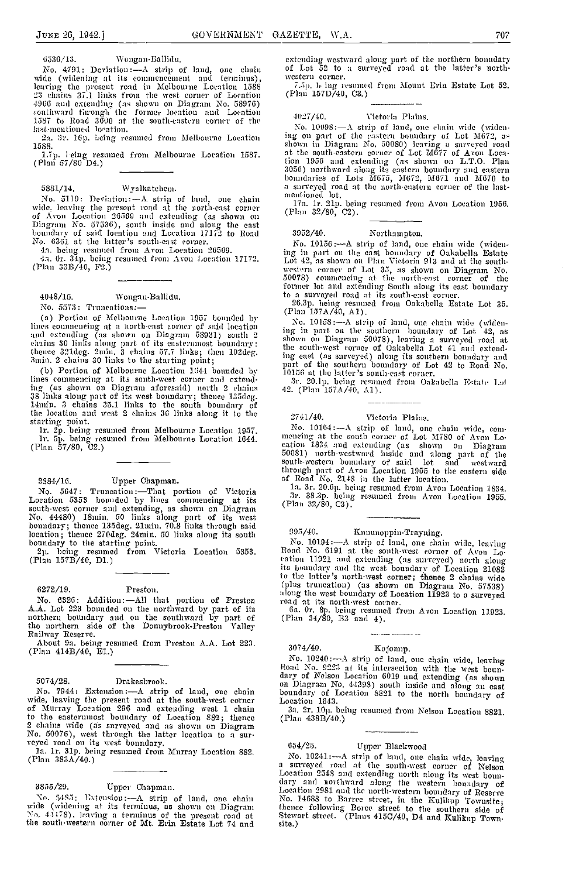6530/13. Wongan-Ballidu.

No. 4791: Deviation:—A strip of land, one chain wide (widening at its commencement and terminus), leaving the present road in Melbourne Location 1588 23 chains 37.1 links from the west corner of Location 4966 and extending (as shown on Diagram No. 58976) southward through the former location and Location 1587 to Road 3600 at the south-eastern corner of the last-mentioned location.

2a. 3r. 16p. being resumed from Melbourne Location 1588.

1.7p. being resumed from Melbourne Location 1587. (Plan 57/80 D4.)

5881/14. Wyalkatchem.

No. 5119: Deviation:—A strip of land, one chain wide, leaving the present road at the north-east corner of Avon Location 26569 and extending (as shown on Diagram No. 57536), south inside and along the east boundary of said location and Location 17172 to Road No. 6361 at the latter's south-east corner.

4a. being resumed from Avon Location 26569.

4a. 0r. 34p. being resumed from Avon Location 17172. (Plan 33B/40, F2.)

4048/15. Wongan-Ballidu.

No. 5573: Truncations:—

(a) Portion of Melbourne Location 1957 bounded by lines commencing at a north-east corner of said location and extending (as shown on Diagram 58931) south 2 chains 30 links along part of its easternmost boundary: thence 321deg. 2min. 3 chains 57.7 links; then 102deg. 3min. 2 chains 30 links to the starting point;

(b) Portion of Melbourne Location 1644 bounded by lines commencing at its south-west corner and extending (as shown on Diagram aforesaid) north 2 chains 38 links along part of its west boundary; thence 135deg. 14min. 3 chains 35.1 links to the south boundary of the location and west 2 chains 36 links along it to the starting point.

1r. 2p. being resumed from Melbourne Location 1957.

1r. 5p. being resumed from Melbourne Location 1644. (Plan 57/80, C2.)

2884/16. Upper Chapman.

No. 5647: Truncation:—That portion of Victoria Location 5353 bounded by lines commencing at its south-west corner and extending, as shown on Diagram No. 44480) 18min. 50 links along part of its west boundary; thence 135deg. 21min. 70.8 links through said location; thence 270deg. 24min. 50 links along its south boundary to the starting point.

2p. being resumed from Victoria Location 5353. (Plan 157B/40, D1.)

6272/19. Preston.

No. 6326: Addition:—All that portion of Preston A.A. Lot 223 bounded on the northward by part of its northern boundary and on the southward by part of the northern side of the Donnybrook-Preston Valley Railway Reserve.

About 9a. being resumed from Preston A.A. Lot 223. (Plan 414B/40, E1.)

5074/28. Drakesbrook.

No. 7944: Extension:—A strip of land, one chain wide, leaving the present road at the south-west corner of Murray Location 296 and extending west 1 chain to the easternmost boundary of Location 882; thence 2 chains wide (as surveyed and as shown on Diagram No. 50076), west through the latter location to a surveyed road on its west boundary.

1a. 1r. 31p. being resumed from Murray Location 882. (Plan 383A/40.)

3855/29. Upper Chapman.

No. 8483: Extension:—A strip of land, one chain wide (widening at its terminus, as shown on Diagram No. 44478), leaving a terminus of the present road at the south-western corner of Mt. Erin Estate Lot 74 and extending westward along part of the northern boundary of Lot 52 to a surveyed road at the latter's north-western corner.

7.5p. being resumed from Mount Erin Estate Lot 52. (Plan 157D/40, C3.)

4027/40. Victoria Plains.

No. 10098:—A strip of land, one chain wide (widening on part of the eastern boundary of Lot M672, as shown in Diagram No. 50080) leaving a surveyed road at the south-eastern corner of Lot M677 of Avon Location 1956 and extending (as shown on L.T.O. Plan 3056) northward along its eastern boundary and eastern boundaries of Lots M675, M672, M671 and M670 to a surveyed road at the north-eastern corner of the last-mentioned lot.

17a. 1r. 21p. being resumed from Avon Location 1956. (Plan 32/80, C2).

3952/40. Northampton.

No. 10156:—A strip of land, one chain wide (widening in part on the east boundary of Oakabella Estate Lot 42, as shown on Plan Victoria 913 and at the south-western corner of Lot 35, as shown on Diagram No. 50078) commencing at the north-east corner of the former lot and extending South along its east boundary to a surveyed road at its south-east corner.

26.3p. being resumed from Oakabella Estate Lot 35. (Plan 157A/40, A1).

No. 10158:—A strip of land, one chain wide (widening in part on the southern boundary of Lot 42, as shown on Diagram 50078), leaving a surveyed road at the south-west corner of Oakabella Lot 41 and extending east (as surveyed) along its southern boundary and part of the southern boundary of Lot 42 to Road No. 10156 at the latter's south-east corner.

3r. 20.1p. being resumed from Oakabella Estate Lot 42. (Plan 157A/40, A1).

2741/40. Victoria Plains.

No. 10164:—A strip of land, one chain wide, commencing at the south corner of Lot M780 of Avon Location 1834 and extending (as shown on Diagram 50081) north-westward inside and along part of the south-western boundary of said lot and westward through part of Avon Location 1955 to the eastern side of Road No. 2148 in the latter location.

1a. 3r. 20.6p. being resumed from Avon Location 1834.

3r. 38.3p. being resumed from Avon Location 1955. (Plan 32/80, C3).

995/40. Kununoppin-Trayning.

No. 10194:—A strip of land, one chain wide, leaving Road No. 6191 at the south-west corner of Avon Location 11921 and extending (as surveyed) north along its boundary and the west boundary of Location 21082 to the latter's north-west corner; thence 2 chains wide (plus truncation) (as shown on Diagram No. 57538) along the west boundary of Location 11923 to a surveyed road at its north-west corner.

6a. 0r. 8p. being resumed from Avon Location 11923. (Plan 34/80, B3 and 4).

3074/40. Kojonup.

No. 10240:—A strip of land, one chain wide, leaving Road No. 9223 at its intersection with the west boundary of Nelson Location 6019 and extending (as shown on Diagram No. 44398) south inside and along an east boundary of Location 8821 to the north boundary of Location 1643.

3a. 2r. 10p. being resumed from Nelson Location 8821. (Plan 438B/40.)

654/25. Upper Blackwood

No. 10241:—A strip of land, one chain wide, leaving a surveyed road at the south-west corner of Nelson Location 2548 and extending north along its west boundary and northward along the western boundary of Location 2981 and the north-western boundary of Reserve No. 14688 to Barree street, in the Kulikup Townsite; thence following Boree street to the southern side of Stewart street. (Plans 415C/40, D4 and Kulikup Townsite.)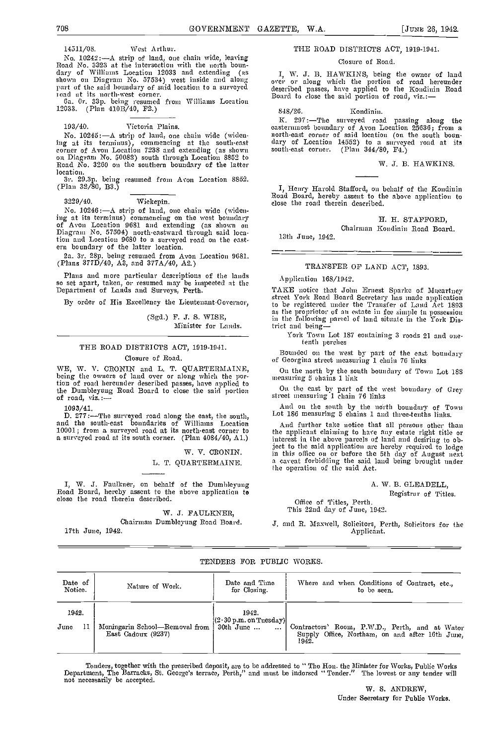14511/08. West Arthur.

No. 10242:—A strip of land, one chain wide, leaving Road No. 3323 at the intersection with the north boundary of Williams Location 12033 and extending (as shown on Diagram No. 57534) west inside and along part of the said boundary of said location to a surveyed road at its north-west corner.

6a. 0r. 33p. being resumed from Williams Location 12033. (Plan 410B/40, F2.)

---

193/40. Victoria Plains.

No. 10245:—A strip of land, one chain wide (widening at its terminus), commencing at the south-east corner of Avon Location 7238 and extending (as shown on Diagram No. 50082) south through Location 8852 to Road No. 3260 on the southern boundary of the latter location.

3r. 29.3p. being resumed from Avon Location 8852. (Plan 32/80, B3.)

---

3229/40. Wickepin.

No. 10246:—A strip of land, one chain wide (widening at its terminus) commencing on the west boundary of Avon Location 9681 and extending (as shown on Diagram No. 57504) north-eastward through said location and Location 9680 to a surveyed road on the eastern boundary of the latter location.

2a. 3r. 28p. being resumed from Avon Location 9681. (Plans 377D/40, A3, and 377A/40, A2.)

Plans and more particular descriptions of the lands so set apart, taken, or resumed may be inspected at the Department of Lands and Surveys, Perth.

By order of His Excellency the Lieutenant-Governor,

(Sgd.) F. J. S. WISE,
Minister for Lands.

---

## THE ROAD DISTRICTS ACT, 1919-1941.

### Closure of Road.

WE, W. V. CRONIN and L. T. QUARTERMAINE, being the owners of land over or along which the portion of road hereunder described passes, have applied to the Dumbleyung Road Board to close the said portion of road, viz.:—

1093/41.

D. 277:—The surveyed road along the east, the south, and the south-east boundaries of Williams Location 10001; from a surveyed road at its north-east corner to a surveyed road at its south corner. (Plan 4084/40, A1.)

W. V. CRONIN.
L. T. QUARTERMAINE.

---

I, W. J. Faulkner, on behalf of the Dumbleyung Road Board, hereby assent to the above application to close the road therein described.

W. J. FAULKNER,
Chairman Dumbleyung Road Board.

17th June, 1942.

---

## THE ROAD DISTRICTS ACT, 1919-1941.

### Closure of Road.

I, W. J. B. HAWKINS, being the owner of land over or along which the portion of road hereunder described passes, have applied to the Kondinin Road Board to close the said portion of road, viz.:—

848/26. Kondinin.

K. 297:—The surveyed road passing along the easternmost boundary of Avon Location 25636; from a north-east corner of said location (on the south boundary of Location 14552) to a surveyed road at its south-east corner. (Plan 344/80, F4.)

W. J. B. HAWKINS.

---

I, Henry Harold Stafford, on behalf of the Kondinin Road Board, hereby assent to the above application to close the road therein described.

H. H. STAFFORD,
Chairman Kondinin Road Board.

13th June, 1942.

---

## TRANSFER OF LAND ACT, 1893.

Application 168/1942.

TAKE notice that John Ernest Sparke of Macartney street York Road Board Secretary has made application to be registered under the Transfer of Land Act 1893 as the proprietor of an estate in fee simple in possession in the following parcel of land situate in the York District and being—

York Town Lot 187 containing 3 roods 21 and one-tenth perches

Bounded on the west by part of the east boundary of Georgina street measuring 1 chain 76 links

On the north by the south boundary of Town Lot 188 measuring 5 chains 1 link

On the east by part of the west boundary of Grey street measuring 1 chain 76 links

And on the south by the north boundary of Town Lot 186 measuring 5 chains 1 and three-tenths links.

And further take notice that all persons other than the applicant claiming to have any estate right title or interest in the above parcels of land and desiring to object to the said application are hereby required to lodge in this office on or before the 5th day of August next a caveat forbidding the said land being brought under the operation of the said Act.

A. W. B. GLEADELL,
Registrar of Titles.

Office of Titles, Perth.
This 22nd day of June, 1942.

J. and R. Maxwell, Solicitors, Perth, Solicitors for the Applicant.

---

## TENDERS FOR PUBLIC WORKS.

| Date of Notice. | Nature of Work. | Date and Time for Closing. | Where and when Conditions of Contract, etc., to be seen. |
|---|---|---|---|
| 1942. | | 1942. (2·30 p.m. on Tuesday) | |
| June 11 | Moringarin School—Removal from East Cadoux (9237) | 30th June ... ... | Contractors' Room, P.W.D., Perth, and at Water Supply Office, Northam, on and after 16th June, 1942. |

Tenders, together with the prescribed deposit, are to be addressed to "The Hon. the Minister for Works, Public Works Department, The Barracks, St. George's terrace, Perth," and must be indorsed "Tender." The lowest or any tender will not necessarily be accepted.

W. S. ANDREW,
Under Secretary for Public Works.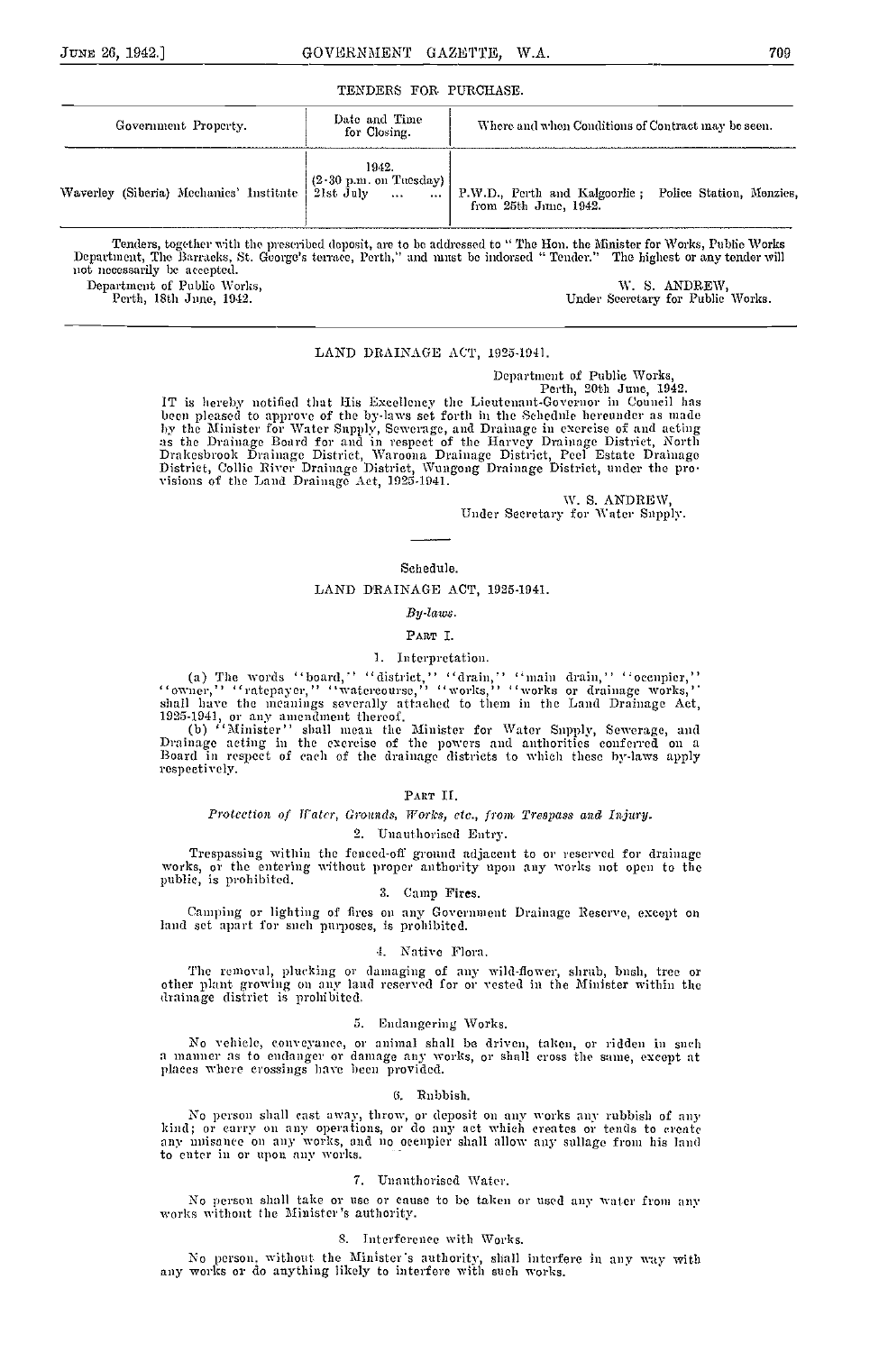## TENDERS FOR PURCHASE.

| Government Property. | Date and Time for Closing. | Where and when Conditions of Contract may be seen. |
|---|---|---|
| Waverley (Siberia) Mechanics' Institute | 1942. (2·30 p.m. on Tuesday) 21st July ... ... | P.W.D., Perth and Kalgoorlie; Police Station, Menzies, from 25th June, 1942. |

Tenders, together with the prescribed deposit, are to be addressed to "The Hon. the Minister for Works, Public Works Department, The Barracks, St. George's terrace, Perth," and must be indorsed "Tender." The highest or any tender will not necessarily be accepted.

Department of Public Works,
Perth, 18th June, 1942.

W. S. ANDREW,
Under Secretary for Public Works.

---

## LAND DRAINAGE ACT, 1925-1941.

Department of Public Works,
Perth, 20th June, 1942.

IT is hereby notified that His Excellency the Lieutenant-Governor in Council has been pleased to approve of the by-laws set forth in the Schedule hereunder as made by the Minister for Water Supply, Sewerage, and Drainage in exercise of and acting as the Drainage Board for and in respect of the Harvey Drainage District, North Drakesbrook Drainage District, Waroona Drainage District, Peel Estate Drainage District, Collie River Drainage District, Wungong Drainage District, under the provisions of the Land Drainage Act, 1925-1941.

W. S. ANDREW,
Under Secretary for Water Supply.

---

### Schedule.

### LAND DRAINAGE ACT, 1925-1941.

*By-laws.*

PART I.

1. Interpretation.

(a) The words "board," "district," "drain," "main drain," "occupier," "owner," "ratepayer," "watercourse," "works," "works or drainage works," shall have the meanings severally attached to them in the Land Drainage Act, 1925-1941, or any amendment thereof.

(b) "Minister" shall mean the Minister for Water Supply, Sewerage, and Drainage acting in the exercise of the powers and authorities conferred on a Board in respect of each of the drainage districts to which these by-laws apply respectively.

PART II.

*Protection of Water, Grounds, Works, etc., from Trespass and Injury.*

2. Unauthorised Entry.

Trespassing within the fenced-off ground adjacent to or reserved for drainage works, or the entering without proper authority upon any works not open to the public, is prohibited.

3. Camp Fires.

Camping or lighting of fires on any Government Drainage Reserve, except on land set apart for such purposes, is prohibited.

4. Native Flora.

The removal, plucking or damaging of any wild-flower, shrub, bush, tree or other plant growing on any land reserved for or vested in the Minister within the drainage district is prohibited.

5. Endangering Works.

No vehicle, conveyance, or animal shall be driven, taken, or ridden in such a manner as to endanger or damage any works, or shall cross the same, except at places where crossings have been provided.

6. Rubbish.

No person shall cast away, throw, or deposit on any works any rubbish of any kind; or carry on any operations, or do any act which creates or tends to create any nuisance on any works, and no occupier shall allow any sullage from his land to enter in or upon any works.

7. Unauthorised Water.

No person shall take or use or cause to be taken or used any water from any works without the Minister's authority.

8. Interference with Works.

No person, without the Minister's authority, shall interfere in any way with any works or do anything likely to interfere with such works.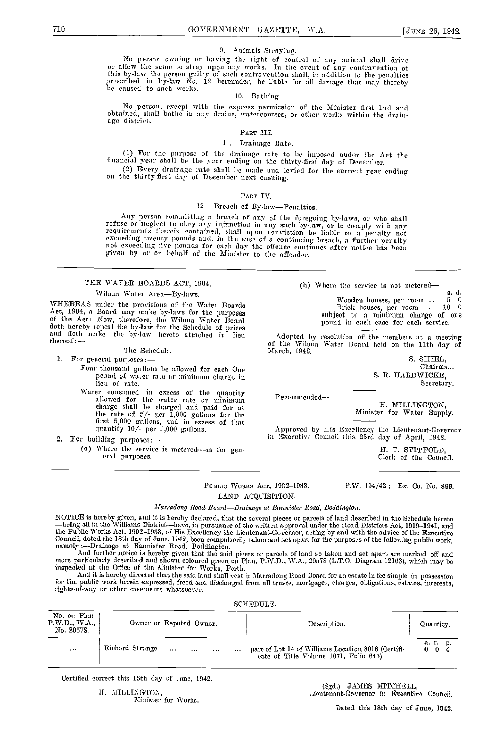9. Animals Straying.

No person owning or having the right of control of any animal shall drive or allow the same to stray upon any works. In the event of any contravention of this by-law the person guilty of such contravention shall, in addition to the penalties prescribed in by-law No. 12 hereunder, be liable for all damage that may thereby be caused to such works.

10. Bathing.

No person, except with the express permission of the Minister first had and obtained, shall bathe in any drains, watercourses, or other works within the drainage district.

PART III.

11. Drainage Rate.

(1) For the purpose of the drainage rate to be imposed under the Act the financial year shall be the year ending on the thirty-first day of December.

(2) Every drainage rate shall be made and levied for the current year ending on the thirty-first day of December next ensuing.

PART IV.

12. Breach of By-law—Penalties.

Any person committing a breach of any of the foregoing by-laws, or who shall refuse or neglect to obey any injunction in any such by-law, or to comply with any requirements therein contained, shall upon conviction be liable to a penalty not exceeding twenty pounds and, in the case of a continuing breach, a further penalty not exceeding five pounds for each day the offence continues after notice has been given by or on behalf of the Minister to the offender.

---

## THE WATER BOARDS ACT, 1904.

Wiluna Water Area—By-laws.

WHEREAS under the provisions of the Water Boards Act, 1904, a Board may make by-laws for the purposes of the Act: Now, therefore, the Wiluna Water Board doth hereby repeal the by-law for the Schedule of prices and doth make the by-law hereto attached in lieu thereof:—

The Schedule.

1. For general purposes:—

   Four thousand gallons be allowed for each One pound of water rate or minimum charge in lieu of rate.

   Water consumed in excess of the quantity allowed for the water rate or minimum charge shall be charged and paid for at the rate of 5/- per 1,000 gallons for the first 5,000 gallons, and in excess of that quantity 10/- per 1,000 gallons.

2. For building purposes:—

   (a) Where the service is metered—as for general purposes.

   (b) Where the service is not metered—

| | s. | d. |
|---|---|---|
| Wooden houses, per room .. | 5 | 0 |
| Brick houses, per room .. | 10 | 0 |

subject to a minimum charge of one pound in each case for each service.

Adopted by resolution of the members at a meeting of the Wiluna Water Board held on the 11th day of March, 1942.

S. SHIEL,
Chairman.

S. R. HARDWICKE,
Secretary.

Recommended—

H. MILLINGTON,
Minister for Water Supply.

Approved by His Excellency the Lieutenant-Governor in Executive Council this 23rd day of April, 1942.

H. T. STITFOLD,
Clerk of the Council.

---

PUBLIC WORKS ACT, 1902-1933. P.W. 194/42; Ex. Co. No. 899.

## LAND ACQUISITION.

*Marradong Road Board—Drainage at Bannister Road, Boddington.*

NOTICE is hereby given, and it is hereby declared, that the several pieces or parcels of land described in the Schedule hereto —being all in the Williams District—have, in pursuance of the written approval under the Road Districts Act, 1919-1941, and the Public Works Act, 1902-1933, of His Excellency the Lieutenant-Governor, acting by and with the advice of the Executive Council, dated the 18th day of June, 1942, been compulsorily taken and set apart for the purposes of the following public work, namely:—Drainage at Bannister Road, Boddington.

And further notice is hereby given that the said pieces or parcels of land so taken and set apart are marked off and more particularly described and shown coloured green on Plan, P.W.D., W.A., 29578 (L.T.O. Diagram 12163), which may be inspected at the Office of the Minister for Works, Perth.

And it is hereby directed that the said land shall vest in Marradong Road Board for an estate in fee simple in possession for the public work herein expressed, freed and discharged from all trusts, mortgages, charges, obligations, estates, interests, rights-of-way or other easements whatsoever.

SCHEDULE.

| No. on Plan P.W.D., W.A., No. 29578. | Owner or Reputed Owner. | Description. | Quantity. |
|---|---|---|---|
| ... | Richard Strange ... ... ... ... | part of Lot 14 of Williams Location 8016 (Certificate of Title Volume 1071, Folio 645) | a. r. p. 0 0 4 |

Certified correct this 16th day of June, 1942.

H. MILLINGTON,
Minister for Works.

(Sgd.) JAMES MITCHELL,
Lieutenant-Governor in Executive Council.

Dated this 18th day of June, 1942.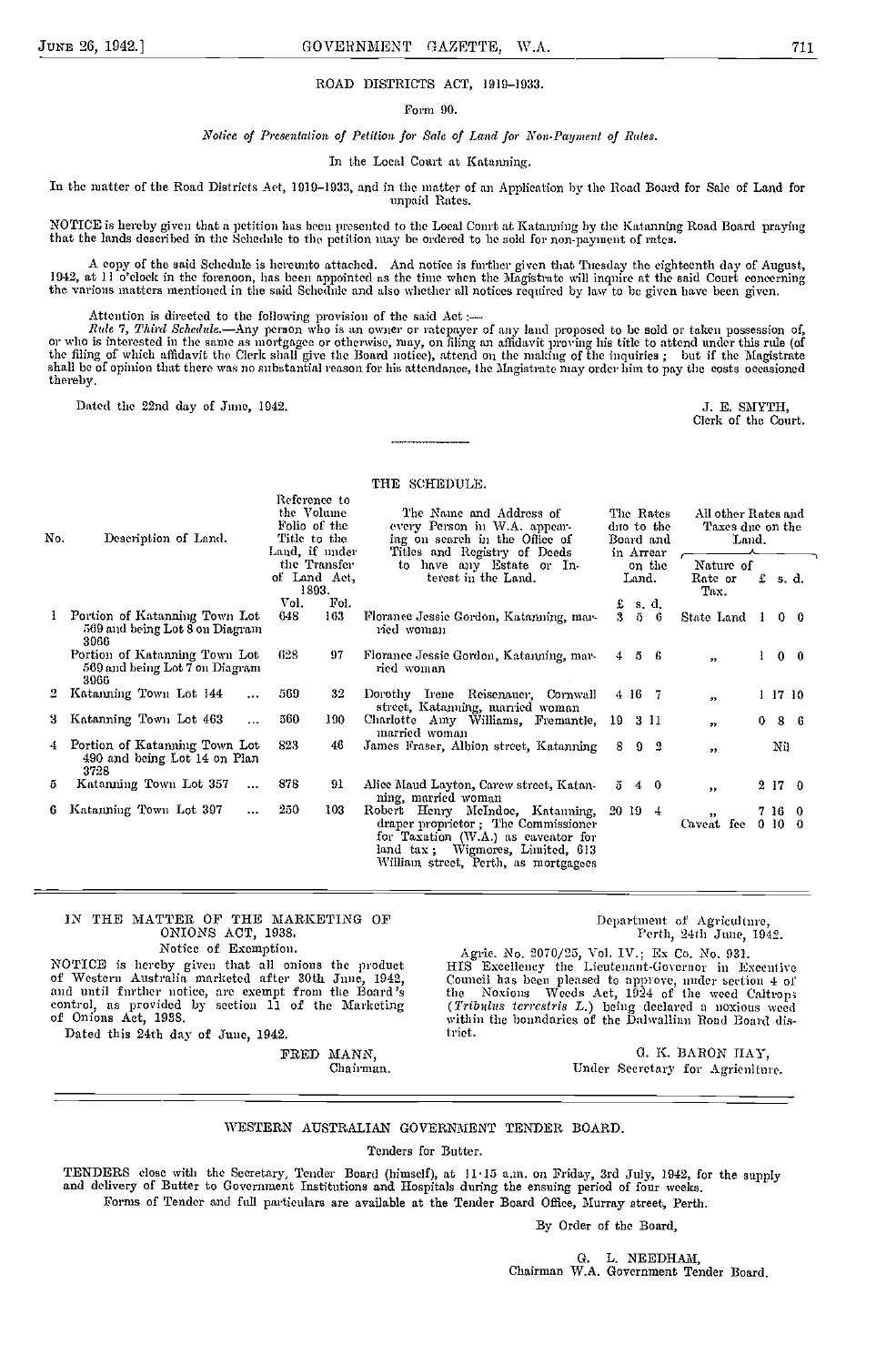ROAD DISTRICTS ACT, 1919–1933.

Form 90.

*Notice of Presentation of Petition for Sale of Land for Non-Payment of Rates.*

In the Local Court at Katanning.

In the matter of the Road Districts Act, 1919–1933, and in the matter of an Application by the Road Board for Sale of Land for unpaid Rates.

NOTICE is hereby given that a petition has been presented to the Local Court at Katanning by the Katanning Road Board praying that the lands described in the Schedule to the petition may be ordered to be sold for non-payment of rates.

A copy of the said Schedule is hereunto attached. And notice is further given that Tuesday the eighteenth day of August, 1942, at 11 o'clock in the forenoon, has been appointed as the time when the Magistrate will inquire at the said Court concerning the various matters mentioned in the said Schedule and also whether all notices required by law to be given have been given.

Attention is directed to the following provision of the said Act:—

*Rule 7, Third Schedule.*—Any person who is an owner or ratepayer of any land proposed to be sold or taken possession of, or who is interested in the same as mortgagee or otherwise, may, on filing an affidavit proving his title to attend under this rule (of the filing of which affidavit the Clerk shall give the Board notice), attend on the making of the inquiries; but if the Magistrate shall be of opinion that there was no substantial reason for his attendance, the Magistrate may order him to pay the costs occasioned thereby.

Dated the 22nd day of June, 1942.

J. E. SMYTH,
Clerk of the Court.

THE SCHEDULE.

| No. | Description of Land. | Reference to the Volume Folio of the Title to the Land, if under the Transfer of Land Act, 1893. | | The Name and Address of every Person in W.A. appearing on search in the Office of Titles and Registry of Deeds to have any Estate or Interest in the Land. | The Rates due to the Board and in Arrear on the Land. | All other Rates and Taxes due on the Land. | |
|---|---|---|---|---|---|---|---|
| | | Vol. | Fol. | | £ s. d. | Nature of Rate or Tax. | £ s. d. |
| 1 | Portion of Katanning Town Lot 569 and being Lot 8 on Diagram 3966 | 648 | 163 | Florance Jessie Gordon, Katanning, married woman | 3 5 6 | State Land | 1 0 0 |
| | Portion of Katanning Town Lot 569 and being Lot 7 on Diagram 3966 | 628 | 97 | Florance Jessie Gordon, Katanning, married woman | 4 5 6 | " | 1 0 0 |
| 2 | Katanning Town Lot 144 ... | 569 | 32 | Dorothy Irene Reisenauer, Cornwall street, Katanning, married woman | 4 16 7 | " | 1 17 10 |
| 3 | Katanning Town Lot 463 ... | 560 | 190 | Charlotte Amy Williams, Fremantle, married woman | 19 3 11 | " | 0 8 6 |
| 4 | Portion of Katanning Town Lot 490 and being Lot 14 on Plan 3728 | 823 | 46 | James Fraser, Albion street, Katanning | 8 9 2 | " | Nil |
| 5 | Katanning Town Lot 357 ... | 878 | 91 | Alice Maud Layton, Carew street, Katanning, married woman | 5 4 0 | " | 2 17 0 |
| 6 | Katanning Town Lot 397 ... | 250 | 103 | Robert Henry McIndoe, Katanning, draper proprietor; The Commissioner for Taxation (W.A.) as caveator for land tax; Wigmores, Limited, 613 William street, Perth, as mortgagees | 20 19 4 | "<br>Caveat fee | 7 16 0<br>0 10 0 |

IN THE MATTER OF THE MARKETING OF ONIONS ACT, 1938.

Notice of Exemption.

NOTICE is hereby given that all onions the product of Western Australia marketed after 30th June, 1942, and until further notice, are exempt from the Board's control, as provided by section 11 of the Marketing of Onions Act, 1938.

Dated this 24th day of June, 1942.

FRED MANN,
Chairman.

Department of Agriculture,
Perth, 24th June, 1942.

Agric. No. 2070/25, Vol. IV.; Ex Co. No. 931.

HIS Excellency the Lieutenant-Governor in Executive Council has been pleased to approve, under section 4 of the Noxious Weeds Act, 1924 of the weed Caltrops (*Tribulus terrestris L.*) being declared a noxious weed within the boundaries of the Dalwallinu Road Board district.

G. K. BARON HAY,
Under Secretary for Agriculture.

WESTERN AUSTRALIAN GOVERNMENT TENDER BOARD.

Tenders for Butter.

TENDERS close with the Secretary, Tender Board (himself), at 11·15 a.m. on Friday, 3rd July, 1942, for the supply and delivery of Butter to Government Institutions and Hospitals during the ensuing period of four weeks.

Forms of Tender and full particulars are available at the Tender Board Office, Murray street, Perth.

By Order of the Board,

G. L. NEEDHAM,
Chairman W.A. Government Tender Board.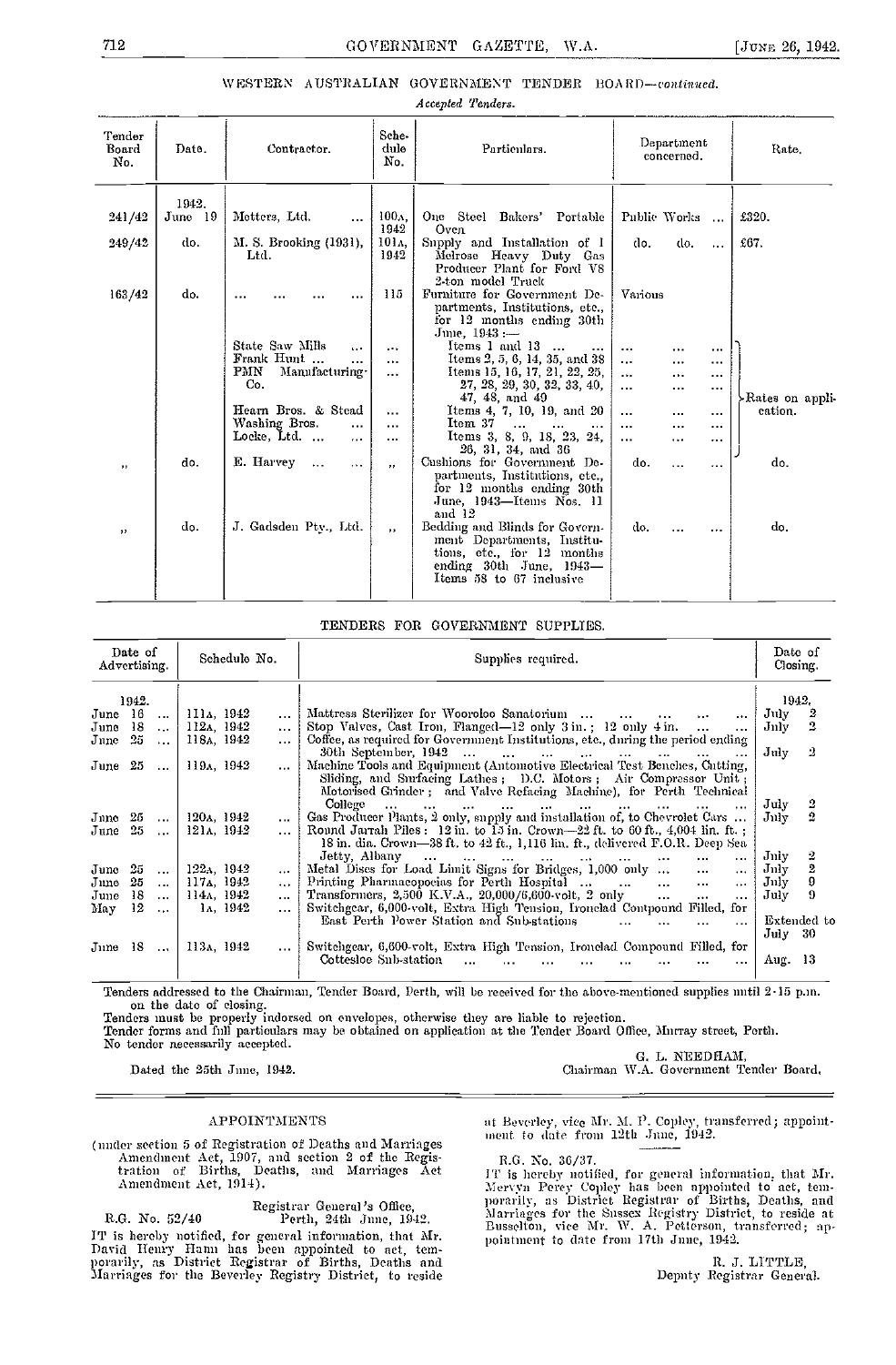## WESTERN AUSTRALIAN GOVERNMENT TENDER BOARD—*continued*.

*Accepted Tenders.*

| Tender Board No. | Date. | Contractor. | Schedule No. | Particulars. | Department concerned. | Rate. |
|---|---|---|---|---|---|---|
| | 1942. | | | | | |
| 241/42 | June 19 | Metters, Ltd. ... | 100A, 1942 | One Steel Bakers' Portable Oven | Public Works ... | £320. |
| 249/42 | do. | M. S. Brooking (1931), Ltd. | 101A, 1942 | Supply and Installation of 1 Melrose Heavy Duty Gas Producer Plant for Ford V8 2-ton model Truck | do. do. ... | £67. |
| 163/42 | do. | ... ... ... ... | 115 | Furniture for Government Departments, Institutions, etc., for 12 months ending 30th June, 1943:— | Various | |
| | | State Saw Mills ... | ... | Items 1 and 13 ... ... | ... ... ... | Rates on application. |
| | | Frank Hunt ... ... | ... | Items 2, 5, 6, 14, 35, and 38 | ... ... ... | |
| | | PMN Manufacturing Co. | ... | Items 15, 16, 17, 21, 22, 25, 27, 28, 29, 30, 32, 33, 40, 47, 48, and 49 | ... ... ... | |
| | | Hearn Bros. & Stead | ... | Items 4, 7, 10, 19, and 20 | ... ... ... | |
| | | Washing Bros. ... | ... | Item 37 ... ... ... | ... ... ... | |
| | | Locke, Ltd. ... ... | ... | Items 3, 8, 9, 18, 23, 24, 26, 31, 34, and 36 | ... ... ... | |
| " | do. | E. Harvey ... ... | " | Cushions for Government Departments, Institutions, etc., for 12 months ending 30th June, 1943—Items Nos. 11 and 12 | do. ... ... | do. |
| " | do. | J. Gadsden Pty., Ltd. | " | Bedding and Blinds for Government Departments, Institutions, etc., for 12 months ending 30th June, 1943—Items 58 to 67 inclusive | do. ... ... | do. |

## TENDERS FOR GOVERNMENT SUPPLIES.

| Date of Advertising. | Schedule No. | Supplies required. | Date of Closing. |
|---|---|---|---|
| 1942. | | | 1942. |
| June 16 ... | 111A, 1942 ... | Mattress Sterilizer for Wooroloo Sanatorium ... ... ... ... ... | July 2 |
| June 18 ... | 112A, 1942 ... | Stop Valves, Cast Iron, Flanged—12 only 3 in.; 12 only 4 in. ... ... | July 2 |
| June 25 ... | 118A, 1942 ... | Coffee, as required for Government Institutions, etc., during the period ending 30th September, 1942 ... ... ... ... ... ... ... ... | July 2 |
| June 25 ... | 119A, 1942 ... | Machine Tools and Equipment (Automotive Electrical Test Benches, Cutting, Sliding, and Surfacing Lathes; D.C. Motors; Air Compressor Unit; Motorised Grinder; and Valve Refacing Machine), for Perth Technical College ... ... ... ... ... ... ... ... ... | July 2 |
| June 25 ... | 120A, 1942 ... | Gas Producer Plants, 2 only, supply and installation of, to Chevrolet Cars ... | July 2 |
| June 25 ... | 121A, 1942 ... | Round Jarrah Piles: 12 in. to 15 in. Crown—22 ft. to 60 ft., 4,004 lin. ft.; 18 in. dia. Crown—38 ft. to 42 ft., 1,116 lin. ft., delivered F.O.R. Deep Sea Jetty, Albany ... ... ... ... ... ... ... ... ... | July 2 |
| June 25 ... | 122A, 1942 ... | Metal Discs for Load Limit Signs for Bridges, 1,000 only ... ... ... | July 2 |
| June 25 ... | 117A, 1942 ... | Printing Pharmacopoeias for Perth Hospital ... ... ... ... ... | July 9 |
| June 18 ... | 114A, 1942 ... | Transformers, 2,500 K.V.A., 20,000/6,600-volt, 2 only ... ... ... | July 9 |
| May 12 ... | 1A, 1942 ... | Switchgear, 6,000-volt, Extra High Tension, Ironclad Compound Filled, for East Perth Power Station and Sub-stations ... ... ... ... | Extended to July 30 |
| June 18 ... | 113A, 1942 ... | Switchgear, 6,600-volt, Extra High Tension, Ironclad Compound Filled, for Cottesloe Sub-station ... ... ... ... ... ... ... ... | Aug. 13 |

Tenders addressed to the Chairman, Tender Board, Perth, will be received for the above-mentioned supplies until 2·15 p.m. on the date of closing.

Tenders must be properly indorsed on envelopes, otherwise they are liable to rejection.

Tender forms and full particulars may be obtained on application at the Tender Board Office, Murray street, Perth.

No tender necessarily accepted.

G. L. NEEDHAM,
Chairman W.A. Government Tender Board.

Dated the 25th June, 1942.

## APPOINTMENTS

(under section 5 of Registration of Deaths and Marriages Amendment Act, 1907, and section 2 of the Registration of Births, Deaths, and Marriages Act Amendment Act, 1914).

Registrar General's Office,
Perth, 24th June, 1942.

R.G. No. 52/40

IT is hereby notified, for general information, that Mr. David Henry Hann has been appointed to act, temporarily, as District Registrar of Births, Deaths and Marriages for the Beverley Registry District, to reside at Beverley, vice Mr. M. P. Copley, transferred; appointment to date from 12th June, 1942.

R.G. No. 36/37.

IT is hereby notified, for general information, that Mr. Mervyn Percy Copley has been appointed to act, temporarily, as District Registrar of Births, Deaths, and Marriages for the Sussex Registry District, to reside at Busselton, vice Mr. W. A. Petterson, transferred; appointment to date from 17th June, 1942.

R. J. LITTLE,
Deputy Registrar General.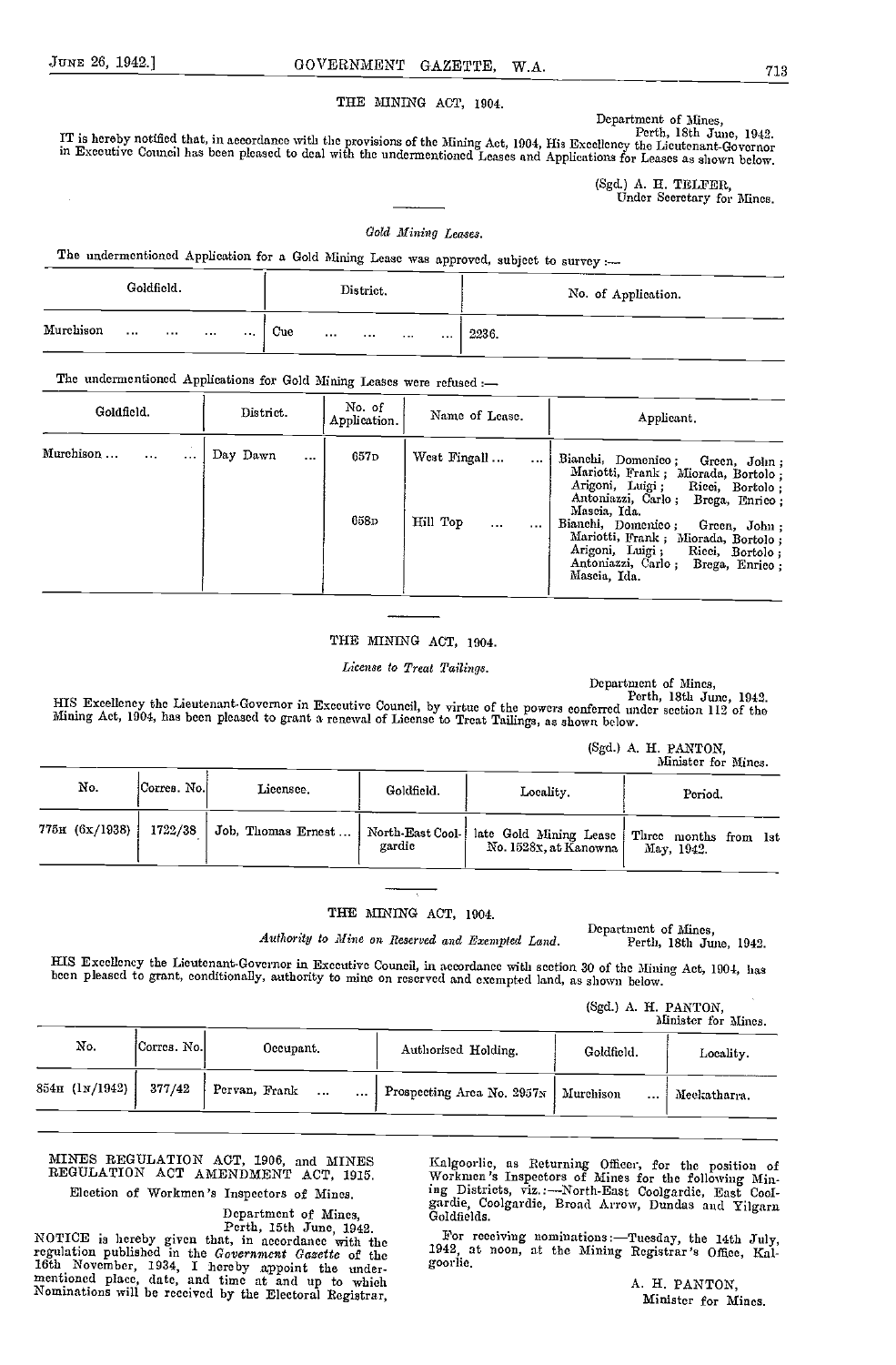## THE MINING ACT, 1904.

Department of Mines,
Perth, 18th June, 1942.

IT is hereby notified that, in accordance with the provisions of the Mining Act, 1904, His Excellency the Lieutenant-Governor in Executive Council has been pleased to deal with the undermentioned Leases and Applications for Leases as shown below.

(Sgd.) A. H. TELFER,
Under Secretary for Mines.

*Gold Mining Leases.*

The undermentioned Application for a Gold Mining Lease was approved, subject to survey :—

| Goldfield. | District. | No. of Application. |
|---|---|---|
| Murchison ... ... ... ... | Cue ... ... ... ... | 2236. |

The undermentioned Applications for Gold Mining Leases were refused :—

| Goldfield. | District. | No. of Application. | Name of Lease. | Applicant. |
|---|---|---|---|---|
| Murchison ... ... ... | Day Dawn ... | 657D | West Fingall ... ... | Bianchi, Domenico; Green, John; Mariotti, Frank; Miorada, Bortolo; Arigoni, Luigi; Ricci, Bortolo; Antoniazzi, Carlo; Brega, Enrico; Mascia, Ida. |
| | | 658D | Hill Top ... ... | Bianchi, Domenico; Green, John; Mariotti, Frank; Miorada, Bortolo; Arigoni, Luigi; Ricci, Bortolo; Antoniazzi, Carlo; Brega, Enrico; Mascia, Ida. |

## THE MINING ACT, 1904.

*License to Treat Tailings.*

Department of Mines,
Perth, 18th June, 1942.

HIS Excellency the Lieutenant-Governor in Executive Council, by virtue of the powers conferred under section 112 of the Mining Act, 1904, has been pleased to grant a renewal of License to Treat Tailings, as shown below.

(Sgd.) A. H. PANTON,
Minister for Mines.

| No. | Corres. No. | Licensee. | Goldfield. | Locality. | Period. |
|---|---|---|---|---|---|
| 775H (6x/1938) | 1722/38 | Job, Thomas Ernest ... | North-East Coolgardie | late Gold Mining Lease No. 1528x, at Kanowna | Three months from 1st May, 1942. |

## THE MINING ACT, 1904.

*Authority to Mine on Reserved and Exempted Land.*

Department of Mines,
Perth, 18th June, 1942.

HIS Excellency the Lieutenant-Governor in Executive Council, in accordance with section 30 of the Mining Act, 1904, has been pleased to grant, conditionally, authority to mine on reserved and exempted land, as shown below.

(Sgd.) A. H. PANTON,
Minister for Mines.

| No. | Corres. No. | Occupant. | Authorised Holding. | Goldfield. | Locality. |
|---|---|---|---|---|---|
| 854H (1N/1942) | 377/42 | Pervan, Frank ... ... | Prospecting Area No. 2957N | Murchison ... | Meekatharra. |

## MINES REGULATION ACT, 1906, and MINES REGULATION ACT AMENDMENT ACT, 1915.

Election of Workmen's Inspectors of Mines.

Department of Mines,
Perth, 15th June, 1942.

NOTICE is hereby given that, in accordance with the regulation published in the *Government Gazette* of the 16th November, 1934, I hereby appoint the undermentioned place, date, and time at and up to which Nominations will be received by the Electoral Registrar, Kalgoorlie, as Returning Officer, for the position of Workmen's Inspectors of Mines for the following Mining Districts, viz.:—North-East Coolgardie, East Coolgardie, Coolgardie, Broad Arrow, Dundas and Yilgarn Goldfields.

For receiving nominations:—Tuesday, the 14th July, 1942, at noon, at the Mining Registrar's Office, Kalgoorlie.

A. H. PANTON,
Minister for Mines.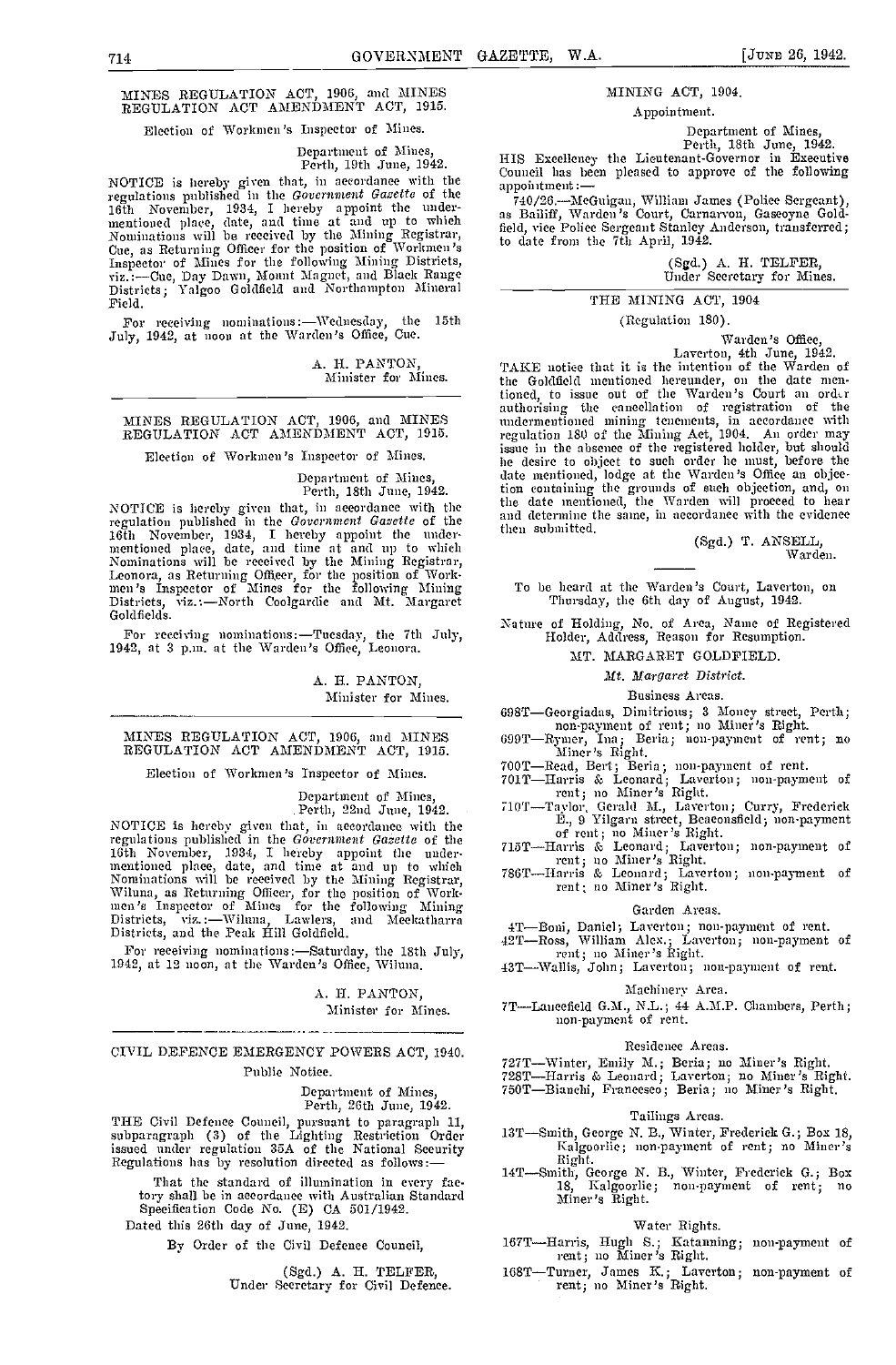## MINES REGULATION ACT, 1906, and MINES REGULATION ACT AMENDMENT ACT, 1915.

Election of Workmen's Inspector of Mines.

Department of Mines,
Perth, 19th June, 1942.

NOTICE is hereby given that, in accordance with the regulations published in the *Government Gazette* of the 16th November, 1934, I hereby appoint the undermentioned place, date, and time at and up to which Nominations will be received by the Mining Registrar, Cue, as Returning Officer for the position of Workmen's Inspector of Mines for the following Mining Districts, viz.:—Cue, Day Dawn, Mount Magnet, and Black Range Districts; Yalgoo Goldfield and Northampton Mineral Field.

For receiving nominations:—Wednesday, the 15th July, 1942, at noon at the Warden's Office, Cue.

A. H. PANTON,
Minister for Mines.

## MINES REGULATION ACT, 1906, and MINES REGULATION ACT AMENDMENT ACT, 1915.

Election of Workmen's Inspector of Mines.

Department of Mines,
Perth, 18th June, 1942.

NOTICE is hereby given that, in accordance with the regulation published in the *Government Gazette* of the 16th November, 1934, I hereby appoint the undermentioned place, date, and time at and up to which Nominations will be received by the Mining Registrar, Leonora, as Returning Officer, for the position of Workmen's Inspector of Mines for the following Mining Districts, viz.:—North Coolgardie and Mt. Margaret Goldfields.

For receiving nominations:—Tuesday, the 7th July, 1942, at 3 p.m. at the Warden's Office, Leonora.

A. H. PANTON,
Minister for Mines.

## MINES REGULATION ACT, 1906, and MINES REGULATION ACT AMENDMENT ACT, 1915.

Election of Workmen's Inspector of Mines.

Department of Mines,
Perth, 22nd June, 1942.

NOTICE is hereby given that, in accordance with the regulations published in the *Government Gazette* of the 16th November, 1934, I hereby appoint the undermentioned place, date, and time at and up to which Nominations will be received by the Mining Registrar, Wiluna, as Returning Officer, for the position of Workmen's Inspector of Mines for the following Mining Districts, viz.:—Wiluna, Lawlers, and Meekatharra Districts, and the Peak Hill Goldfield.

For receiving nominations:—Saturday, the 18th July, 1942, at 12 noon, at the Warden's Office, Wiluna.

A. H. PANTON,
Minister for Mines.

## CIVIL DEFENCE EMERGENCY POWERS ACT, 1940.

Public Notice.

Department of Mines,
Perth, 26th June, 1942.

THE Civil Defence Council, pursuant to paragraph 11, subparagraph (3) of the Lighting Restriction Order issued under regulation 35A of the National Security Regulations has by resolution directed as follows:—

That the standard of illumination in every factory shall be in accordance with Australian Standard Specification Code No. (E) CA 501/1942.

Dated this 26th day of June, 1942.

By Order of the Civil Defence Council,

(Sgd.) A. H. TELFER,
Under Secretary for Civil Defence.

## MINING ACT, 1904.

Appointment.

Department of Mines,
Perth, 18th June, 1942.

HIS Excellency the Lieutenant-Governor in Executive Council has been pleased to approve of the following appointment:—

740/26.—McGuigan, William James (Police Sergeant), as Bailiff, Warden's Court, Carnarvon, Gascoyne Goldfield, vice Police Sergeant Stanley Anderson, transferred; to date from the 7th April, 1942.

(Sgd.) A. H. TELFER,
Under Secretary for Mines.

## THE MINING ACT, 1904

(Regulation 180).

Warden's Office,
Laverton, 4th June, 1942.

TAKE notice that it is the intention of the Warden of the Goldfield mentioned hereunder, on the date mentioned, to issue out of the Warden's Court an order authorising the cancellation of registration of the undermentioned mining tenements, in accordance with regulation 180 of the Mining Act, 1904. An order may issue in the absence of the registered holder, but should he desire to object to such order he must, before the date mentioned, lodge at the Warden's Office an objection containing the grounds of such objection, and, on the date mentioned, the Warden will proceed to hear and determine the same, in accordance with the evidence then submitted.

(Sgd.) T. ANSELL,
Warden.

To be heard at the Warden's Court, Laverton, on Thursday, the 6th day of August, 1942.

Nature of Holding, No. of Area, Name of Registered Holder, Address, Reason for Resumption.

### MT. MARGARET GOLDFIELD.

*Mt. Margaret District.*

Business Areas.

698T—Georgiadas, Dimitrious; 3 Money street, Perth; non-payment of rent; no Miner's Right.
699T—Rymer, Ina; Beria; non-payment of rent; no Miner's Right.
700T—Read, Bert; Beria; non-payment of rent.
701T—Harris & Leonard; Laverton; non-payment of rent; no Miner's Right.
710T—Taylor, Gerald M., Laverton; Curry, Frederick E., 9 Yilgarn street, Beaconsfield; non-payment of rent; no Miner's Right.
715T—Harris & Leonard; Laverton; non-payment of rent; no Miner's Right.
786T—Harris & Leonard; Laverton; non-payment of rent; no Miner's Right.

Garden Areas.

4T—Boni, Daniel; Laverton; non-payment of rent.
42T—Ross, William Alex.; Laverton; non-payment of rent; no Miner's Right.
43T—Wallis, John; Laverton; non-payment of rent.

Machinery Area.

7T—Lancefield G.M., N.L.; 44 A.M.P. Chambers, Perth; non-payment of rent.

Residence Areas.

727T—Winter, Emily M.; Beria; no Miner's Right.
728T—Harris & Leonard; Laverton; no Miner's Right.
750T—Bianchi, Francesco; Beria; no Miner's Right.

Tailings Areas.

13T—Smith, George N. B., Winter, Frederick G.; Box 18, Kalgoorlie; non-payment of rent; no Miner's Right.
14T—Smith, George N. B., Winter, Frederick G.; Box 18, Kalgoorlie; non-payment of rent; no Miner's Right.

Water Rights.

167T—Harris, Hugh S.; Katanning; non-payment of rent; no Miner's Right.
168T—Turner, James K.; Laverton; non-payment of rent; no Miner's Right.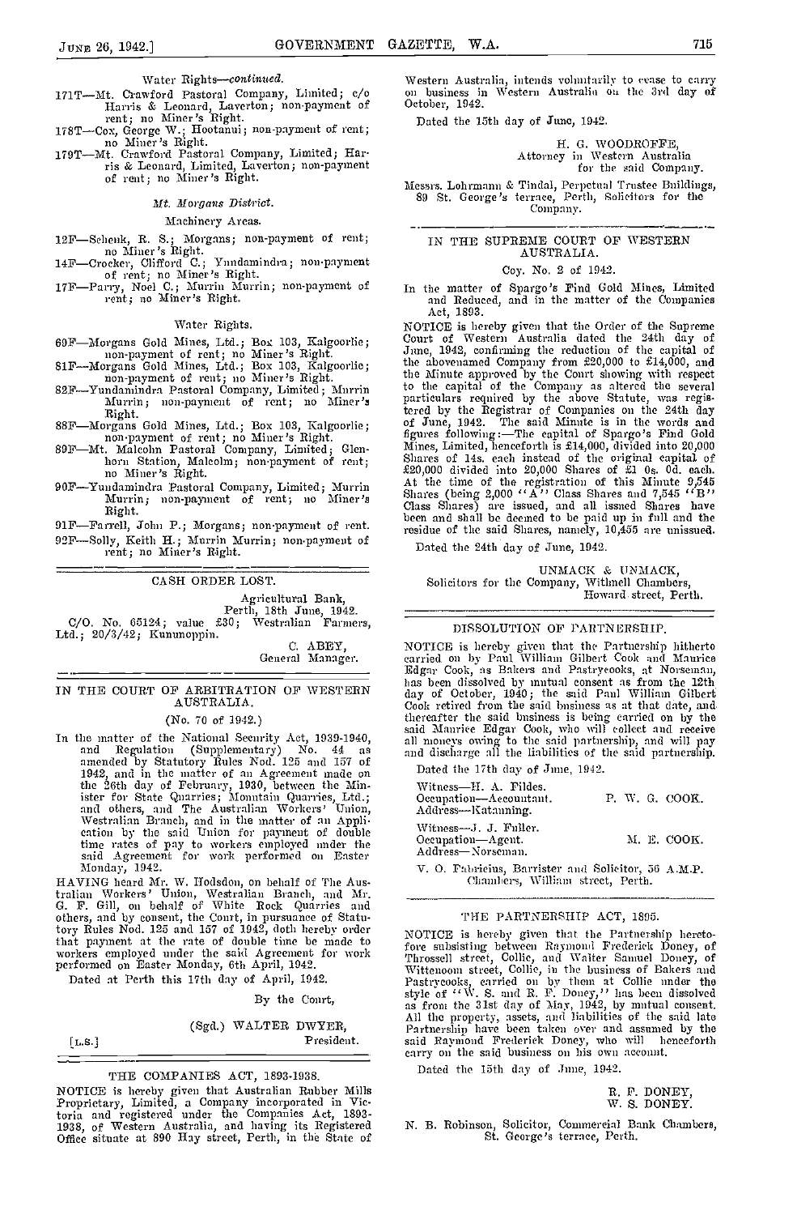Water Rights—*continued.*

171T—Mt. Crawford Pastoral Company, Limited; c/o Harris & Leonard, Laverton; non-payment of rent; no Miner's Right.

178T—Cox, George W.; Hootanui; non-payment of rent; no Miner's Right.

179T—Mt. Crawford Pastoral Company, Limited; Harris & Leonard, Limited, Laverton; non-payment of rent; no Miner's Right.

*Mt. Morgans District.*

Machinery Areas.

12F—Schenk, R. S.; Morgans; non-payment of rent; no Miner's Right.

14F—Crocker, Clifford C.; Yundamindra; non-payment of rent; no Miner's Right.

17F—Parry, Noel C.; Murrin Murrin; non-payment of rent; no Miner's Right.

Water Rights.

69F—Morgans Gold Mines, Ltd.; Box 103, Kalgoorlie; non-payment of rent; no Miner's Right.

81F—Morgans Gold Mines, Ltd.; Box 103, Kalgoorlie; non-payment of rent; no Miner's Right.

82F—Yundamindra Pastoral Company, Limited; Murrin Murrin; non-payment of rent; no Miner's Right.

88F—Morgans Gold Mines, Ltd.; Box 103, Kalgoorlie; non-payment of rent; no Miner's Right.

89F—Mt. Malcolm Pastoral Company, Limited; Glenhorn Station, Malcolm; non-payment of rent; no Miner's Right.

90F—Yundamindra Pastoral Company, Limited; Murrin Murrin; non-payment of rent; no Miner's Right.

91F—Farrell, John P.; Morgans; non-payment of rent.

92F—Solly, Keith H.; Murrin Murrin; non-payment of rent; no Miner's Right.

---

## CASH ORDER LOST.

Agricultural Bank,
Perth, 18th June, 1942.

C/O. No. 65124; value £30; Westralian Farmers, Ltd.; 20/3/42; Kununoppin.

C. ABEY,
General Manager.

---

## IN THE COURT OF ARBITRATION OF WESTERN AUSTRALIA.

(No. 70 of 1942.)

In the matter of the National Security Act, 1939-1940, and Regulation (Supplementary) No. 44 as amended by Statutory Rules Nod. 125 and 157 of 1942, and in the matter of an Agreement made on the 26th day of February, 1930, between the Minister for State Quarries; Mountain Quarries, Ltd.; and others, and The Australian Workers' Union, Westralian Branch, and in the matter of an Application by the said Union for payment of double time rates of pay to workers employed under the said Agreement for work performed on Easter Monday, 1942.

HAVING heard Mr. W. Hodsdon, on behalf of The Australian Workers' Union, Westralian Branch, and Mr. G. F. Gill, on behalf of White Rock Quarries and others, and by consent, the Court, in pursuance of Statutory Rules Nod. 125 and 157 of 1942, doth hereby order that payment at the rate of double time be made to workers employed under the said Agreement for work performed on Easter Monday, 6th April, 1942.

Dated at Perth this 17th day of April, 1942.

By the Court,

(Sgd.) WALTER DWYER,
President.

[L.S.]

---

## THE COMPANIES ACT, 1893-1938.

NOTICE is hereby given that Australian Rubber Mills Proprietary, Limited, a Company incorporated in Victoria and registered under the Companies Act, 1893-1938, of Western Australia, and having its Registered Office situate at 890 Hay street, Perth, in the State of Western Australia, intends voluntarily to cease to carry on business in Western Australia on the 3rd day of October, 1942.

Dated the 15th day of June, 1942.

H. G. WOODROFFE,
Attorney in Western Australia
for the said Company.

Messrs. Lohrmann & Tindal, Perpetual Trustee Buildings, 89 St. George's terrace, Perth, Solicitors for the Company.

---

## IN THE SUPREME COURT OF WESTERN AUSTRALIA.

Coy. No. 2 of 1942.

In the matter of Spargo's Find Gold Mines, Limited and Reduced, and in the matter of the Companies Act, 1893.

NOTICE is hereby given that the Order of the Supreme Court of Western Australia dated the 24th day of June, 1942, confirming the reduction of the capital of the abovenamed Company from £20,000 to £14,000, and the Minute approved by the Court showing with respect to the capital of the Company as altered the several particulars required by the above Statute, was registered by the Registrar of Companies on the 24th day of June, 1942. The said Minute is in the words and figures following:—The capital of Spargo's Find Gold Mines, Limited, henceforth is £14,000, divided into 20,000 Shares of 14s. each instead of the original capital of £20,000 divided into 20,000 Shares of £1 0s. 0d. each. At the time of the registration of this Minute 9,545 Shares (being 2,000 "A" Class Shares and 7,545 "B" Class Shares) are issued, and all issued Shares have been and shall be deemed to be paid up in full and the residue of the said Shares, namely, 10,455 are unissued.

Dated the 24th day of June, 1942.

UNMACK & UNMACK,
Solicitors for the Company, Withnell Chambers,
Howard street, Perth.

---

## DISSOLUTION OF PARTNERSHIP.

NOTICE is hereby given that the Partnership hitherto carried on by Paul William Gilbert Cook and Maurice Edgar Cook, as Bakers and Pastrycooks, at Norseman, has been dissolved by mutual consent as from the 12th day of October, 1940; the said Paul William Gilbert Cook retired from the said business as at that date, and thereafter the said business is being carried on by the said Maurice Edgar Cook, who will collect and receive all moneys owing to the said partnership, and will pay and discharge all the liabilities of the said partnership.

Dated the 17th day of June, 1942.

Witness—H. A. Fildes.
Occupation—Accountant.
Address—Katanning.
P. W. G. COOK.

Witness—J. J. Fuller.
Occupation—Agent.
Address—Norseman.
M. E. COOK.

V. O. Fabricius, Barrister and Solicitor, 56 A.M.P. Chambers, William street, Perth.

---

## THE PARTNERSHIP ACT, 1895.

NOTICE is hereby given that the Partnership heretofore subsisting between Raymond Frederick Doney, of Throssell street, Collie, and Walter Samuel Doney, of Wittenoom street, Collie, in the business of Bakers and Pastrycooks, carried on by them at Collie under the style of "W. S. and R. F. Doney," has been dissolved as from the 31st day of May, 1942, by mutual consent. All the property, assets, and liabilities of the said late Partnership have been taken over and assumed by the said Raymond Frederick Doney, who will henceforth carry on the said business on his own account.

Dated the 15th day of June, 1942.

R. F. DONEY,
W. S. DONEY.

N. B. Robinson, Solicitor, Commercial Bank Chambers, St. George's terrace, Perth.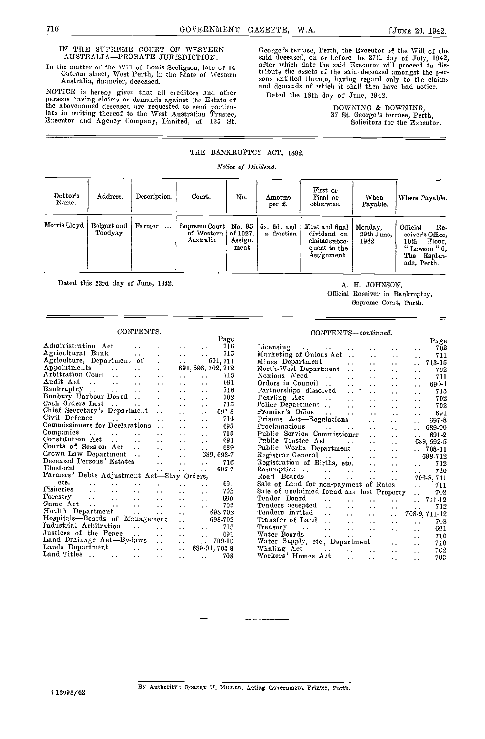IN THE SUPREME COURT OF WESTERN AUSTRALIA—PROBATE JURISDICTION.

In the matter of the Will of Louis Seeligson, late of 14 Outram street, West Perth, in the State of Western Australia, financier, deceased.

NOTICE is hereby given that all creditors and other persons having claims or demands against the Estate of the abovenamed deceased are requested to send particulars in writing thereof to the West Australian Trustee, Executor and Agency Company, Limited, of 135 St. George's terrace, Perth, the Executor of the Will of the said deceased, on or before the 27th day of July, 1942, after which date the said Executor will proceed to distribute the assets of the said deceased amongst the persons entitled thereto, having regard only to the claims and demands of which it shall then have had notice.

Dated the 18th day of June, 1942.

DOWNING & DOWNING,
37 St. George's terrace, Perth,
Solicitors for the Executor.

---

THE BANKRUPTCY ACT, 1892.

*Notice of Dividend.*

| Debtor's Name. | Address. | Description. | Court. | No. | Amount per £. | First or Final or otherwise. | When Payable. | Where Payable. |
|---|---|---|---|---|---|---|---|---|
| Morris Lloyd | Bolgart and Toodyay | Farmer ... | Supreme Court of Western Australia | No. 95 of 1927. Assignment | 5s. 6d. and a fraction | First and final dividend on claims subsequent to the Assignment | Monday, 29th June, 1942 | Official Receiver's Office, 10th Floor, "Lawson" 6, The Esplanade, Perth. |

Dated this 23rd day of June, 1942.

A. H. JOHNSON,
Official Receiver in Bankruptcy,
Supreme Court, Perth.

---

CONTENTS.

| | Page |
|---|---|
| Administration Act | 716 |
| Agricultural Bank | 715 |
| Agriculture, Department of | 691, 711 |
| Appointments | 691, 698, 702, 712 |
| Arbitration Court | 715 |
| Audit Act | 691 |
| Bankruptcy | 716 |
| Bunbury Harbour Board | 702 |
| Cash Orders Lost | 715 |
| Chief Secretary's Department | 697-8 |
| Civil Defence | 714 |
| Commissioners for Declarations | 695 |
| Companies | 715 |
| Constitution Act | 691 |
| Courts of Session Act | 689 |
| Crown Law Department | 689, 692-7 |
| Deceased Persons' Estates | 716 |
| Electoral | 695-7 |
| Farmers' Debts Adjustment Act—Stay Orders, etc. | 691 |
| Fisheries | 702 |
| Forestry | 690 |
| Game Act | 702 |
| Health Department | 698-702 |
| Hospitals—Boards of Management | 698-702 |
| Industrial Arbitration | 715 |
| Justices of the Peace | 691 |
| Land Drainage Act—By-laws | 709-10 |
| Lands Department | 689-91, 703-8 |
| Land Titles | 708 |
| Licensing | 702 |
| Marketing of Onions Act | 711 |
| Mines Department | 713-15 |
| North-West Department | 702 |
| Noxious Weed | 711 |
| Orders in Council | 690-1 |
| Partnerships dissolved | 715 |
| Pearling Act | 702 |
| Police Department | 702 |
| Premier's Office | 691 |
| Prisons Act—Regulations | 697-8 |
| Proclamations | 689-90 |
| Public Service Commissioner | 691-2 |
| Public Trustee Act | 689, 692-5 |
| Public Works Department | 708-11 |
| Registrar General | 698-712 |
| Registration of Births, etc. | 712 |
| Resumption | 710 |
| Road Boards | 706-8, 711 |
| Sale of Land for non-payment of Rates | 711 |
| Sale of unclaimed found and lost Property | 702 |
| Tender Board | 711-12 |
| Tenders accepted | 712 |
| Tenders invited | 708-9, 711-12 |
| Transfer of Land | 708 |
| Treasury | 691 |
| Water Boards | 710 |
| Water Supply, etc., Department | 710 |
| Whaling Act | 702 |
| Workers' Homes Act | 703 |

---

By Authority: ROBERT H. MILLER, Acting Government Printer, Perth.

i 12098/42